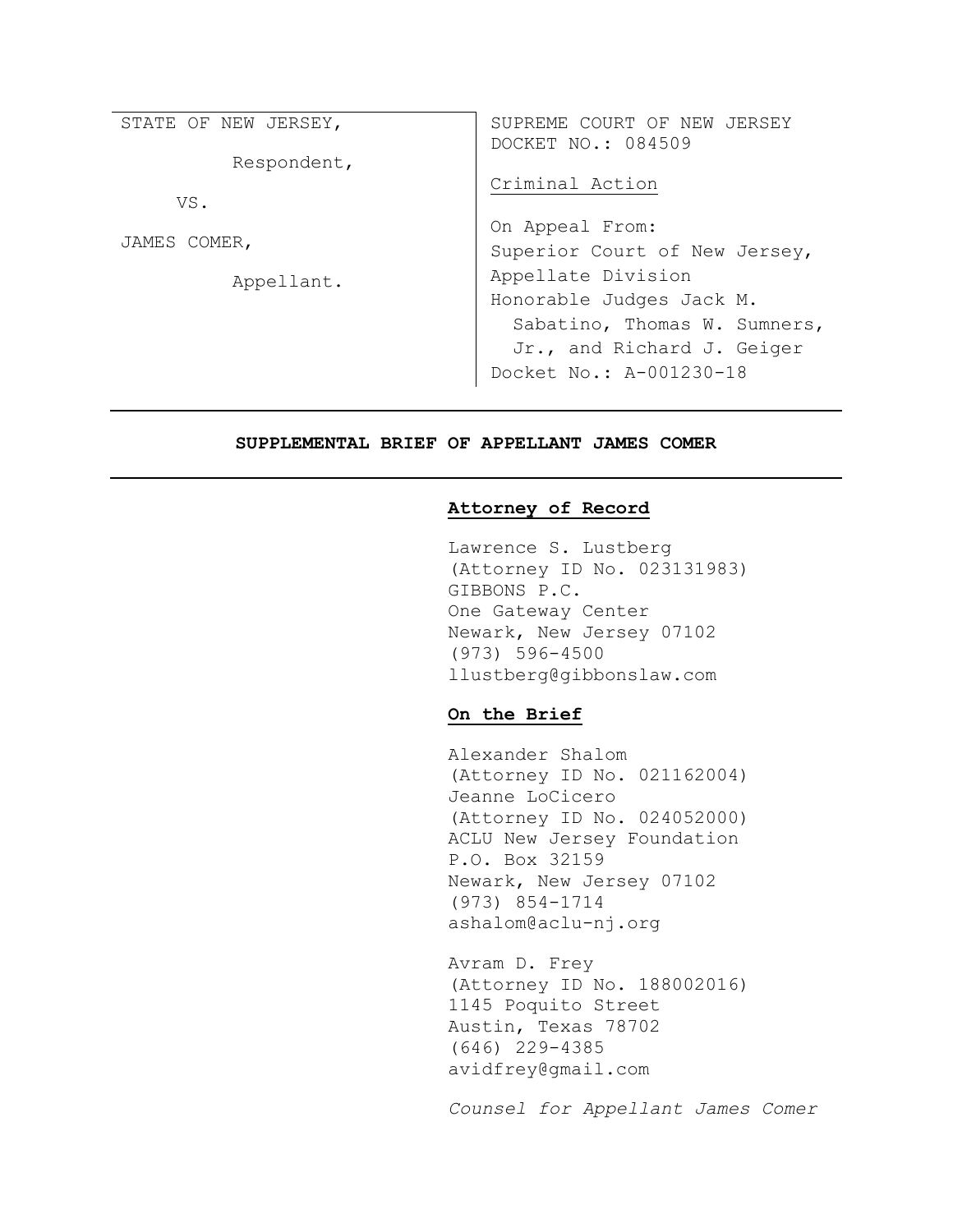| STATE OF NEW JERSEY, | SUPREME COURT OF NEW JERSEY |
| --- | --- |
| Respondent, | DOCKET NO.: 084509 |
| VS. | Criminal Action |
| JAMES COMER, | On Appeal From: |
| Appellant. | Superior Court of New Jersey, Appellate Division |
| | Honorable Judges Jack M. Sabatino, Thomas W. Sumners, Jr., and Richard J. Geiger |
| | Docket No.: A-001230-18 |

---

**SUPPLEMENTAL BRIEF OF APPELLANT JAMES COMER**

---

**Attorney of Record**

Lawrence S. Lustberg
(Attorney ID No. 023131983)
GIBBONS P.C.
One Gateway Center
Newark, New Jersey 07102
(973) 596-4500
llustberg@gibbonslaw.com

**On the Brief**

Alexander Shalom
(Attorney ID No. 021162004)
Jeanne LoCicero
(Attorney ID No. 024052000)
ACLU New Jersey Foundation
P.O. Box 32159
Newark, New Jersey 07102
(973) 854-1714
ashalom@aclu-nj.org

Avram D. Frey
(Attorney ID No. 188002016)
1145 Poquito Street
Austin, Texas 78702
(646) 229-4385
avidfrey@gmail.com

*Counsel for Appellant James Comer*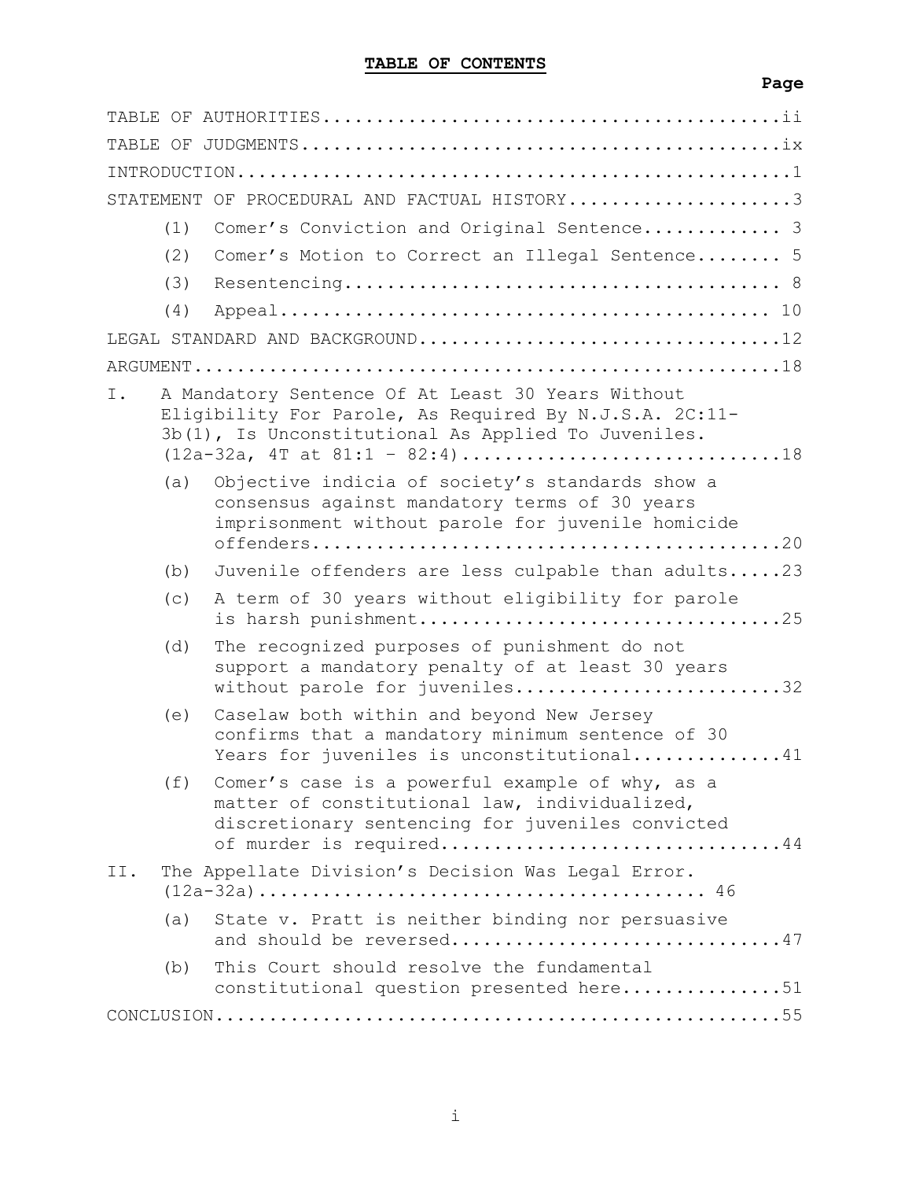# TABLE OF CONTENTS

| | Page |
|---|---|
| TABLE OF AUTHORITIES | ii |
| TABLE OF JUDGMENTS | ix |
| INTRODUCTION | 1 |
| STATEMENT OF PROCEDURAL AND FACTUAL HISTORY | 3 |
| (1) Comer's Conviction and Original Sentence | 3 |
| (2) Comer's Motion to Correct an Illegal Sentence | 5 |
| (3) Resentencing | 8 |
| (4) Appeal | 10 |
| LEGAL STANDARD AND BACKGROUND | 12 |
| ARGUMENT | 18 |
| I. A Mandatory Sentence Of At Least 30 Years Without Eligibility For Parole, As Required By N.J.S.A. 2C:11-3b(1), Is Unconstitutional As Applied To Juveniles. (12a-32a, 4T at 81:1 – 82:4) | 18 |
| (a) Objective indicia of society's standards show a consensus against mandatory terms of 30 years imprisonment without parole for juvenile homicide offenders | 20 |
| (b) Juvenile offenders are less culpable than adults | 23 |
| (c) A term of 30 years without eligibility for parole is harsh punishment | 25 |
| (d) The recognized purposes of punishment do not support a mandatory penalty of at least 30 years without parole for juveniles | 32 |
| (e) Caselaw both within and beyond New Jersey confirms that a mandatory minimum sentence of 30 Years for juveniles is unconstitutional | 41 |
| (f) Comer's case is a powerful example of why, as a matter of constitutional law, individualized, discretionary sentencing for juveniles convicted of murder is required | 44 |
| II. The Appellate Division's Decision Was Legal Error. (12a-32a) | 46 |
| (a) State v. Pratt is neither binding nor persuasive and should be reversed | 47 |
| (b) This Court should resolve the fundamental constitutional question presented here | 51 |
| CONCLUSION | 55 |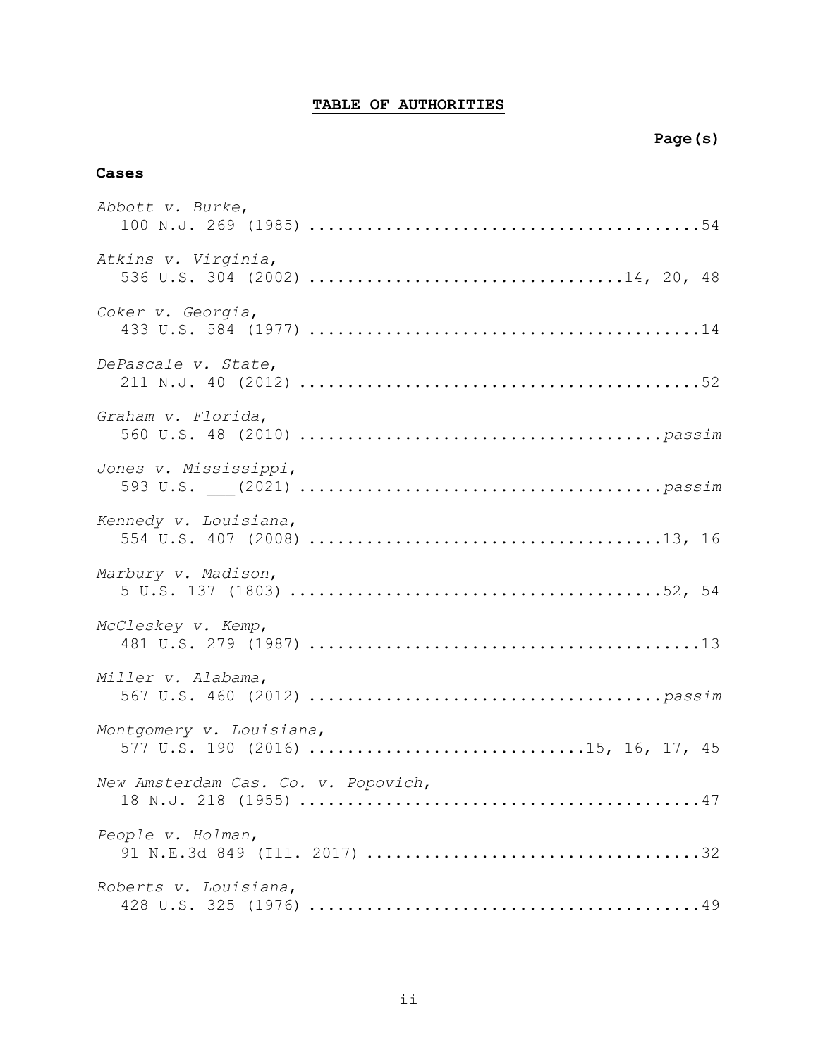# **TABLE OF AUTHORITIES**

**Page(s)**

**Cases**

*Abbott v. Burke*,
100 N.J. 269 (1985) .........................................54

*Atkins v. Virginia*,
536 U.S. 304 (2002) ................................14, 20, 48

*Coker v. Georgia*,
433 U.S. 584 (1977) .........................................14

*DePascale v. State*,
211 N.J. 40 (2012) ..........................................52

*Graham v. Florida*,
560 U.S. 48 (2010) ......................................*passim*

*Jones v. Mississippi*,
593 U.S. ___(2021) ......................................*passim*

*Kennedy v. Louisiana*,
554 U.S. 407 (2008) .....................................13, 16

*Marbury v. Madison*,
5 U.S. 137 (1803) .......................................52, 54

*McCleskey v. Kemp*,
481 U.S. 279 (1987) .........................................13

*Miller v. Alabama*,
567 U.S. 460 (2012) .....................................*passim*

*Montgomery v. Louisiana*,
577 U.S. 190 (2016) ............................15, 16, 17, 45

*New Amsterdam Cas. Co. v. Popovich*,
18 N.J. 218 (1955) ..........................................47

*People v. Holman*,
91 N.E.3d 849 (Ill. 2017) ...................................32

*Roberts v. Louisiana*,
428 U.S. 325 (1976) .........................................49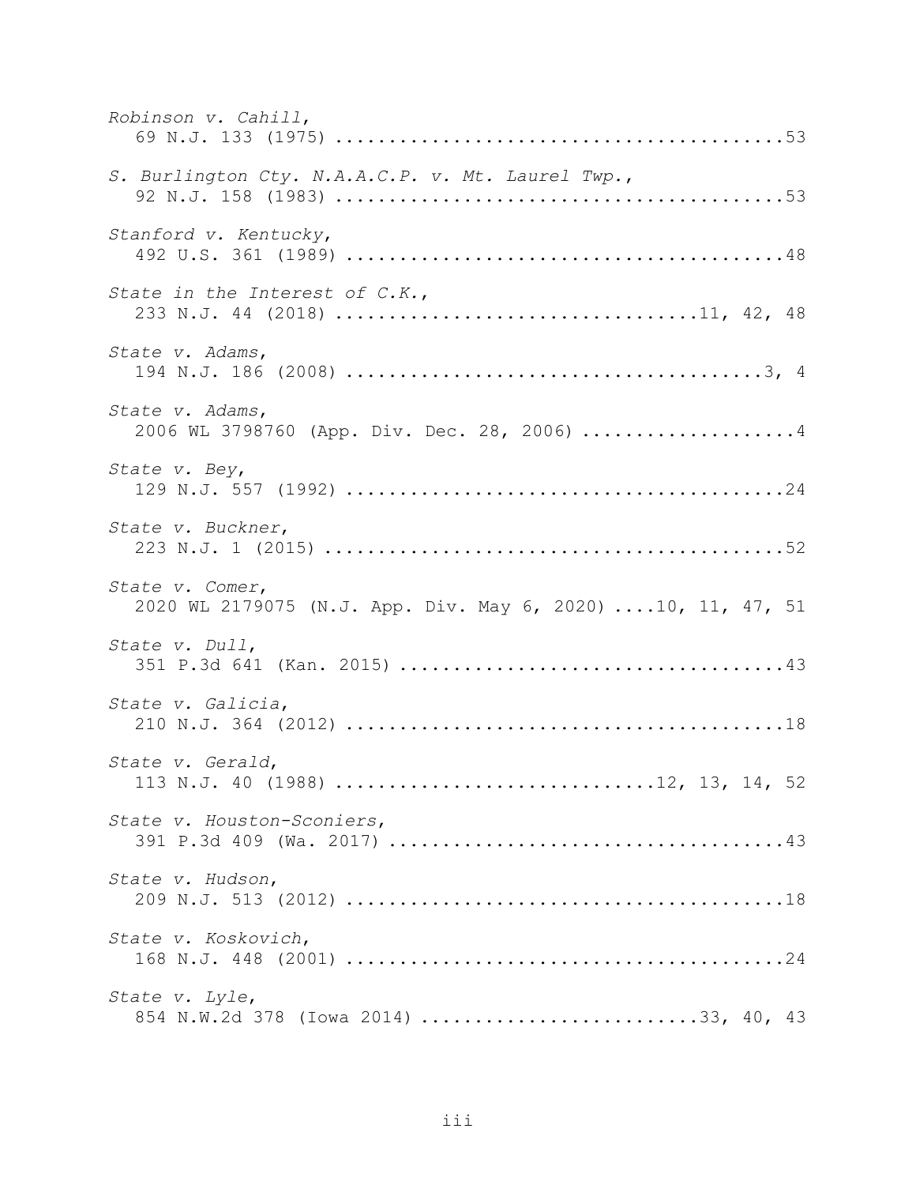*Robinson v. Cahill*,
69 N.J. 133 (1975) ..........................................53

*S. Burlington Cty. N.A.A.C.P. v. Mt. Laurel Twp.*,
92 N.J. 158 (1983) ..........................................53

*Stanford v. Kentucky*,
492 U.S. 361 (1989) .........................................48

*State in the Interest of C.K.*,
233 N.J. 44 (2018) .................................11, 42, 48

*State v. Adams*,
194 N.J. 186 (2008) .......................................3, 4

*State v. Adams*,
2006 WL 3798760 (App. Div. Dec. 28, 2006) ....................4

*State v. Bey*,
129 N.J. 557 (1992) .........................................24

*State v. Buckner*,
223 N.J. 1 (2015) ...........................................52

*State v. Comer*,
2020 WL 2179075 (N.J. App. Div. May 6, 2020) ....10, 11, 47, 51

*State v. Dull*,
351 P.3d 641 (Kan. 2015) ....................................43

*State v. Galicia*,
210 N.J. 364 (2012) .........................................18

*State v. Gerald*,
113 N.J. 40 (1988) .............................12, 13, 14, 52

*State v. Houston-Sconiers*,
391 P.3d 409 (Wa. 2017) .....................................43

*State v. Hudson*,
209 N.J. 513 (2012) .........................................18

*State v. Koskovich*,
168 N.J. 448 (2001) .........................................24

*State v. Lyle*,
854 N.W.2d 378 (Iowa 2014) .........................33, 40, 43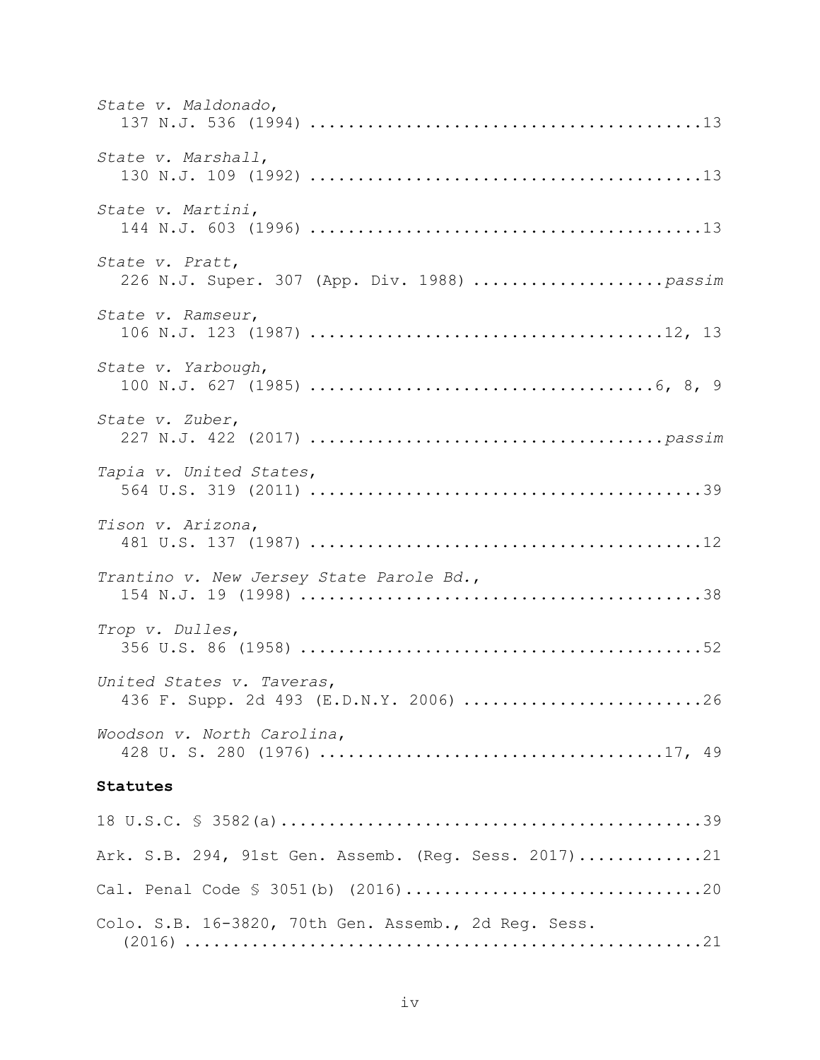*State v. Maldonado*,
137 N.J. 536 (1994) ........................................13

*State v. Marshall*,
130 N.J. 109 (1992) ........................................13

*State v. Martini*,
144 N.J. 603 (1996) ........................................13

*State v. Pratt*,
226 N.J. Super. 307 (App. Div. 1988) ....................*passim*

*State v. Ramseur*,
106 N.J. 123 (1987) ....................................12, 13

*State v. Yarbough*,
100 N.J. 627 (1985) ...................................6, 8, 9

*State v. Zuber*,
227 N.J. 422 (2017) ....................................*passim*

*Tapia v. United States*,
564 U.S. 319 (2011) ........................................39

*Tison v. Arizona*,
481 U.S. 137 (1987) ........................................12

*Trantino v. New Jersey State Parole Bd.*,
154 N.J. 19 (1998) .........................................38

*Trop v. Dulles*,
356 U.S. 86 (1958) .........................................52

*United States v. Taveras*,
436 F. Supp. 2d 493 (E.D.N.Y. 2006) .........................26

*Woodson v. North Carolina*,
428 U. S. 280 (1976) ...................................17, 49

**Statutes**

18 U.S.C. § 3582(a)............................................39

Ark. S.B. 294, 91st Gen. Assemb. (Reg. Sess. 2017).............21

Cal. Penal Code § 3051(b) (2016)...............................20

Colo. S.B. 16-3820, 70th Gen. Assemb., 2d Reg. Sess.
(2016) .....................................................21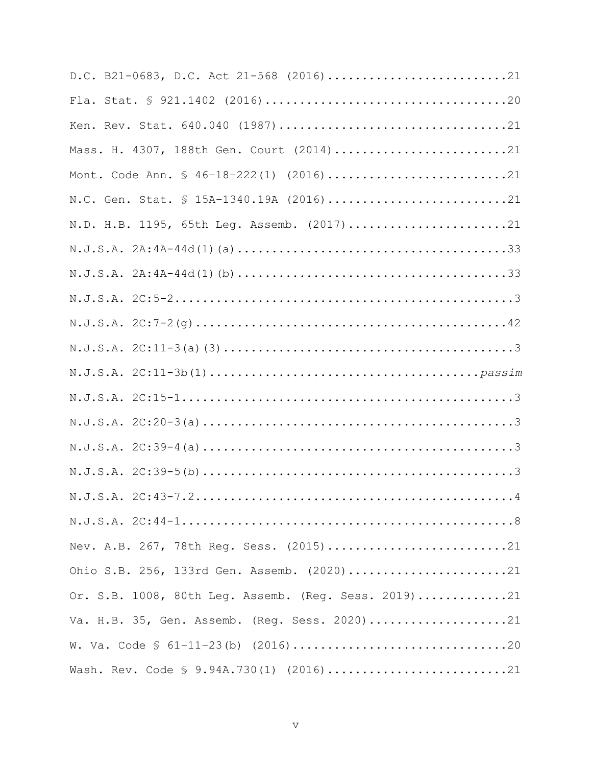D.C. B21-0683, D.C. Act 21-568 (2016)..........................21

Fla. Stat. § 921.1402 (2016)...................................20

Ken. Rev. Stat. 640.040 (1987).................................21

Mass. H. 4307, 188th Gen. Court (2014).........................21

Mont. Code Ann. § 46-18-222(1) (2016)..........................21

N.C. Gen. Stat. § 15A-1340.19A (2016)..........................21

N.D. H.B. 1195, 65th Leg. Assemb. (2017).......................21

N.J.S.A. 2A:4A-44d(1)(a).......................................33

N.J.S.A. 2A:4A-44d(1)(b).......................................33

N.J.S.A. 2C:5-2.................................................3

N.J.S.A. 2C:7-2(g).............................................42

N.J.S.A. 2C:11-3(a)(3)..........................................3

N.J.S.A. 2C:11-3b(1)......................................*passim*

N.J.S.A. 2C:15-1................................................3

N.J.S.A. 2C:20-3(a).............................................3

N.J.S.A. 2C:39-4(a).............................................3

N.J.S.A. 2C:39-5(b).............................................3

N.J.S.A. 2C:43-7.2..............................................4

N.J.S.A. 2C:44-1................................................8

Nev. A.B. 267, 78th Reg. Sess. (2015)..........................21

Ohio S.B. 256, 133rd Gen. Assemb. (2020).......................21

Or. S.B. 1008, 80th Leg. Assemb. (Reg. Sess. 2019).............21

Va. H.B. 35, Gen. Assemb. (Reg. Sess. 2020)....................21

W. Va. Code § 61-11-23(b) (2016)...............................20

Wash. Rev. Code § 9.94A.730(1) (2016)..........................21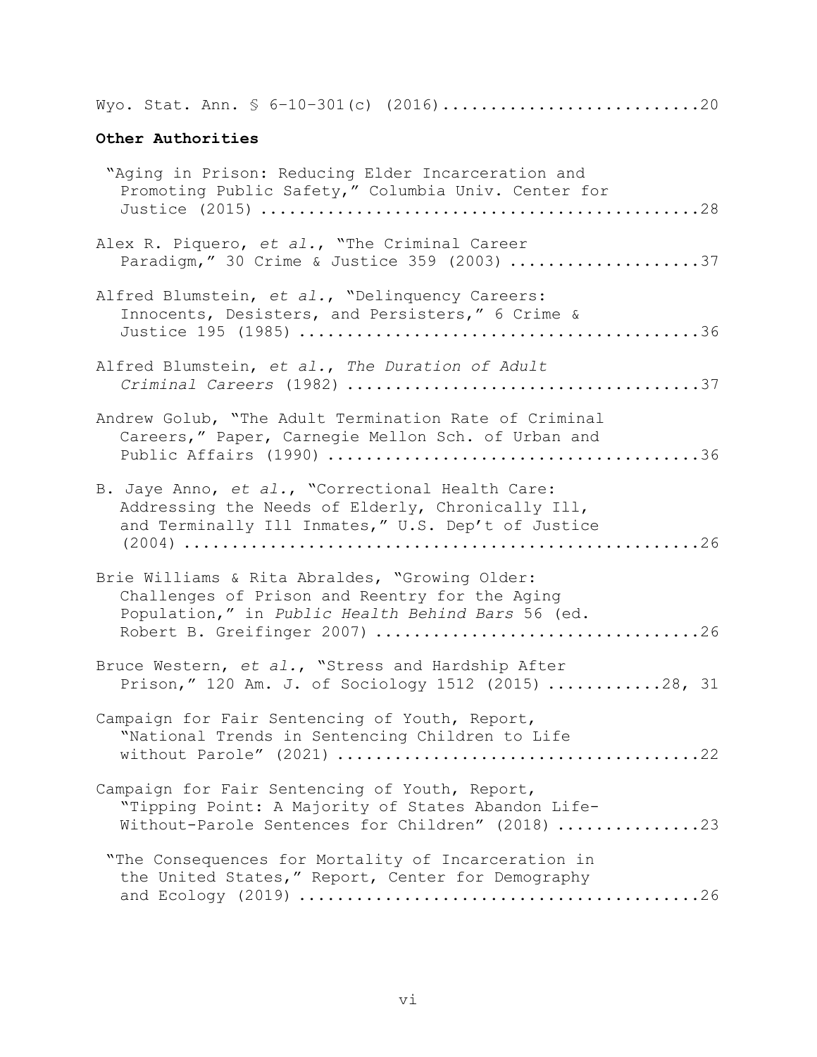Wyo. Stat. Ann. § 6-10-301(c) (2016)...........................20

**Other Authorities**

"Aging in Prison: Reducing Elder Incarceration and Promoting Public Safety," Columbia Univ. Center for Justice (2015) ..............................................28

Alex R. Piquero, *et al.*, "The Criminal Career Paradigm," 30 Crime & Justice 359 (2003) ....................37

Alfred Blumstein, *et al.*, "Delinquency Careers: Innocents, Desisters, and Persisters," 6 Crime & Justice 195 (1985) ..........................................36

Alfred Blumstein, *et al.*, *The Duration of Adult Criminal Careers* (1982) ....................................37

Andrew Golub, "The Adult Termination Rate of Criminal Careers," Paper, Carnegie Mellon Sch. of Urban and Public Affairs (1990) .......................................36

B. Jaye Anno, *et al.*, "Correctional Health Care: Addressing the Needs of Elderly, Chronically Ill, and Terminally Ill Inmates," U.S. Dep't of Justice (2004) ......................................................26

Brie Williams & Rita Abraldes, "Growing Older: Challenges of Prison and Reentry for the Aging Population," in *Public Health Behind Bars* 56 (ed. Robert B. Greifinger 2007) ..................................26

Bruce Western, *et al.*, "Stress and Hardship After Prison," 120 Am. J. of Sociology 1512 (2015) ............28, 31

Campaign for Fair Sentencing of Youth, Report, "National Trends in Sentencing Children to Life without Parole" (2021) .....................................22

Campaign for Fair Sentencing of Youth, Report, "Tipping Point: A Majority of States Abandon Life-Without-Parole Sentences for Children" (2018) ...............23

"The Consequences for Mortality of Incarceration in the United States," Report, Center for Demography and Ecology (2019) ..........................................26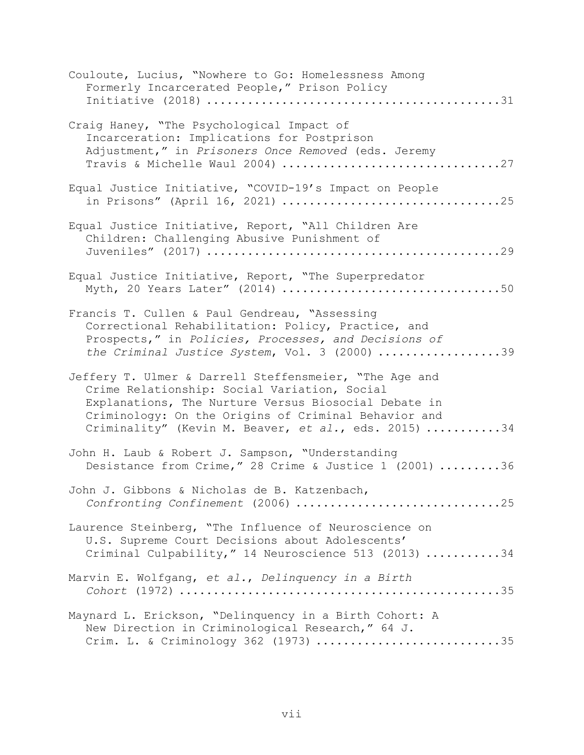Couloute, Lucius, "Nowhere to Go: Homelessness Among Formerly Incarcerated People," Prison Policy Initiative (2018) ........................................31

Craig Haney, "The Psychological Impact of Incarceration: Implications for Postprison Adjustment," in *Prisoners Once Removed* (eds. Jeremy Travis & Michelle Waul 2004) ...............................27

Equal Justice Initiative, "COVID-19's Impact on People in Prisons" (April 16, 2021) ...............................25

Equal Justice Initiative, Report, "All Children Are Children: Challenging Abusive Punishment of Juveniles" (2017) ..........................................29

Equal Justice Initiative, Report, "The Superpredator Myth, 20 Years Later" (2014) ...............................50

Francis T. Cullen & Paul Gendreau, "Assessing Correctional Rehabilitation: Policy, Practice, and Prospects," in *Policies, Processes, and Decisions of the Criminal Justice System*, Vol. 3 (2000) ..................39

Jeffery T. Ulmer & Darrell Steffensmeier, "The Age and Crime Relationship: Social Variation, Social Explanations, The Nurture Versus Biosocial Debate in Criminology: On the Origins of Criminal Behavior and Criminality" (Kevin M. Beaver, *et al.*, eds. 2015) ...........34

John H. Laub & Robert J. Sampson, "Understanding Desistance from Crime," 28 Crime & Justice 1 (2001) .........36

John J. Gibbons & Nicholas de B. Katzenbach, *Confronting Confinement* (2006) .............................25

Laurence Steinberg, "The Influence of Neuroscience on U.S. Supreme Court Decisions about Adolescents' Criminal Culpability," 14 Neuroscience 513 (2013) ...........34

Marvin E. Wolfgang, *et al.*, *Delinquency in a Birth Cohort* (1972) ..............................................35

Maynard L. Erickson, "Delinquency in a Birth Cohort: A New Direction in Criminological Research," 64 J. Crim. L. & Criminology 362 (1973) ..........................35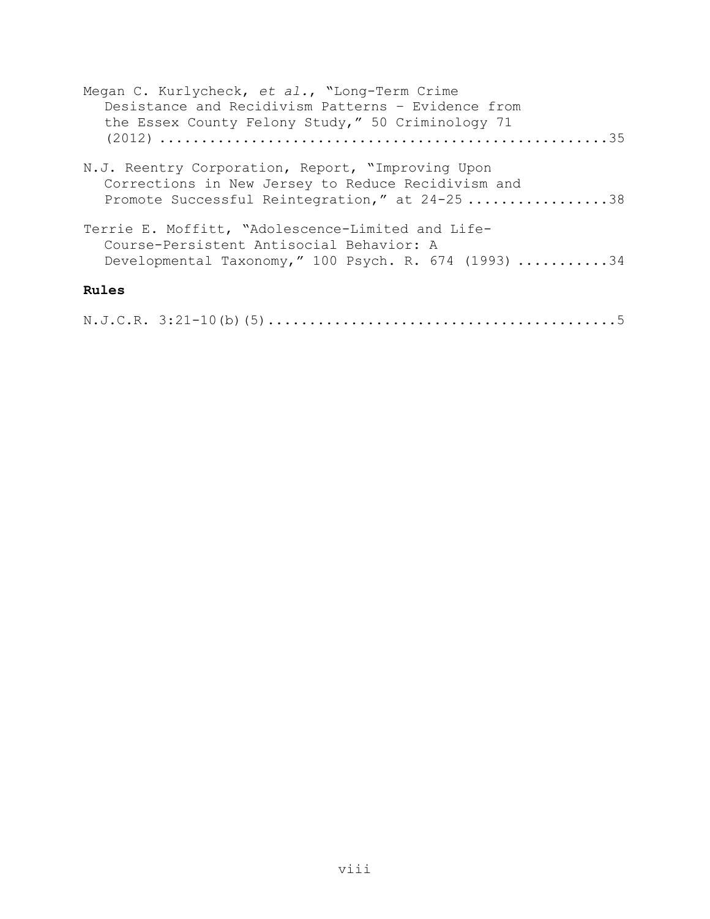Megan C. Kurlycheck, *et al.*, "Long-Term Crime Desistance and Recidivism Patterns – Evidence from the Essex County Felony Study," 50 Criminology 71 (2012) ....................................................35

N.J. Reentry Corporation, Report, "Improving Upon Corrections in New Jersey to Reduce Recidivism and Promote Successful Reintegration," at 24-25 .................38

Terrie E. Moffitt, "Adolescence-Limited and Life-Course-Persistent Antisocial Behavior: A Developmental Taxonomy," 100 Psych. R. 674 (1993) ...........34

**Rules**

N.J.C.R. 3:21-10(b)(5).........................................5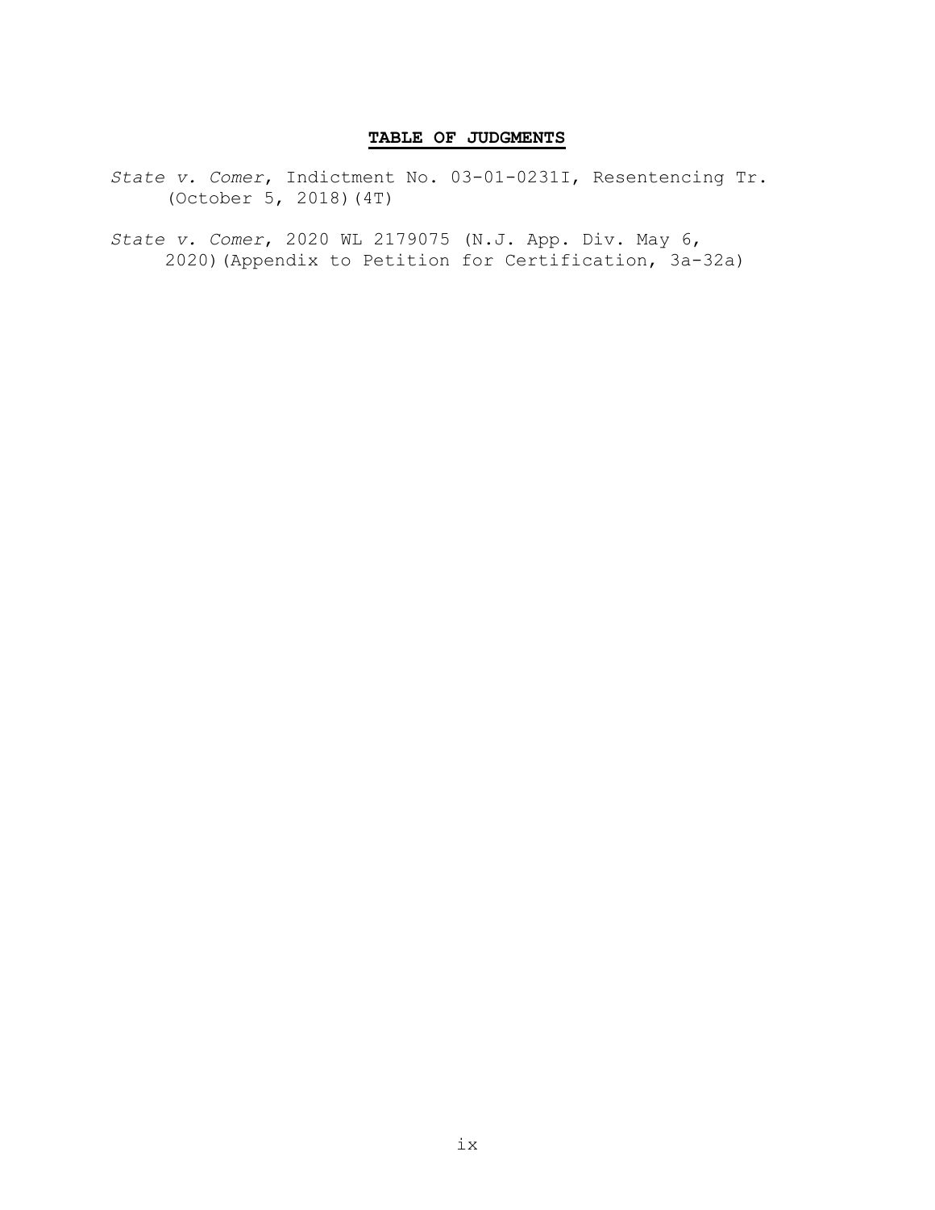**TABLE OF JUDGMENTS**

*State v. Comer*, Indictment No. 03-01-0231I, Resentencing Tr. (October 5, 2018)(4T)

*State v. Comer*, 2020 WL 2179075 (N.J. App. Div. May 6, 2020)(Appendix to Petition for Certification, 3a-32a)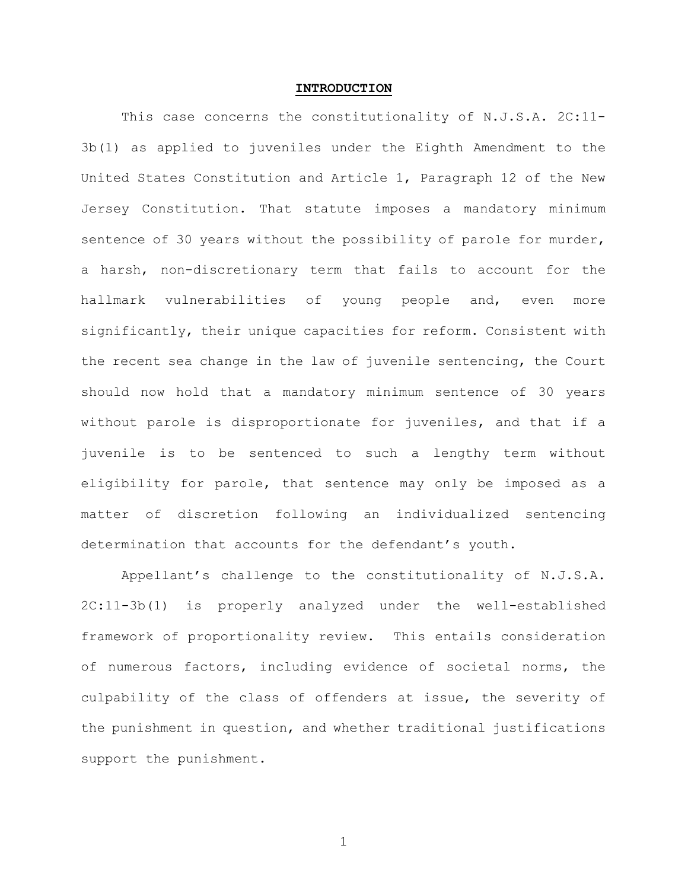## **INTRODUCTION**

This case concerns the constitutionality of N.J.S.A. 2C:11-3b(1) as applied to juveniles under the Eighth Amendment to the United States Constitution and Article 1, Paragraph 12 of the New Jersey Constitution. That statute imposes a mandatory minimum sentence of 30 years without the possibility of parole for murder, a harsh, non-discretionary term that fails to account for the hallmark vulnerabilities of young people and, even more significantly, their unique capacities for reform. Consistent with the recent sea change in the law of juvenile sentencing, the Court should now hold that a mandatory minimum sentence of 30 years without parole is disproportionate for juveniles, and that if a juvenile is to be sentenced to such a lengthy term without eligibility for parole, that sentence may only be imposed as a matter of discretion following an individualized sentencing determination that accounts for the defendant's youth.

Appellant's challenge to the constitutionality of N.J.S.A. 2C:11-3b(1) is properly analyzed under the well-established framework of proportionality review. This entails consideration of numerous factors, including evidence of societal norms, the culpability of the class of offenders at issue, the severity of the punishment in question, and whether traditional justifications support the punishment.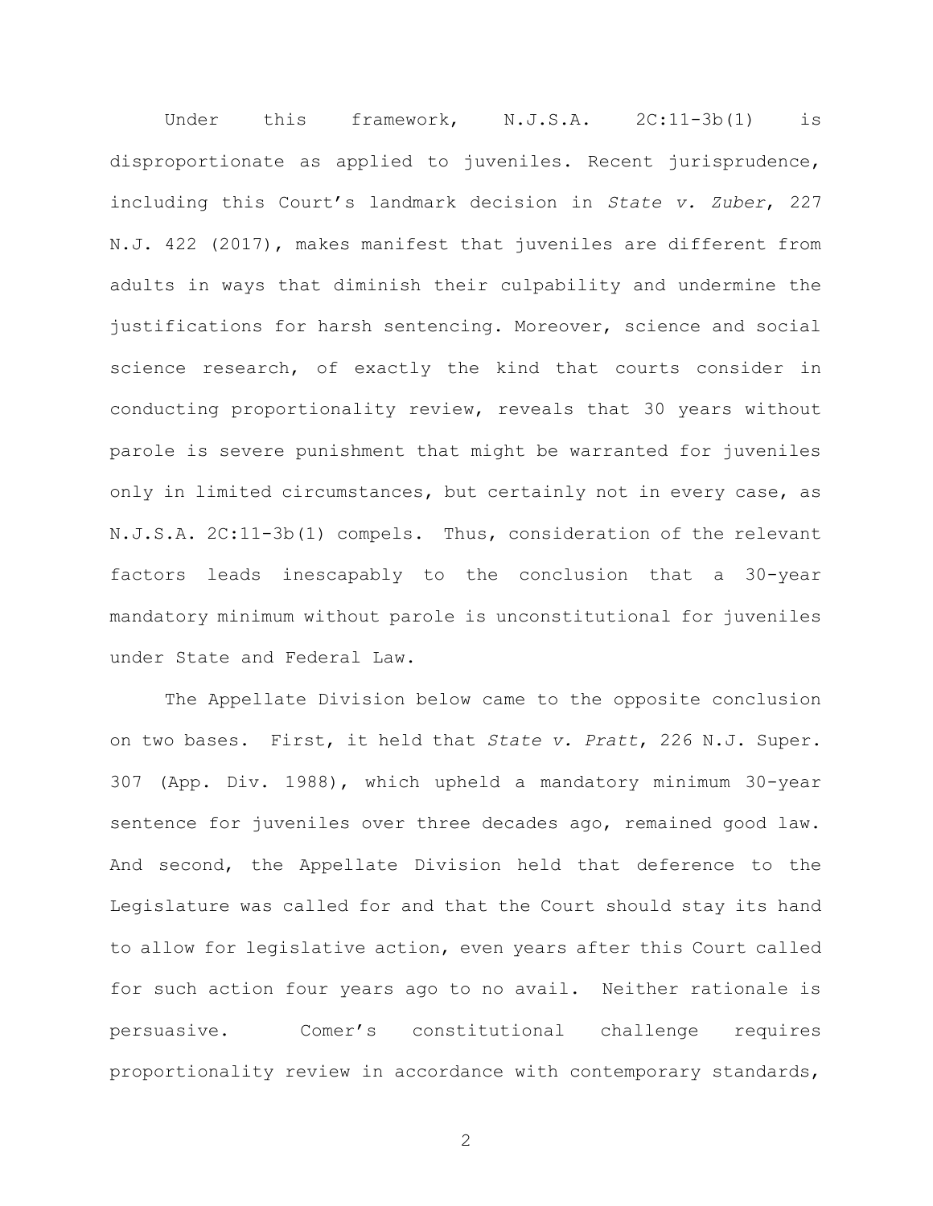Under this framework, N.J.S.A. 2C:11-3b(1) is disproportionate as applied to juveniles. Recent jurisprudence, including this Court's landmark decision in *State v. Zuber*, 227 N.J. 422 (2017), makes manifest that juveniles are different from adults in ways that diminish their culpability and undermine the justifications for harsh sentencing. Moreover, science and social science research, of exactly the kind that courts consider in conducting proportionality review, reveals that 30 years without parole is severe punishment that might be warranted for juveniles only in limited circumstances, but certainly not in every case, as N.J.S.A. 2C:11-3b(1) compels. Thus, consideration of the relevant factors leads inescapably to the conclusion that a 30-year mandatory minimum without parole is unconstitutional for juveniles under State and Federal Law.

The Appellate Division below came to the opposite conclusion on two bases. First, it held that *State v. Pratt*, 226 N.J. Super. 307 (App. Div. 1988), which upheld a mandatory minimum 30-year sentence for juveniles over three decades ago, remained good law. And second, the Appellate Division held that deference to the Legislature was called for and that the Court should stay its hand to allow for legislative action, even years after this Court called for such action four years ago to no avail. Neither rationale is persuasive. Comer's constitutional challenge requires proportionality review in accordance with contemporary standards,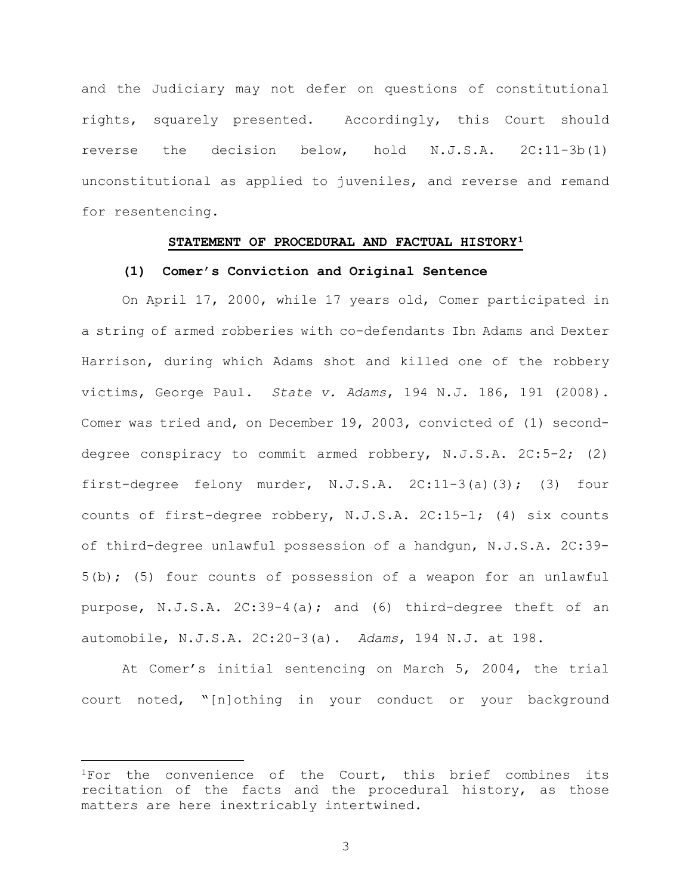and the Judiciary may not defer on questions of constitutional rights, squarely presented. Accordingly, this Court should reverse the decision below, hold N.J.S.A. 2C:11-3b(1) unconstitutional as applied to juveniles, and reverse and remand for resentencing.

## STATEMENT OF PROCEDURAL AND FACTUAL HISTORY[1]

### (1) Comer's Conviction and Original Sentence

On April 17, 2000, while 17 years old, Comer participated in a string of armed robberies with co-defendants Ibn Adams and Dexter Harrison, during which Adams shot and killed one of the robbery victims, George Paul. *State v. Adams*, 194 N.J. 186, 191 (2008). Comer was tried and, on December 19, 2003, convicted of (1) second-degree conspiracy to commit armed robbery, N.J.S.A. 2C:5-2; (2) first-degree felony murder, N.J.S.A. 2C:11-3(a)(3); (3) four counts of first-degree robbery, N.J.S.A. 2C:15-1; (4) six counts of third-degree unlawful possession of a handgun, N.J.S.A. 2C:39-5(b); (5) four counts of possession of a weapon for an unlawful purpose, N.J.S.A. 2C:39-4(a); and (6) third-degree theft of an automobile, N.J.S.A. 2C:20-3(a). *Adams*, 194 N.J. at 198.

At Comer's initial sentencing on March 5, 2004, the trial court noted, "[n]othing in your conduct or your background

---

[1]For the convenience of the Court, this brief combines its recitation of the facts and the procedural history, as those matters are here inextricably intertwined.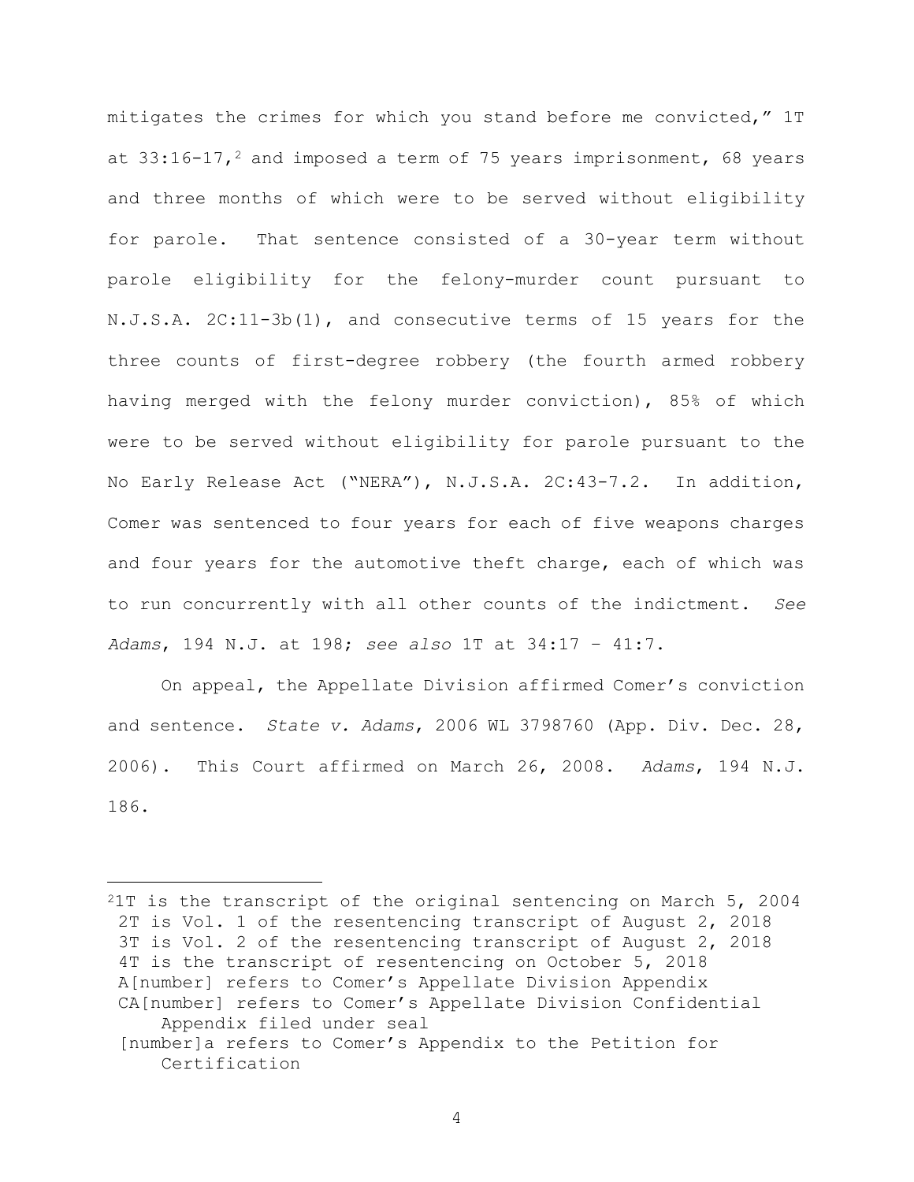mitigates the crimes for which you stand before me convicted," 1T at 33:16-17,[2] and imposed a term of 75 years imprisonment, 68 years and three months of which were to be served without eligibility for parole. That sentence consisted of a 30-year term without parole eligibility for the felony-murder count pursuant to N.J.S.A. 2C:11-3b(1), and consecutive terms of 15 years for the three counts of first-degree robbery (the fourth armed robbery having merged with the felony murder conviction), 85% of which were to be served without eligibility for parole pursuant to the No Early Release Act ("NERA"), N.J.S.A. 2C:43-7.2. In addition, Comer was sentenced to four years for each of five weapons charges and four years for the automotive theft charge, each of which was to run concurrently with all other counts of the indictment. *See Adams*, 194 N.J. at 198; *see also* 1T at 34:17 – 41:7.

On appeal, the Appellate Division affirmed Comer's conviction and sentence. *State v. Adams*, 2006 WL 3798760 (App. Div. Dec. 28, 2006). This Court affirmed on March 26, 2008. *Adams*, 194 N.J. 186.

---

[2] 1T is the transcript of the original sentencing on March 5, 2004
2T is Vol. 1 of the resentencing transcript of August 2, 2018
3T is Vol. 2 of the resentencing transcript of August 2, 2018
4T is the transcript of resentencing on October 5, 2018
A[number] refers to Comer's Appellate Division Appendix
CA[number] refers to Comer's Appellate Division Confidential Appendix filed under seal
[number]a refers to Comer's Appendix to the Petition for Certification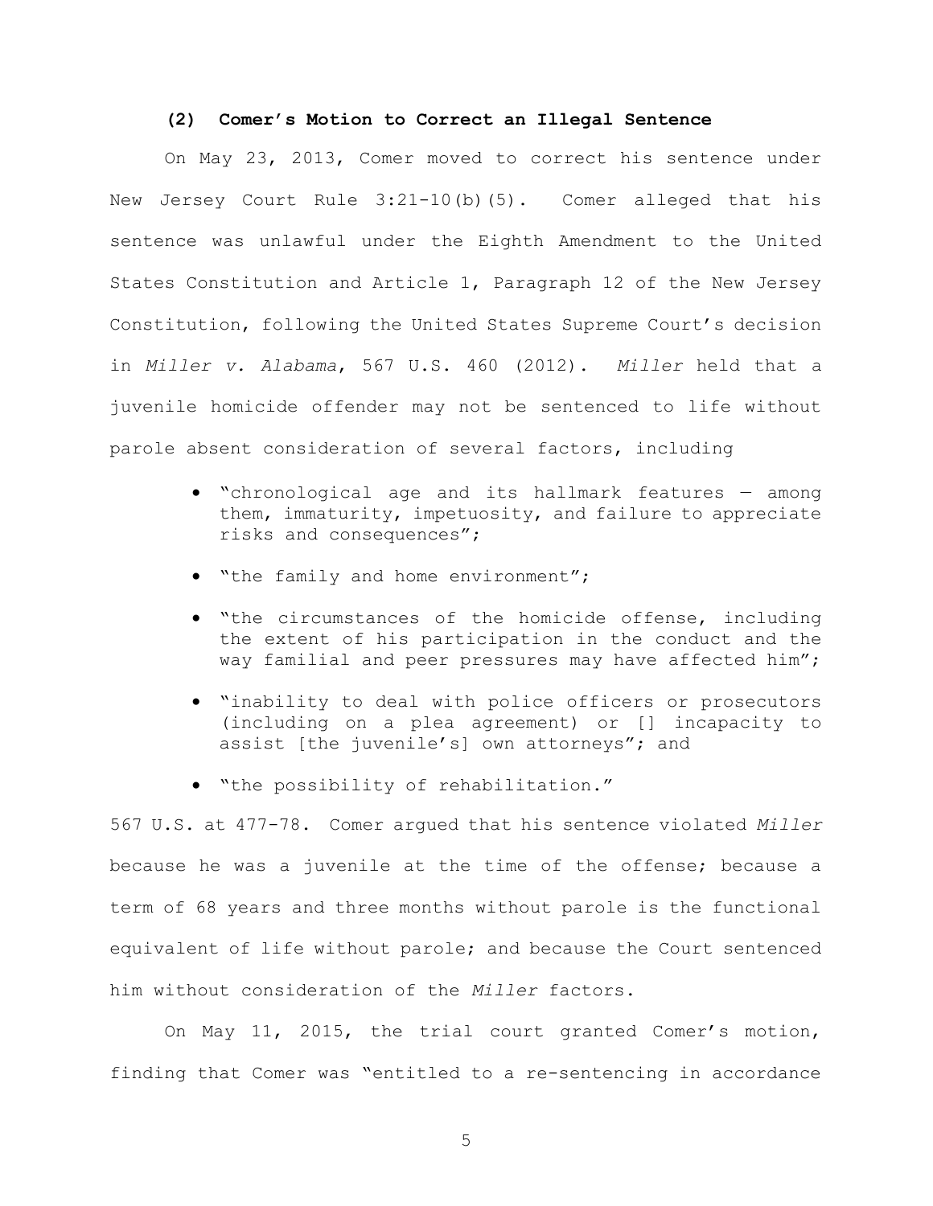**(2) Comer's Motion to Correct an Illegal Sentence**

On May 23, 2013, Comer moved to correct his sentence under New Jersey Court Rule 3:21-10(b)(5). Comer alleged that his sentence was unlawful under the Eighth Amendment to the United States Constitution and Article 1, Paragraph 12 of the New Jersey Constitution, following the United States Supreme Court's decision in *Miller v. Alabama*, 567 U.S. 460 (2012). *Miller* held that a juvenile homicide offender may not be sentenced to life without parole absent consideration of several factors, including

- "chronological age and its hallmark features — among them, immaturity, impetuosity, and failure to appreciate risks and consequences";
- "the family and home environment";
- "the circumstances of the homicide offense, including the extent of his participation in the conduct and the way familial and peer pressures may have affected him";
- "inability to deal with police officers or prosecutors (including on a plea agreement) or [] incapacity to assist [the juvenile's] own attorneys"; and
- "the possibility of rehabilitation."

567 U.S. at 477-78. Comer argued that his sentence violated *Miller* because he was a juvenile at the time of the offense; because a term of 68 years and three months without parole is the functional equivalent of life without parole; and because the Court sentenced him without consideration of the *Miller* factors.

On May 11, 2015, the trial court granted Comer's motion, finding that Comer was "entitled to a re-sentencing in accordance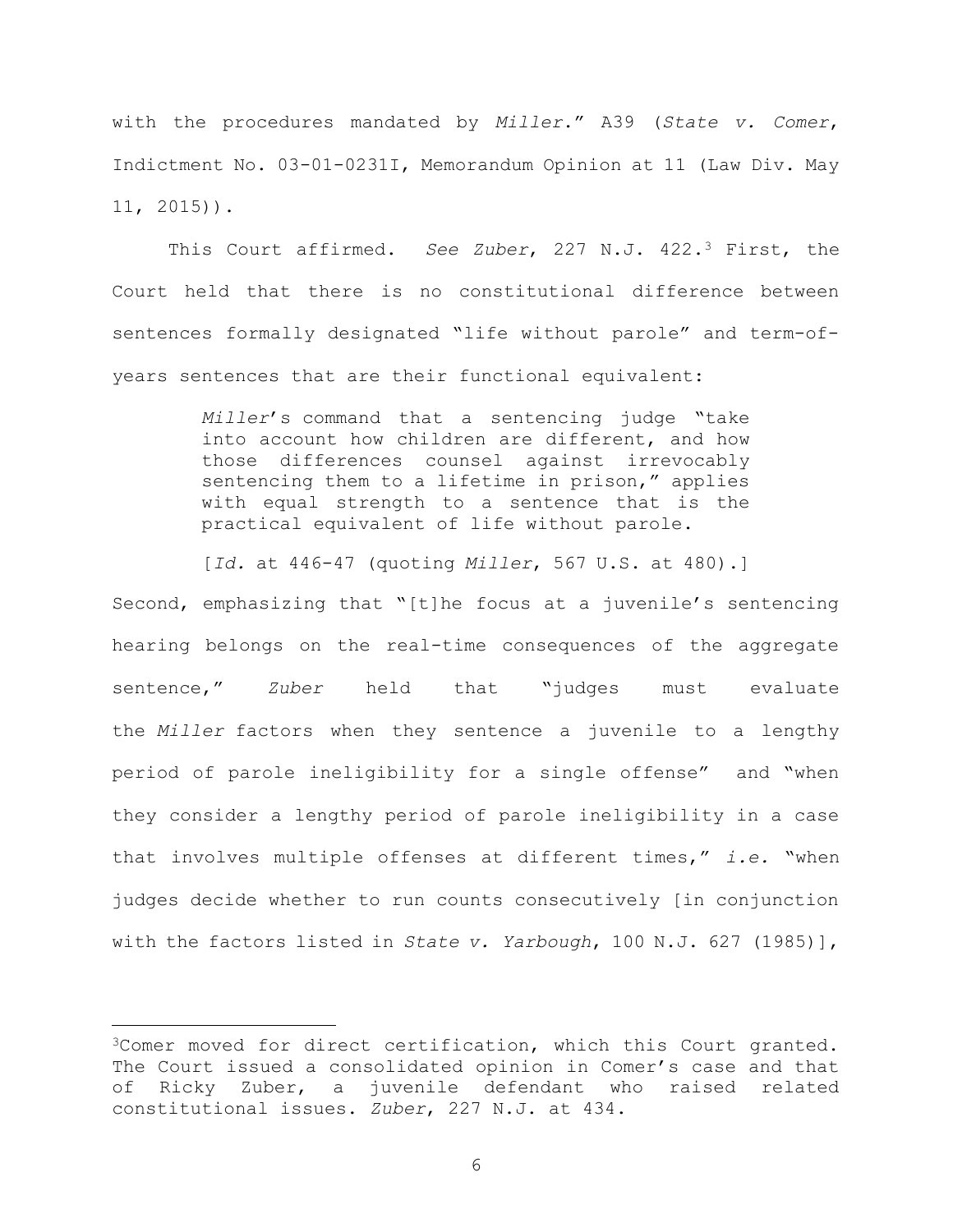with the procedures mandated by *Miller*." A39 (*State v. Comer*, Indictment No. 03-01-0231I, Memorandum Opinion at 11 (Law Div. May 11, 2015)).

This Court affirmed. *See Zuber*, 227 N.J. 422.[3] First, the Court held that there is no constitutional difference between sentences formally designated "life without parole" and term-of-years sentences that are their functional equivalent:

> *Miller*'s command that a sentencing judge "take into account how children are different, and how those differences counsel against irrevocably sentencing them to a lifetime in prison," applies with equal strength to a sentence that is the practical equivalent of life without parole.
>
> [*Id.* at 446-47 (quoting *Miller*, 567 U.S. at 480).]

Second, emphasizing that "[t]he focus at a juvenile's sentencing hearing belongs on the real-time consequences of the aggregate sentence," *Zuber* held that "judges must evaluate the *Miller* factors when they sentence a juvenile to a lengthy period of parole ineligibility for a single offense" and "when they consider a lengthy period of parole ineligibility in a case that involves multiple offenses at different times," *i.e.* "when judges decide whether to run counts consecutively [in conjunction with the factors listed in *State v. Yarbough*, 100 N.J. 627 (1985)],

---

[3]Comer moved for direct certification, which this Court granted. The Court issued a consolidated opinion in Comer's case and that of Ricky Zuber, a juvenile defendant who raised related constitutional issues. *Zuber*, 227 N.J. at 434.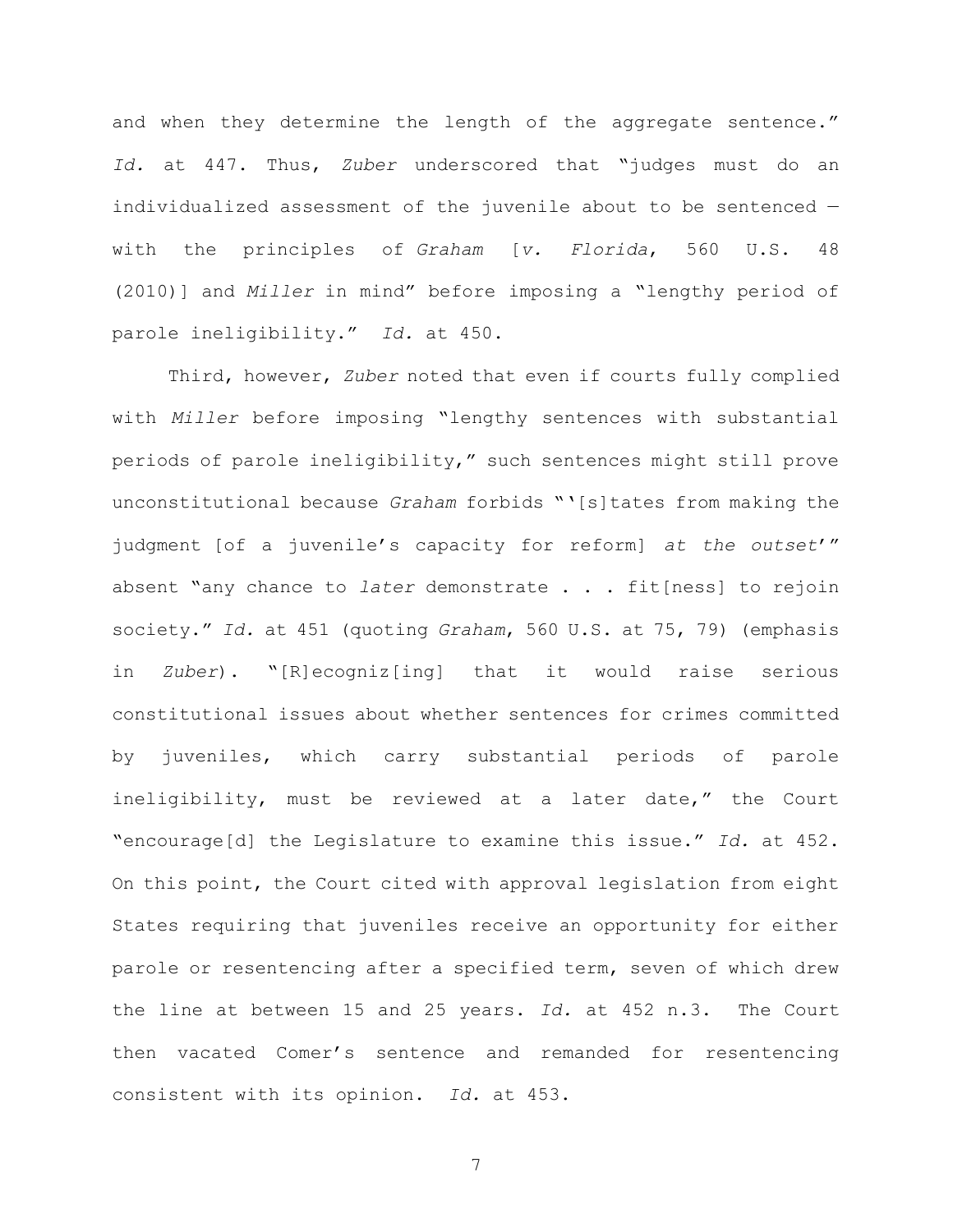and when they determine the length of the aggregate sentence." *Id.* at 447. Thus, *Zuber* underscored that "judges must do an individualized assessment of the juvenile about to be sentenced — with the principles of *Graham* [*v. Florida*, 560 U.S. 48 (2010)] and *Miller* in mind" before imposing a "lengthy period of parole ineligibility." *Id.* at 450.

Third, however, *Zuber* noted that even if courts fully complied with *Miller* before imposing "lengthy sentences with substantial periods of parole ineligibility," such sentences might still prove unconstitutional because *Graham* forbids "'[s]tates from making the judgment [of a juvenile's capacity for reform] *at the outset*'" absent "any chance to *later* demonstrate . . . fit[ness] to rejoin society." *Id.* at 451 (quoting *Graham*, 560 U.S. at 75, 79) (emphasis in *Zuber*). "[R]ecogniz[ing] that it would raise serious constitutional issues about whether sentences for crimes committed by juveniles, which carry substantial periods of parole ineligibility, must be reviewed at a later date," the Court "encourage[d] the Legislature to examine this issue." *Id.* at 452. On this point, the Court cited with approval legislation from eight States requiring that juveniles receive an opportunity for either parole or resentencing after a specified term, seven of which drew the line at between 15 and 25 years. *Id.* at 452 n.3. The Court then vacated Comer's sentence and remanded for resentencing consistent with its opinion. *Id.* at 453.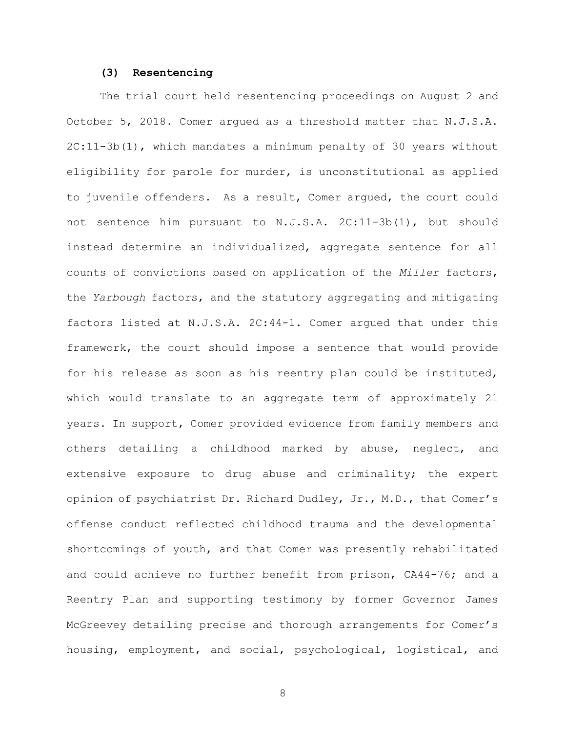**(3) Resentencing**

The trial court held resentencing proceedings on August 2 and October 5, 2018. Comer argued as a threshold matter that N.J.S.A. 2C:11-3b(1), which mandates a minimum penalty of 30 years without eligibility for parole for murder, is unconstitutional as applied to juvenile offenders. As a result, Comer argued, the court could not sentence him pursuant to N.J.S.A. 2C:11-3b(1), but should instead determine an individualized, aggregate sentence for all counts of convictions based on application of the *Miller* factors, the *Yarbough* factors, and the statutory aggregating and mitigating factors listed at N.J.S.A. 2C:44-1. Comer argued that under this framework, the court should impose a sentence that would provide for his release as soon as his reentry plan could be instituted, which would translate to an aggregate term of approximately 21 years. In support, Comer provided evidence from family members and others detailing a childhood marked by abuse, neglect, and extensive exposure to drug abuse and criminality; the expert opinion of psychiatrist Dr. Richard Dudley, Jr., M.D., that Comer's offense conduct reflected childhood trauma and the developmental shortcomings of youth, and that Comer was presently rehabilitated and could achieve no further benefit from prison, CA44-76; and a Reentry Plan and supporting testimony by former Governor James McGreevey detailing precise and thorough arrangements for Comer's housing, employment, and social, psychological, logistical, and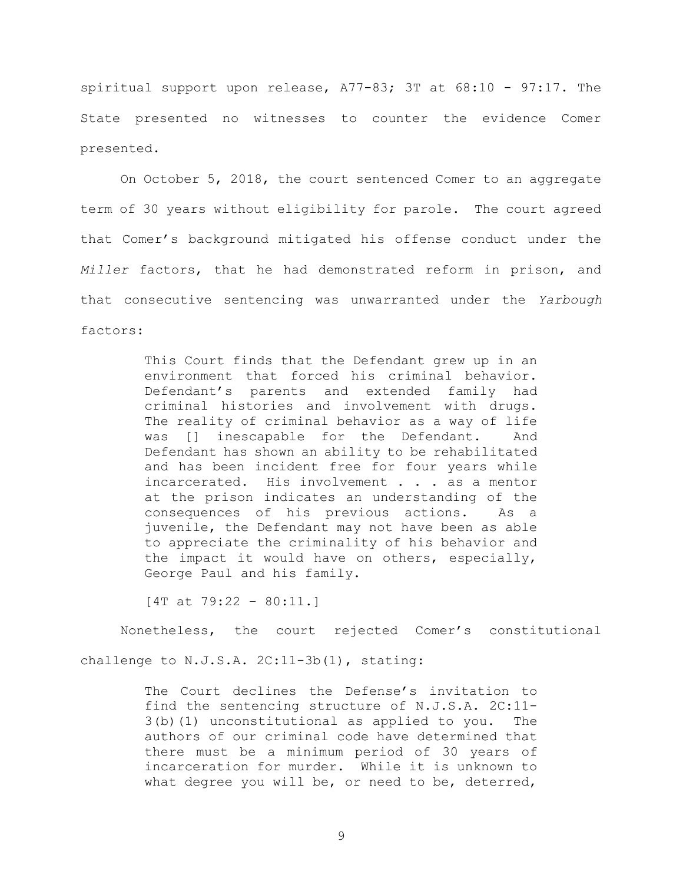spiritual support upon release, A77-83; 3T at 68:10 - 97:17. The State presented no witnesses to counter the evidence Comer presented.

On October 5, 2018, the court sentenced Comer to an aggregate term of 30 years without eligibility for parole. The court agreed that Comer's background mitigated his offense conduct under the *Miller* factors, that he had demonstrated reform in prison, and that consecutive sentencing was unwarranted under the *Yarbough* factors:

> This Court finds that the Defendant grew up in an environment that forced his criminal behavior. Defendant's parents and extended family had criminal histories and involvement with drugs. The reality of criminal behavior as a way of life was [] inescapable for the Defendant. And Defendant has shown an ability to be rehabilitated and has been incident free for four years while incarcerated. His involvement . . . as a mentor at the prison indicates an understanding of the consequences of his previous actions. As a juvenile, the Defendant may not have been as able to appreciate the criminality of his behavior and the impact it would have on others, especially, George Paul and his family.
>
> [4T at 79:22 – 80:11.]

Nonetheless, the court rejected Comer's constitutional challenge to N.J.S.A. 2C:11-3b(1), stating:

> The Court declines the Defense's invitation to find the sentencing structure of N.J.S.A. 2C:11-3(b)(1) unconstitutional as applied to you. The authors of our criminal code have determined that there must be a minimum period of 30 years of incarceration for murder. While it is unknown to what degree you will be, or need to be, deterred,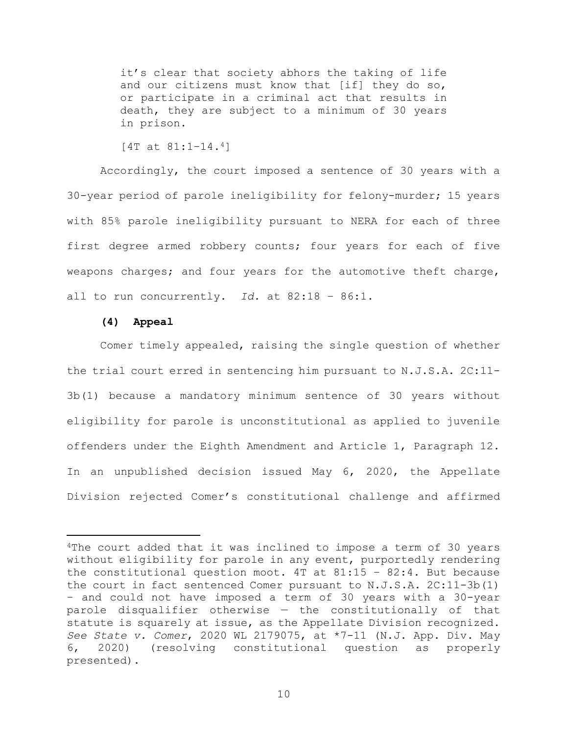> it's clear that society abhors the taking of life and our citizens must know that [if] they do so, or participate in a criminal act that results in death, they are subject to a minimum of 30 years in prison.
>
> [4T at 81:1–14.[4]]

Accordingly, the court imposed a sentence of 30 years with a 30-year period of parole ineligibility for felony-murder; 15 years with 85% parole ineligibility pursuant to NERA for each of three first degree armed robbery counts; four years for each of five weapons charges; and four years for the automotive theft charge, all to run concurrently. *Id.* at 82:18 – 86:1.

**(4) Appeal**

Comer timely appealed, raising the single question of whether the trial court erred in sentencing him pursuant to N.J.S.A. 2C:11-3b(1) because a mandatory minimum sentence of 30 years without eligibility for parole is unconstitutional as applied to juvenile offenders under the Eighth Amendment and Article 1, Paragraph 12. In an unpublished decision issued May 6, 2020, the Appellate Division rejected Comer's constitutional challenge and affirmed

---

[4]The court added that it was inclined to impose a term of 30 years without eligibility for parole in any event, purportedly rendering the constitutional question moot. 4T at 81:15 – 82:4. But because the court in fact sentenced Comer pursuant to N.J.S.A. 2C:11-3b(1) – and could not have imposed a term of 30 years with a 30-year parole disqualifier otherwise — the constitutionally of that statute is squarely at issue, as the Appellate Division recognized. *See State v. Comer*, 2020 WL 2179075, at *7-11 (N.J. App. Div. May 6, 2020) (resolving constitutional question as properly presented).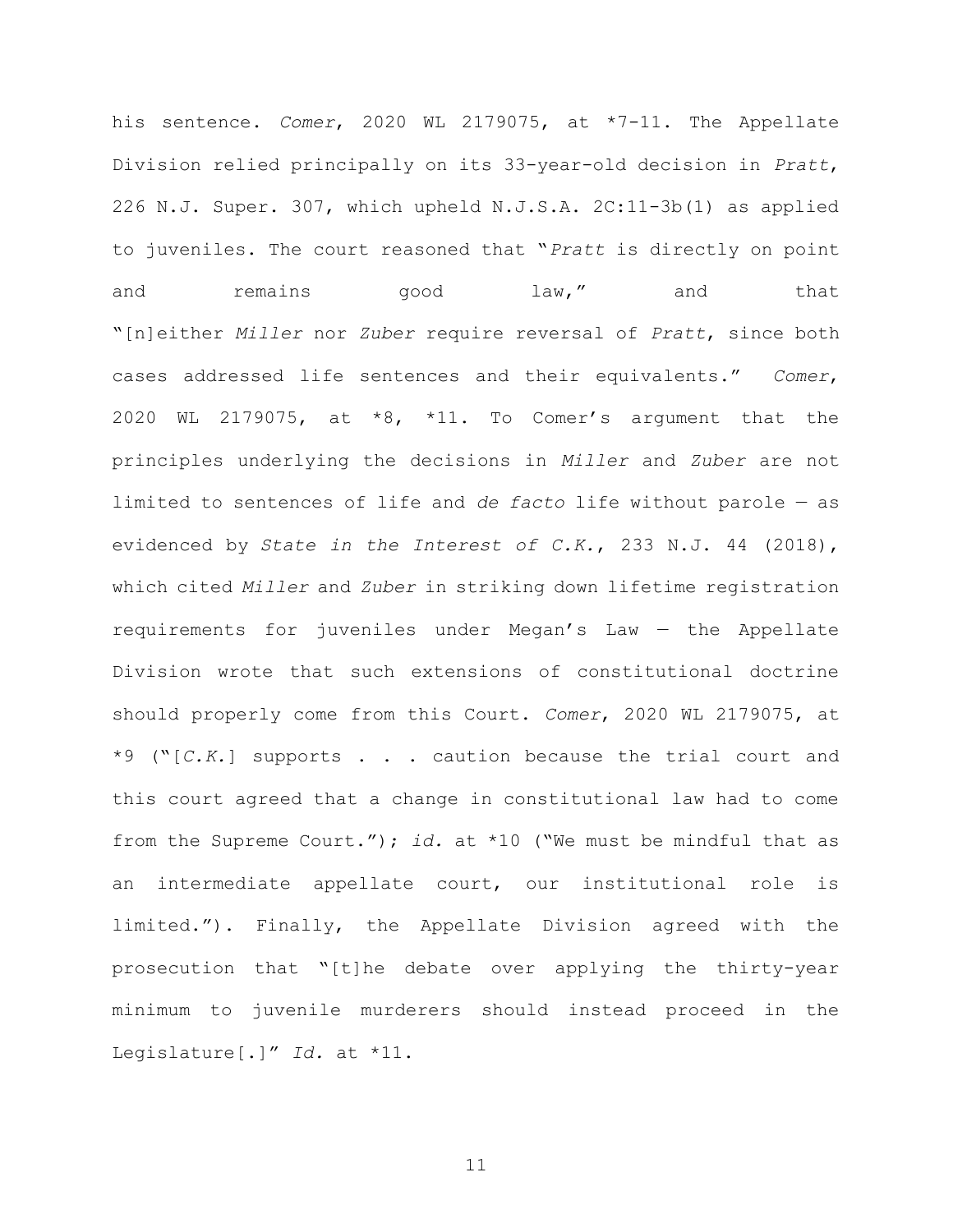his sentence. *Comer*, 2020 WL 2179075, at *7-11. The Appellate Division relied principally on its 33-year-old decision in *Pratt*, 226 N.J. Super. 307, which upheld N.J.S.A. 2C:11-3b(1) as applied to juveniles. The court reasoned that "*Pratt* is directly on point and remains good law," and that "[n]either *Miller* nor *Zuber* require reversal of *Pratt*, since both cases addressed life sentences and their equivalents." *Comer*, 2020 WL 2179075, at *8, *11. To Comer's argument that the principles underlying the decisions in *Miller* and *Zuber* are not limited to sentences of life and *de facto* life without parole — as evidenced by *State in the Interest of C.K.*, 233 N.J. 44 (2018), which cited *Miller* and *Zuber* in striking down lifetime registration requirements for juveniles under Megan's Law — the Appellate Division wrote that such extensions of constitutional doctrine should properly come from this Court. *Comer*, 2020 WL 2179075, at *9 ("[*C.K.*] supports . . . caution because the trial court and this court agreed that a change in constitutional law had to come from the Supreme Court."); *id.* at *10 ("We must be mindful that as an intermediate appellate court, our institutional role is limited."). Finally, the Appellate Division agreed with the prosecution that "[t]he debate over applying the thirty-year minimum to juvenile murderers should instead proceed in the Legislature[.]" *Id.* at *11.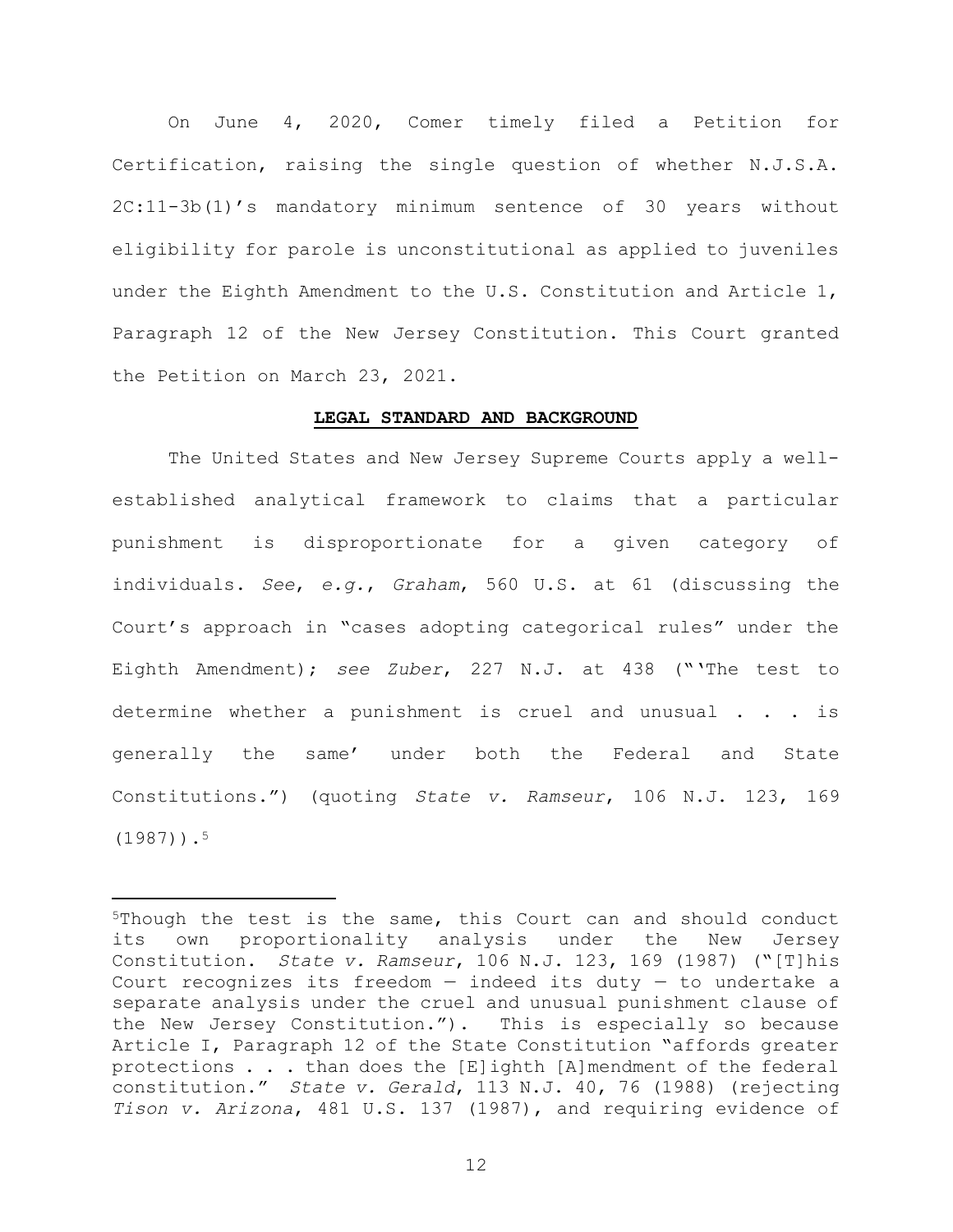On June 4, 2020, Comer timely filed a Petition for Certification, raising the single question of whether N.J.S.A. 2C:11-3b(1)'s mandatory minimum sentence of 30 years without eligibility for parole is unconstitutional as applied to juveniles under the Eighth Amendment to the U.S. Constitution and Article 1, Paragraph 12 of the New Jersey Constitution. This Court granted the Petition on March 23, 2021.

## LEGAL STANDARD AND BACKGROUND

The United States and New Jersey Supreme Courts apply a well-established analytical framework to claims that a particular punishment is disproportionate for a given category of individuals. *See*, *e.g.*, *Graham*, 560 U.S. at 61 (discussing the Court's approach in "cases adopting categorical rules" under the Eighth Amendment); *see Zuber*, 227 N.J. at 438 ("'The test to determine whether a punishment is cruel and unusual . . . is generally the same' under both the Federal and State Constitutions.") (quoting *State v. Ramseur*, 106 N.J. 123, 169 (1987)).[5]

---

[5]Though the test is the same, this Court can and should conduct its own proportionality analysis under the New Jersey Constitution. *State v. Ramseur*, 106 N.J. 123, 169 (1987) ("[T]his Court recognizes its freedom — indeed its duty — to undertake a separate analysis under the cruel and unusual punishment clause of the New Jersey Constitution."). This is especially so because Article I, Paragraph 12 of the State Constitution "affords greater protections . . . than does the [E]ighth [A]mendment of the federal constitution." *State v. Gerald*, 113 N.J. 40, 76 (1988) (rejecting *Tison v. Arizona*, 481 U.S. 137 (1987), and requiring evidence of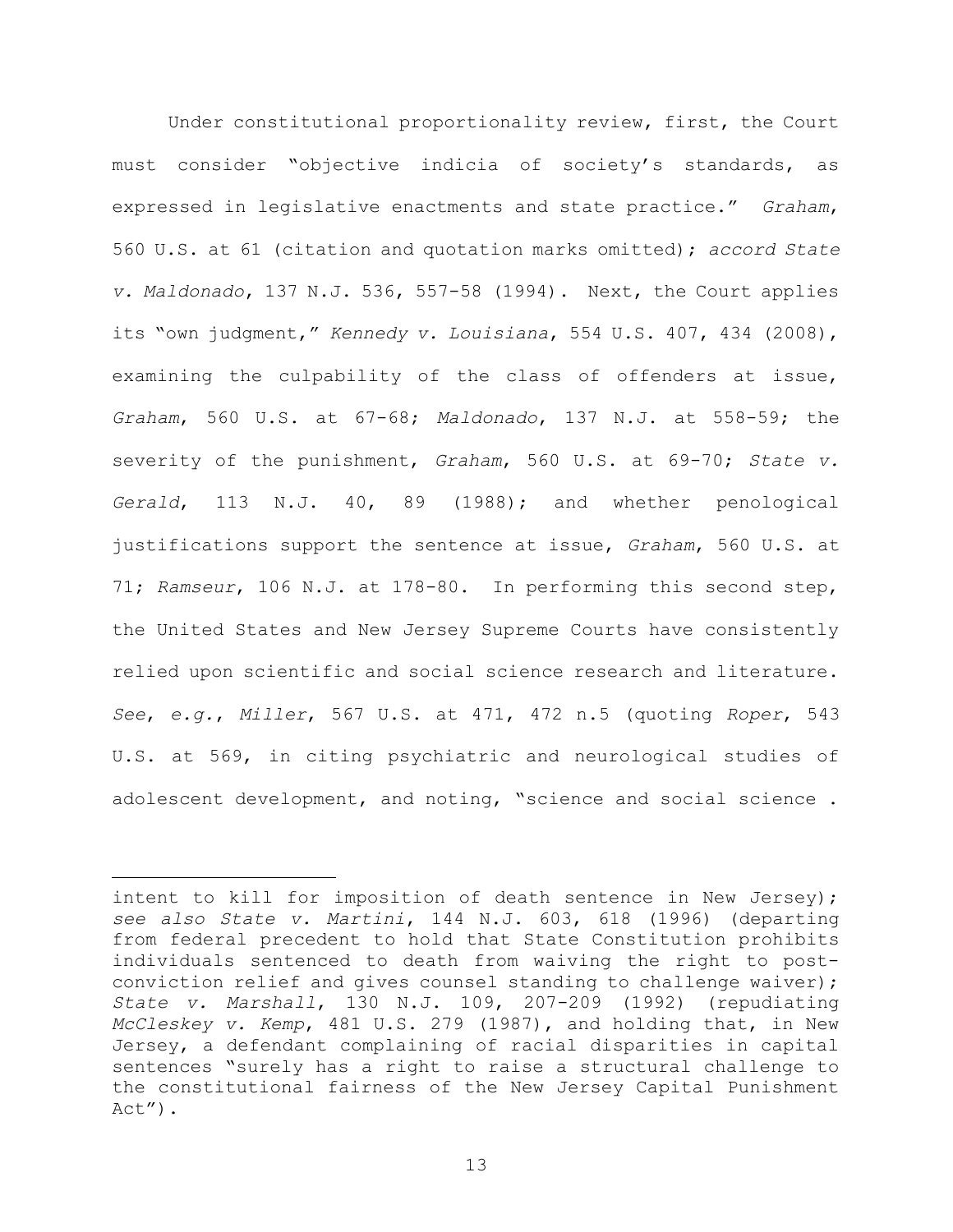Under constitutional proportionality review, first, the Court must consider "objective indicia of society's standards, as expressed in legislative enactments and state practice." *Graham*, 560 U.S. at 61 (citation and quotation marks omitted); *accord State v. Maldonado*, 137 N.J. 536, 557-58 (1994). Next, the Court applies its "own judgment," *Kennedy v. Louisiana*, 554 U.S. 407, 434 (2008), examining the culpability of the class of offenders at issue, *Graham*, 560 U.S. at 67-68; *Maldonado*, 137 N.J. at 558-59; the severity of the punishment, *Graham*, 560 U.S. at 69-70; *State v. Gerald*, 113 N.J. 40, 89 (1988); and whether penological justifications support the sentence at issue, *Graham*, 560 U.S. at 71; *Ramseur*, 106 N.J. at 178-80. In performing this second step, the United States and New Jersey Supreme Courts have consistently relied upon scientific and social science research and literature. *See*, *e.g.*, *Miller*, 567 U.S. at 471, 472 n.5 (quoting *Roper*, 543 U.S. at 569, in citing psychiatric and neurological studies of adolescent development, and noting, "science and social science .

---

intent to kill for imposition of death sentence in New Jersey); *see also State v. Martini*, 144 N.J. 603, 618 (1996) (departing from federal precedent to hold that State Constitution prohibits individuals sentenced to death from waiving the right to post-conviction relief and gives counsel standing to challenge waiver); *State v. Marshall*, 130 N.J. 109, 207-209 (1992) (repudiating *McCleskey v. Kemp*, 481 U.S. 279 (1987), and holding that, in New Jersey, a defendant complaining of racial disparities in capital sentences "surely has a right to raise a structural challenge to the constitutional fairness of the New Jersey Capital Punishment Act").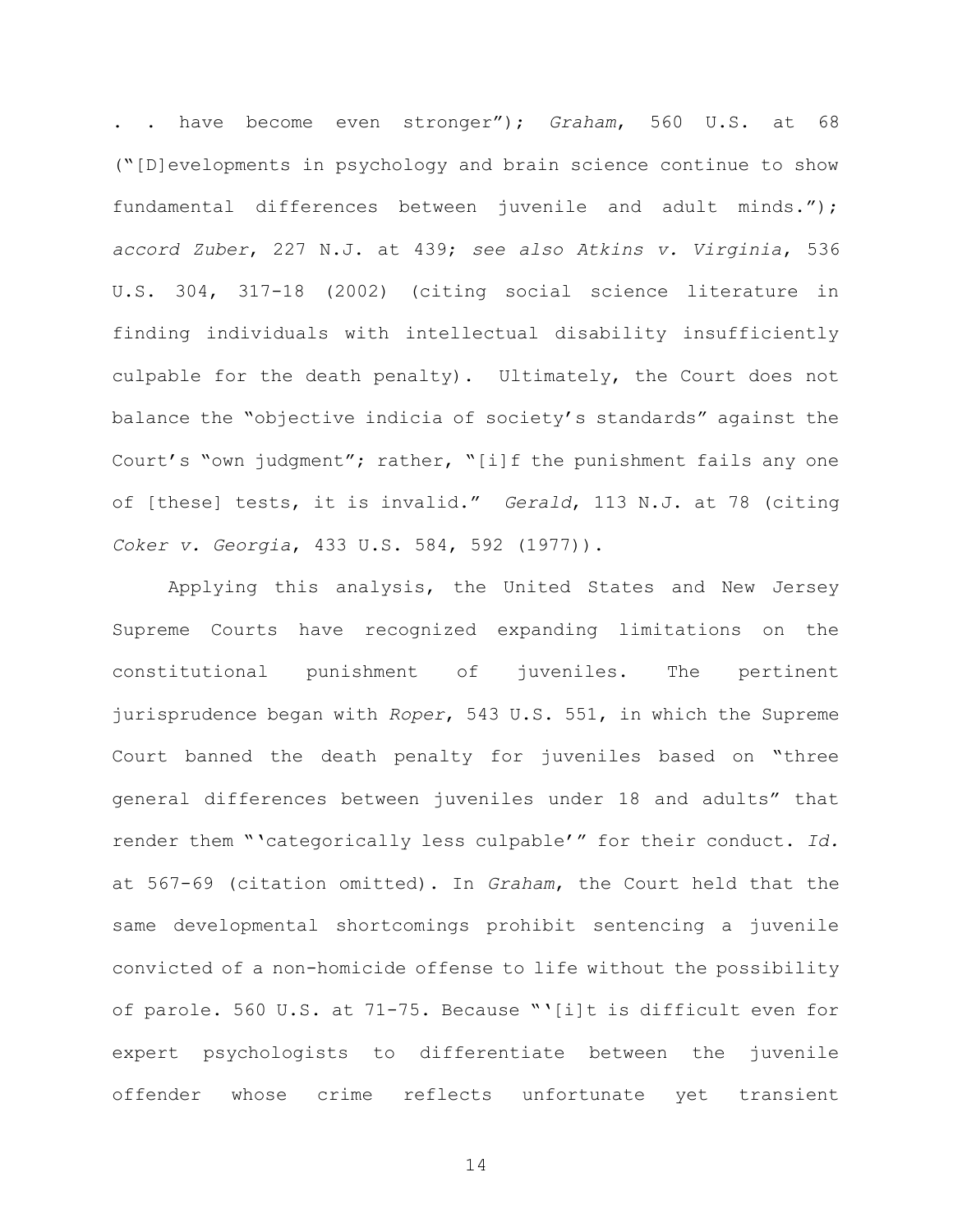. . have become even stronger”); *Graham*, 560 U.S. at 68 (“[D]evelopments in psychology and brain science continue to show fundamental differences between juvenile and adult minds.”); *accord Zuber*, 227 N.J. at 439; *see also Atkins v. Virginia*, 536 U.S. 304, 317-18 (2002) (citing social science literature in finding individuals with intellectual disability insufficiently culpable for the death penalty). Ultimately, the Court does not balance the “objective indicia of society’s standards” against the Court’s “own judgment”; rather, “[i]f the punishment fails any one of [these] tests, it is invalid.” *Gerald*, 113 N.J. at 78 (citing *Coker v. Georgia*, 433 U.S. 584, 592 (1977)).

Applying this analysis, the United States and New Jersey Supreme Courts have recognized expanding limitations on the constitutional punishment of juveniles. The pertinent jurisprudence began with *Roper*, 543 U.S. 551, in which the Supreme Court banned the death penalty for juveniles based on “three general differences between juveniles under 18 and adults” that render them “‘categorically less culpable’” for their conduct. *Id.* at 567-69 (citation omitted). In *Graham*, the Court held that the same developmental shortcomings prohibit sentencing a juvenile convicted of a non-homicide offense to life without the possibility of parole. 560 U.S. at 71-75. Because “‘[i]t is difficult even for expert psychologists to differentiate between the juvenile offender whose crime reflects unfortunate yet transient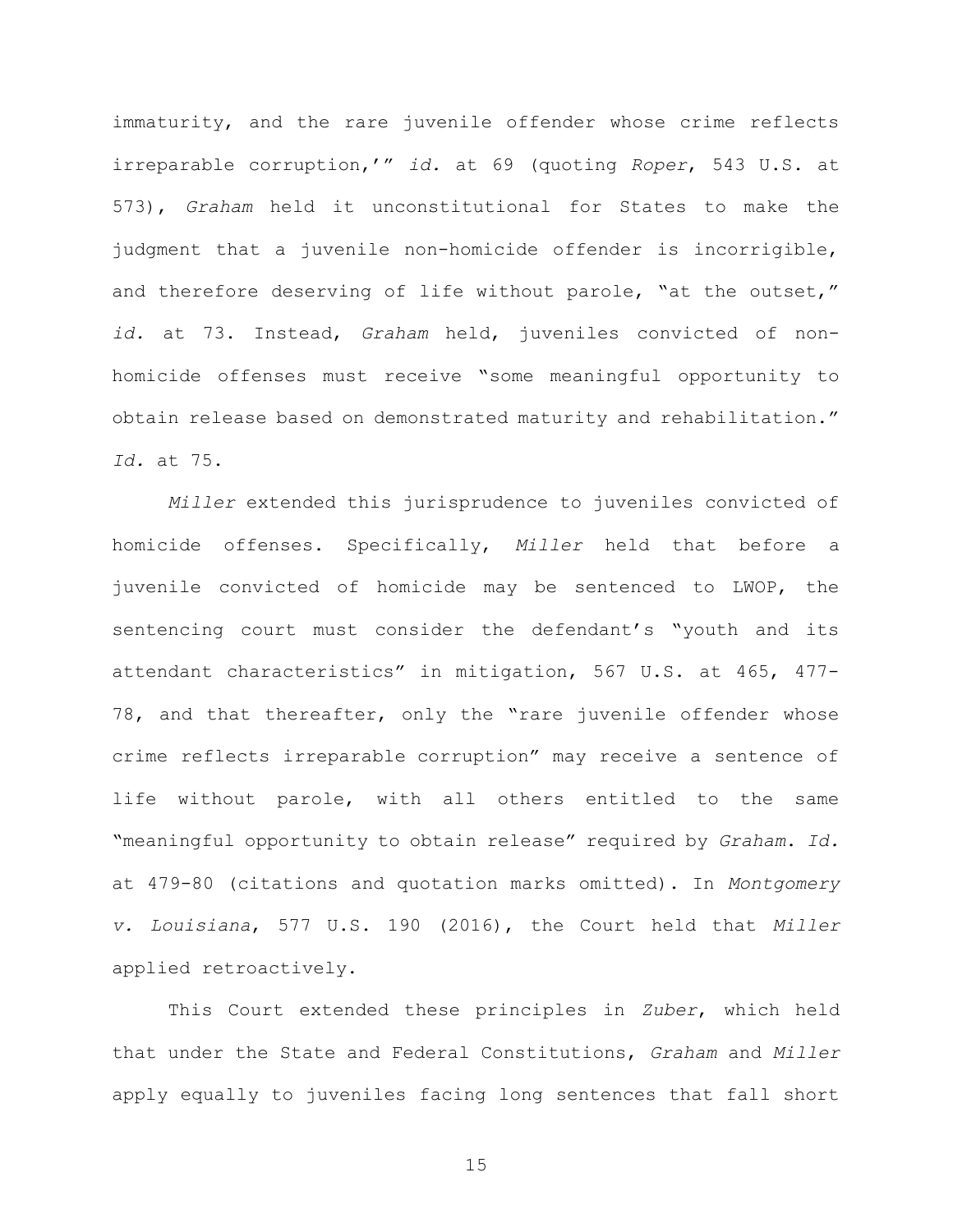immaturity, and the rare juvenile offender whose crime reflects irreparable corruption,'" *id.* at 69 (quoting *Roper*, 543 U.S. at 573), *Graham* held it unconstitutional for States to make the judgment that a juvenile non-homicide offender is incorrigible, and therefore deserving of life without parole, "at the outset," *id.* at 73. Instead, *Graham* held, juveniles convicted of non-homicide offenses must receive "some meaningful opportunity to obtain release based on demonstrated maturity and rehabilitation." *Id.* at 75.

*Miller* extended this jurisprudence to juveniles convicted of homicide offenses. Specifically, *Miller* held that before a juvenile convicted of homicide may be sentenced to LWOP, the sentencing court must consider the defendant's "youth and its attendant characteristics" in mitigation, 567 U.S. at 465, 477-78, and that thereafter, only the "rare juvenile offender whose crime reflects irreparable corruption" may receive a sentence of life without parole, with all others entitled to the same "meaningful opportunity to obtain release" required by *Graham*. *Id.* at 479-80 (citations and quotation marks omitted). In *Montgomery v. Louisiana*, 577 U.S. 190 (2016), the Court held that *Miller* applied retroactively.

This Court extended these principles in *Zuber*, which held that under the State and Federal Constitutions, *Graham* and *Miller* apply equally to juveniles facing long sentences that fall short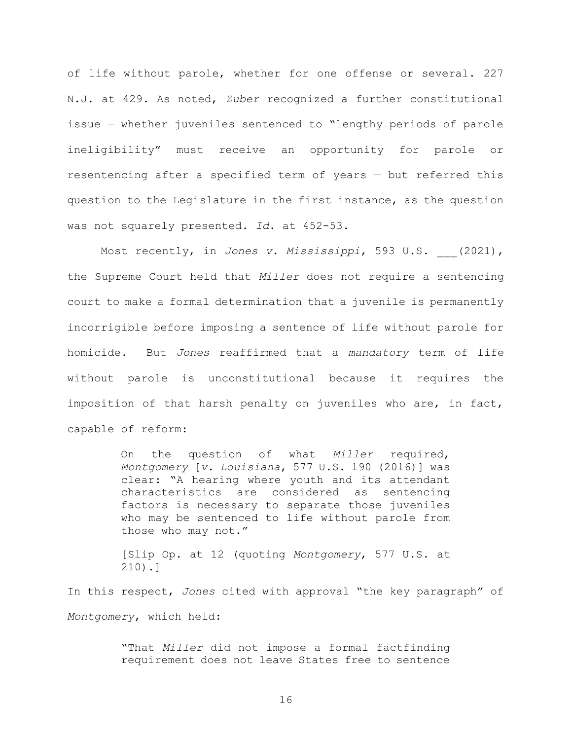of life without parole, whether for one offense or several. 227 N.J. at 429. As noted, *Zuber* recognized a further constitutional issue — whether juveniles sentenced to "lengthy periods of parole ineligibility" must receive an opportunity for parole or resentencing after a specified term of years — but referred this question to the Legislature in the first instance, as the question was not squarely presented. *Id.* at 452-53.

Most recently, in *Jones v. Mississippi*, 593 U.S. ___(2021), the Supreme Court held that *Miller* does not require a sentencing court to make a formal determination that a juvenile is permanently incorrigible before imposing a sentence of life without parole for homicide. But *Jones* reaffirmed that a *mandatory* term of life without parole is unconstitutional because it requires the imposition of that harsh penalty on juveniles who are, in fact, capable of reform:

> On the question of what *Miller* required, *Montgomery* [*v. Louisiana*, 577 U.S. 190 (2016)] was clear: "A hearing where youth and its attendant characteristics are considered as sentencing factors is necessary to separate those juveniles who may be sentenced to life without parole from those who may not."
>
> [Slip Op. at 12 (quoting *Montgomery*, 577 U.S. at 210).]

In this respect, *Jones* cited with approval "the key paragraph" of *Montgomery*, which held:

> "That *Miller* did not impose a formal factfinding requirement does not leave States free to sentence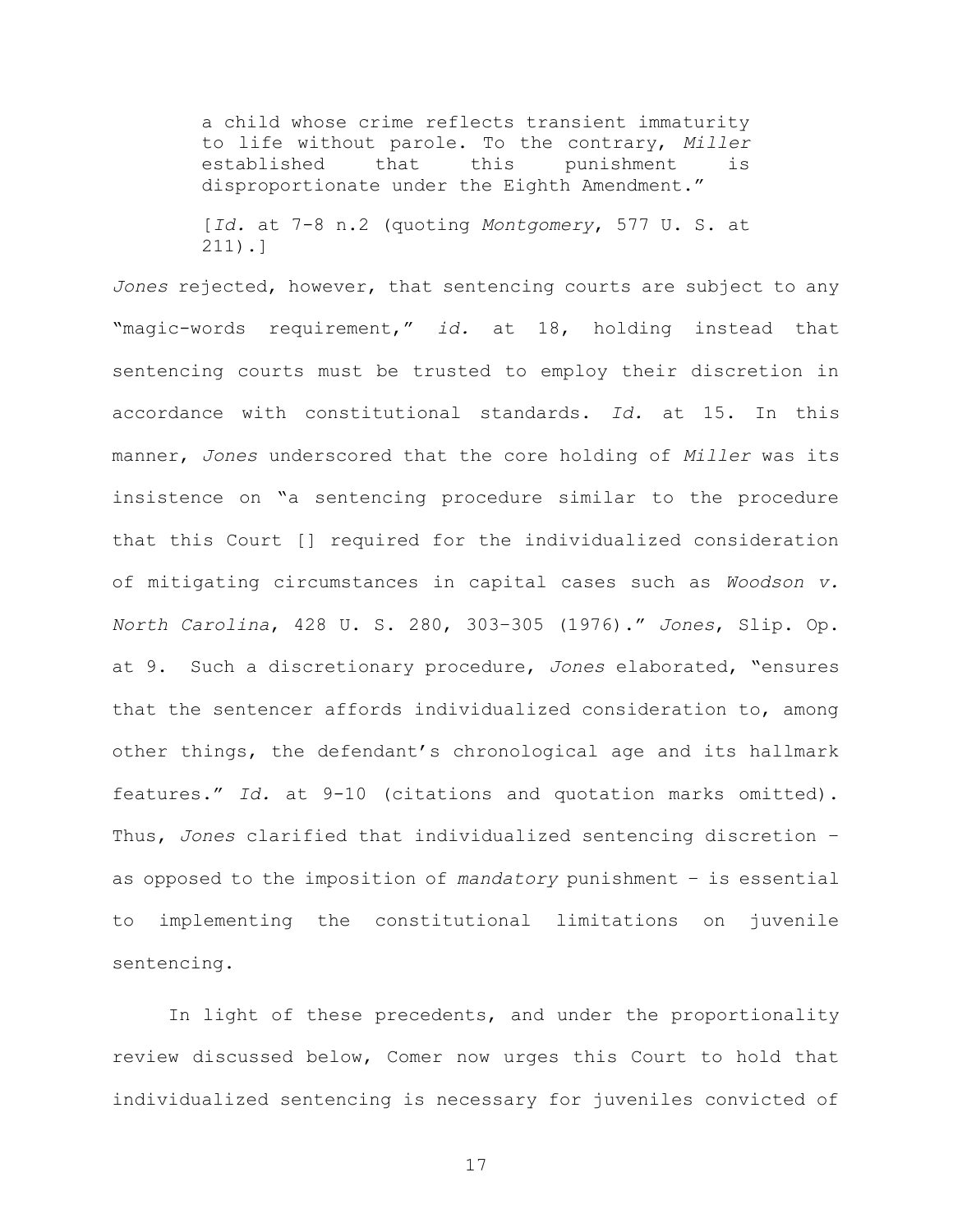> a child whose crime reflects transient immaturity to life without parole. To the contrary, *Miller* established that this punishment is disproportionate under the Eighth Amendment."
>
> [*Id.* at 7-8 n.2 (quoting *Montgomery*, 577 U. S. at 211).]

*Jones* rejected, however, that sentencing courts are subject to any "magic-words requirement," *id.* at 18, holding instead that sentencing courts must be trusted to employ their discretion in accordance with constitutional standards. *Id.* at 15. In this manner, *Jones* underscored that the core holding of *Miller* was its insistence on "a sentencing procedure similar to the procedure that this Court [] required for the individualized consideration of mitigating circumstances in capital cases such as *Woodson v. North Carolina*, 428 U. S. 280, 303–305 (1976)." *Jones*, Slip. Op. at 9. Such a discretionary procedure, *Jones* elaborated, "ensures that the sentencer affords individualized consideration to, among other things, the defendant's chronological age and its hallmark features." *Id.* at 9-10 (citations and quotation marks omitted). Thus, *Jones* clarified that individualized sentencing discretion – as opposed to the imposition of *mandatory* punishment – is essential to implementing the constitutional limitations on juvenile sentencing.

In light of these precedents, and under the proportionality review discussed below, Comer now urges this Court to hold that individualized sentencing is necessary for juveniles convicted of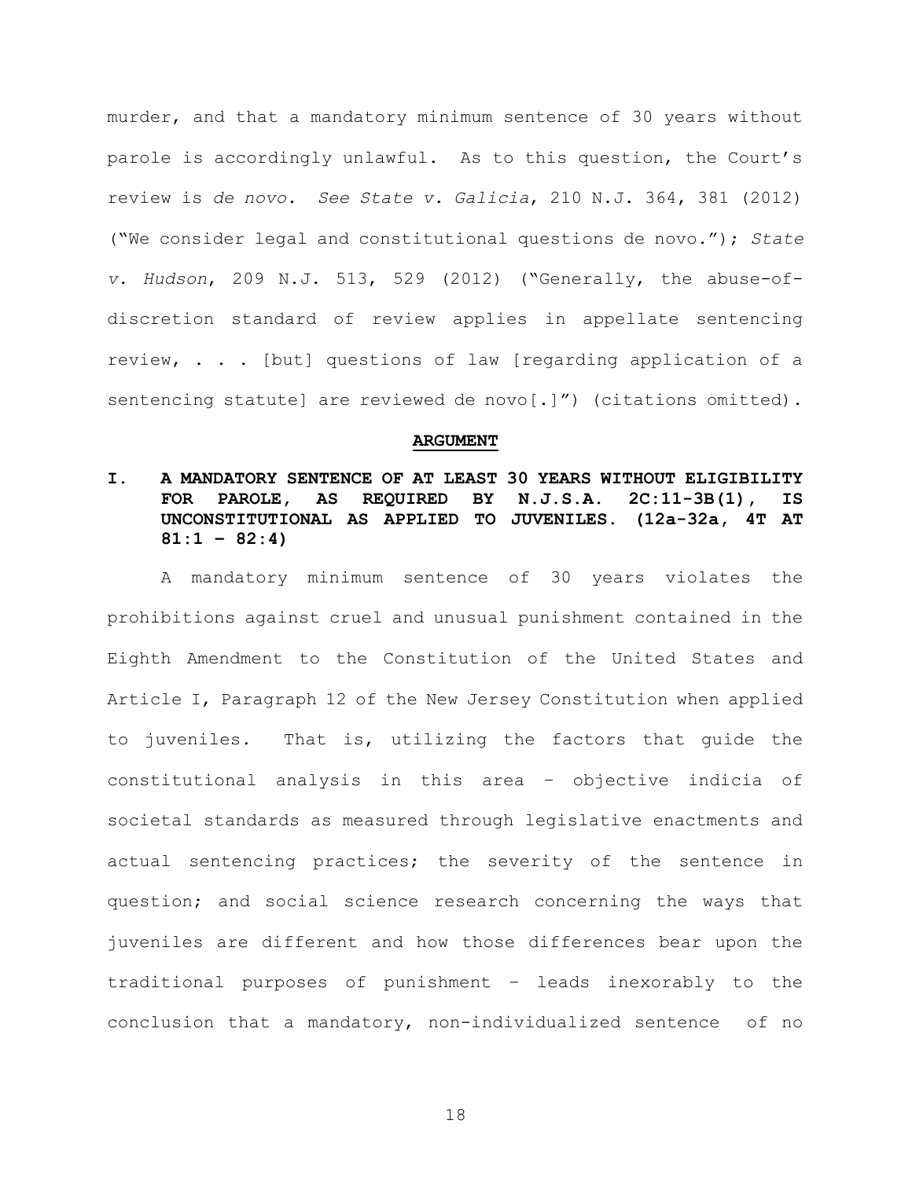murder, and that a mandatory minimum sentence of 30 years without parole is accordingly unlawful. As to this question, the Court's review is *de novo*. *See State v. Galicia*, 210 N.J. 364, 381 (2012) ("We consider legal and constitutional questions de novo."); *State v. Hudson*, 209 N.J. 513, 529 (2012) ("Generally, the abuse-of-discretion standard of review applies in appellate sentencing review, . . . [but] questions of law [regarding application of a sentencing statute] are reviewed de novo[.]") (citations omitted).

## **ARGUMENT**

### **I. A MANDATORY SENTENCE OF AT LEAST 30 YEARS WITHOUT ELIGIBILITY FOR PAROLE, AS REQUIRED BY N.J.S.A. 2C:11-3B(1), IS UNCONSTITUTIONAL AS APPLIED TO JUVENILES. (12a-32a, 4T AT 81:1 – 82:4)**

A mandatory minimum sentence of 30 years violates the prohibitions against cruel and unusual punishment contained in the Eighth Amendment to the Constitution of the United States and Article I, Paragraph 12 of the New Jersey Constitution when applied to juveniles. That is, utilizing the factors that guide the constitutional analysis in this area – objective indicia of societal standards as measured through legislative enactments and actual sentencing practices; the severity of the sentence in question; and social science research concerning the ways that juveniles are different and how those differences bear upon the traditional purposes of punishment – leads inexorably to the conclusion that a mandatory, non-individualized sentence of no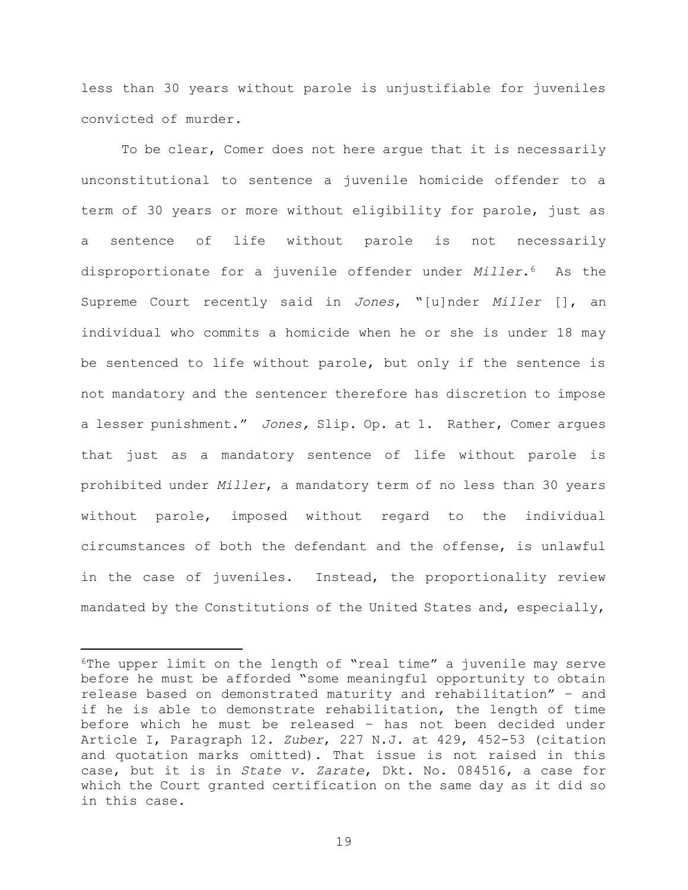less than 30 years without parole is unjustifiable for juveniles convicted of murder.

To be clear, Comer does not here argue that it is necessarily unconstitutional to sentence a juvenile homicide offender to a term of 30 years or more without eligibility for parole, just as a sentence of life without parole is not necessarily disproportionate for a juvenile offender under *Miller*.[6] As the Supreme Court recently said in *Jones*, "[u]nder *Miller* [], an individual who commits a homicide when he or she is under 18 may be sentenced to life without parole, but only if the sentence is not mandatory and the sentencer therefore has discretion to impose a lesser punishment." *Jones*, Slip. Op. at 1. Rather, Comer argues that just as a mandatory sentence of life without parole is prohibited under *Miller*, a mandatory term of no less than 30 years without parole, imposed without regard to the individual circumstances of both the defendant and the offense, is unlawful in the case of juveniles. Instead, the proportionality review mandated by the Constitutions of the United States and, especially,

---

[6]The upper limit on the length of "real time" a juvenile may serve before he must be afforded "some meaningful opportunity to obtain release based on demonstrated maturity and rehabilitation" – and if he is able to demonstrate rehabilitation, the length of time before which he must be released – has not been decided under Article I, Paragraph 12. *Zuber*, 227 N.J. at 429, 452-53 (citation and quotation marks omitted). That issue is not raised in this case, but it is in *State v. Zarate*, Dkt. No. 084516, a case for which the Court granted certification on the same day as it did so in this case.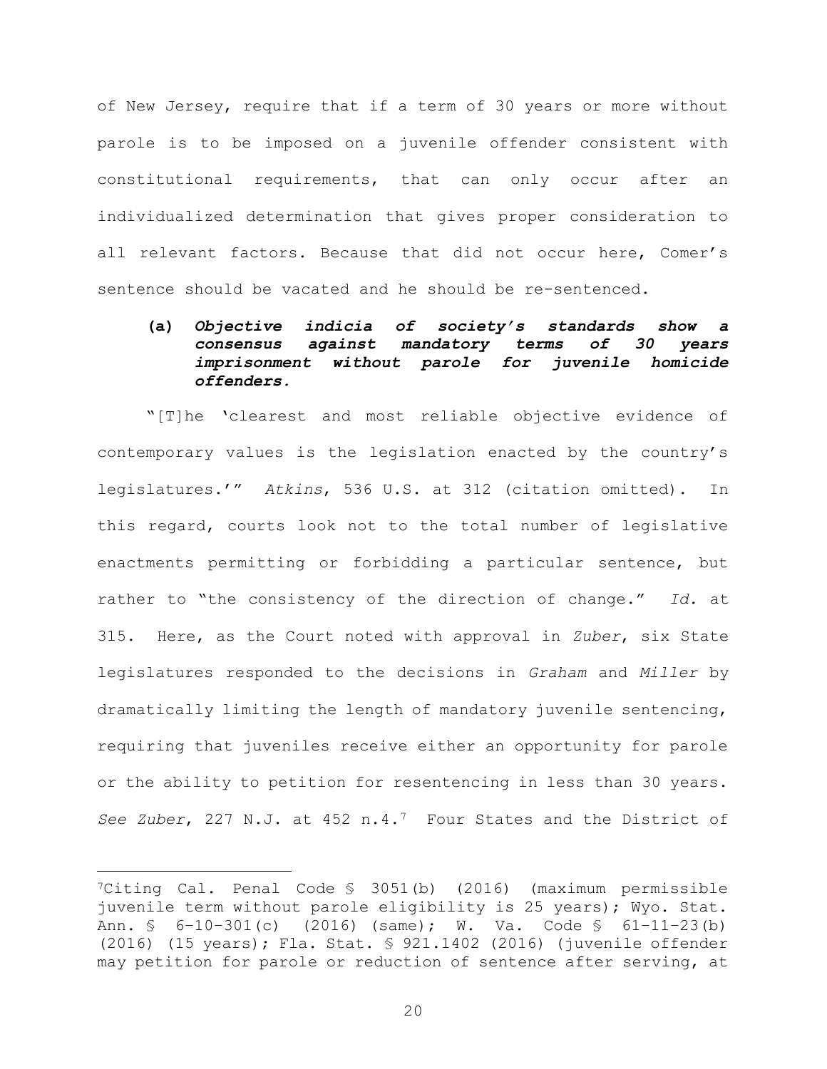of New Jersey, require that if a term of 30 years or more without parole is to be imposed on a juvenile offender consistent with constitutional requirements, that can only occur after an individualized determination that gives proper consideration to all relevant factors. Because that did not occur here, Comer's sentence should be vacated and he should be re-sentenced.

**(a) *Objective indicia of society's standards show a consensus against mandatory terms of 30 years imprisonment without parole for juvenile homicide offenders.***

"[T]he 'clearest and most reliable objective evidence of contemporary values is the legislation enacted by the country's legislatures.'" *Atkins*, 536 U.S. at 312 (citation omitted). In this regard, courts look not to the total number of legislative enactments permitting or forbidding a particular sentence, but rather to "the consistency of the direction of change." *Id.* at 315. Here, as the Court noted with approval in *Zuber*, six State legislatures responded to the decisions in *Graham* and *Miller* by dramatically limiting the length of mandatory juvenile sentencing, requiring that juveniles receive either an opportunity for parole or the ability to petition for resentencing in less than 30 years. *See Zuber*, 227 N.J. at 452 n.4.[7] Four States and the District of

---

[7]Citing Cal. Penal Code § 3051(b) (2016) (maximum permissible juvenile term without parole eligibility is 25 years); Wyo. Stat. Ann. § 6-10-301(c) (2016) (same); W. Va. Code § 61-11-23(b) (2016) (15 years); Fla. Stat. § 921.1402 (2016) (juvenile offender may petition for parole or reduction of sentence after serving, at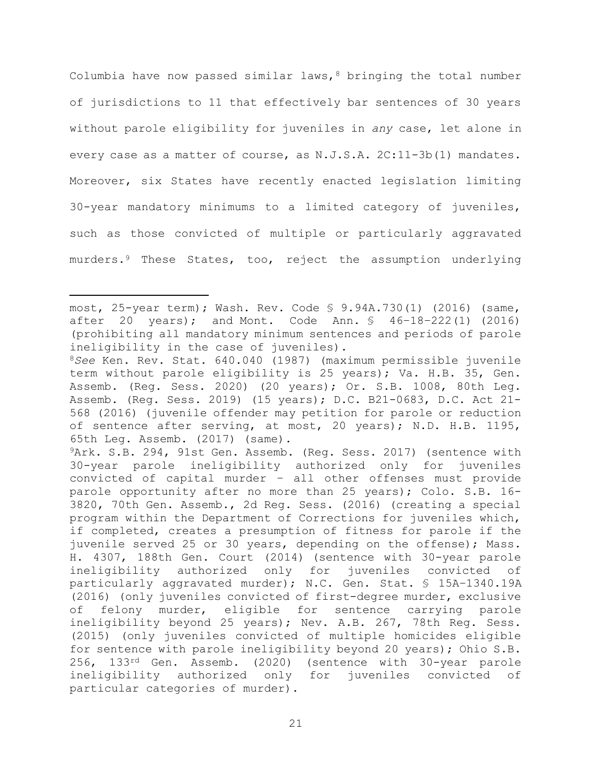Columbia have now passed similar laws,[8] bringing the total number of jurisdictions to 11 that effectively bar sentences of 30 years without parole eligibility for juveniles in *any* case, let alone in every case as a matter of course, as N.J.S.A. 2C:11-3b(1) mandates. Moreover, six States have recently enacted legislation limiting 30-year mandatory minimums to a limited category of juveniles, such as those convicted of multiple or particularly aggravated murders.[9] These States, too, reject the assumption underlying

---

most, 25-year term); Wash. Rev. Code § 9.94A.730(1) (2016) (same, after 20 years); and Mont. Code Ann. § 46–18–222(1) (2016) (prohibiting all mandatory minimum sentences and periods of parole ineligibility in the case of juveniles).

[8]*See* Ken. Rev. Stat. 640.040 (1987) (maximum permissible juvenile term without parole eligibility is 25 years); Va. H.B. 35, Gen. Assemb. (Reg. Sess. 2020) (20 years); Or. S.B. 1008, 80th Leg. Assemb. (Reg. Sess. 2019) (15 years); D.C. B21-0683, D.C. Act 21-568 (2016) (juvenile offender may petition for parole or reduction of sentence after serving, at most, 20 years); N.D. H.B. 1195, 65th Leg. Assemb. (2017) (same).

[9]Ark. S.B. 294, 91st Gen. Assemb. (Reg. Sess. 2017) (sentence with 30-year parole ineligibility authorized only for juveniles convicted of capital murder – all other offenses must provide parole opportunity after no more than 25 years); Colo. S.B. 16-3820, 70th Gen. Assemb., 2d Reg. Sess. (2016) (creating a special program within the Department of Corrections for juveniles which, if completed, creates a presumption of fitness for parole if the juvenile served 25 or 30 years, depending on the offense); Mass. H. 4307, 188th Gen. Court (2014) (sentence with 30-year parole ineligibility authorized only for juveniles convicted of particularly aggravated murder); N.C. Gen. Stat. § 15A–1340.19A (2016) (only juveniles convicted of first-degree murder, exclusive of felony murder, eligible for sentence carrying parole ineligibility beyond 25 years); Nev. A.B. 267, 78th Reg. Sess. (2015) (only juveniles convicted of multiple homicides eligible for sentence with parole ineligibility beyond 20 years); Ohio S.B. 256, 133rd Gen. Assemb. (2020) (sentence with 30-year parole ineligibility authorized only for juveniles convicted of particular categories of murder).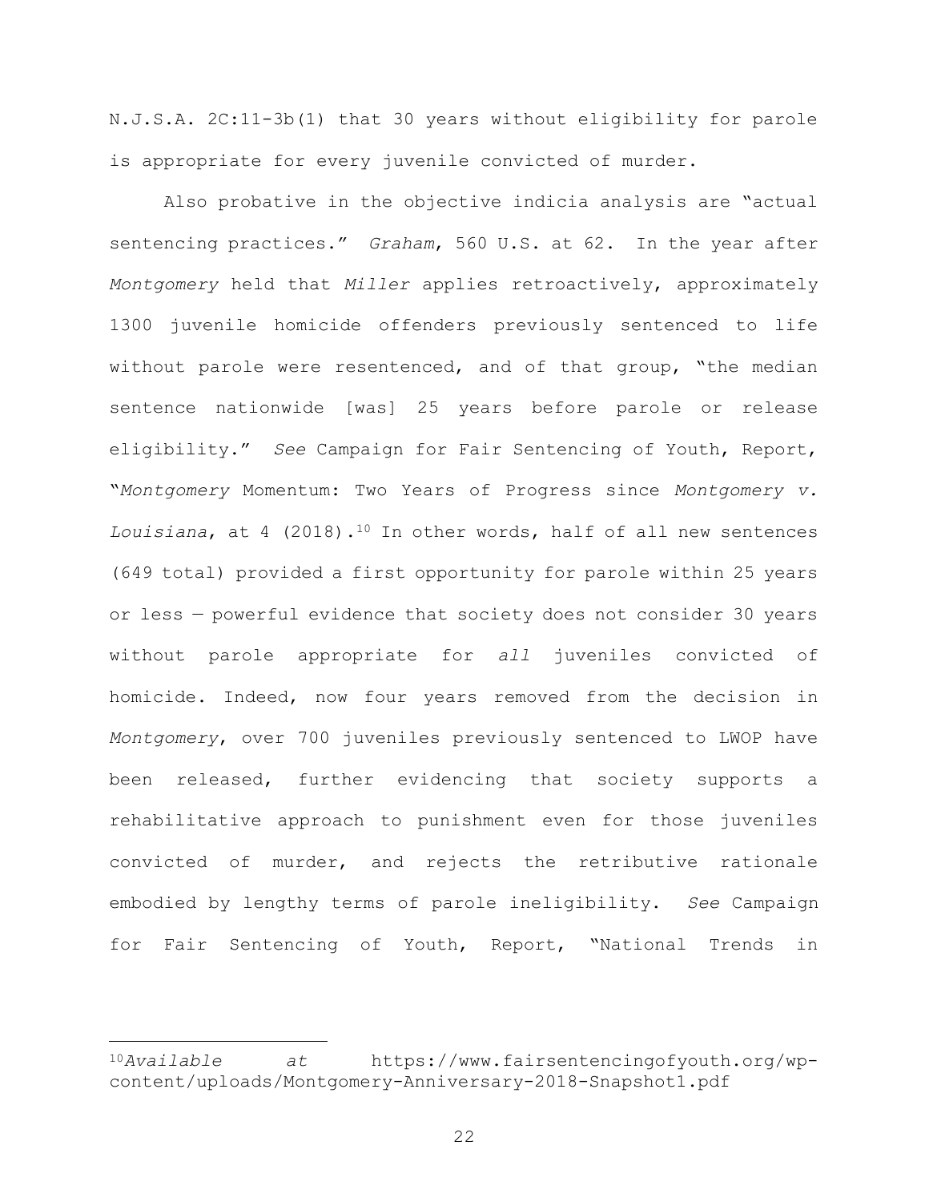N.J.S.A. 2C:11-3b(1) that 30 years without eligibility for parole is appropriate for every juvenile convicted of murder.

Also probative in the objective indicia analysis are "actual sentencing practices." *Graham*, 560 U.S. at 62. In the year after *Montgomery* held that *Miller* applies retroactively, approximately 1300 juvenile homicide offenders previously sentenced to life without parole were resentenced, and of that group, "the median sentence nationwide [was] 25 years before parole or release eligibility." *See* Campaign for Fair Sentencing of Youth, Report, "*Montgomery* Momentum: Two Years of Progress since *Montgomery v. Louisiana*, at 4 (2018).[10] In other words, half of all new sentences (649 total) provided a first opportunity for parole within 25 years or less — powerful evidence that society does not consider 30 years without parole appropriate for *all* juveniles convicted of homicide. Indeed, now four years removed from the decision in *Montgomery*, over 700 juveniles previously sentenced to LWOP have been released, further evidencing that society supports a rehabilitative approach to punishment even for those juveniles convicted of murder, and rejects the retributive rationale embodied by lengthy terms of parole ineligibility. *See* Campaign for Fair Sentencing of Youth, Report, "National Trends in

---

[10]*Available at* https://www.fairsentencingofyouth.org/wp-content/uploads/Montgomery-Anniversary-2018-Snapshot1.pdf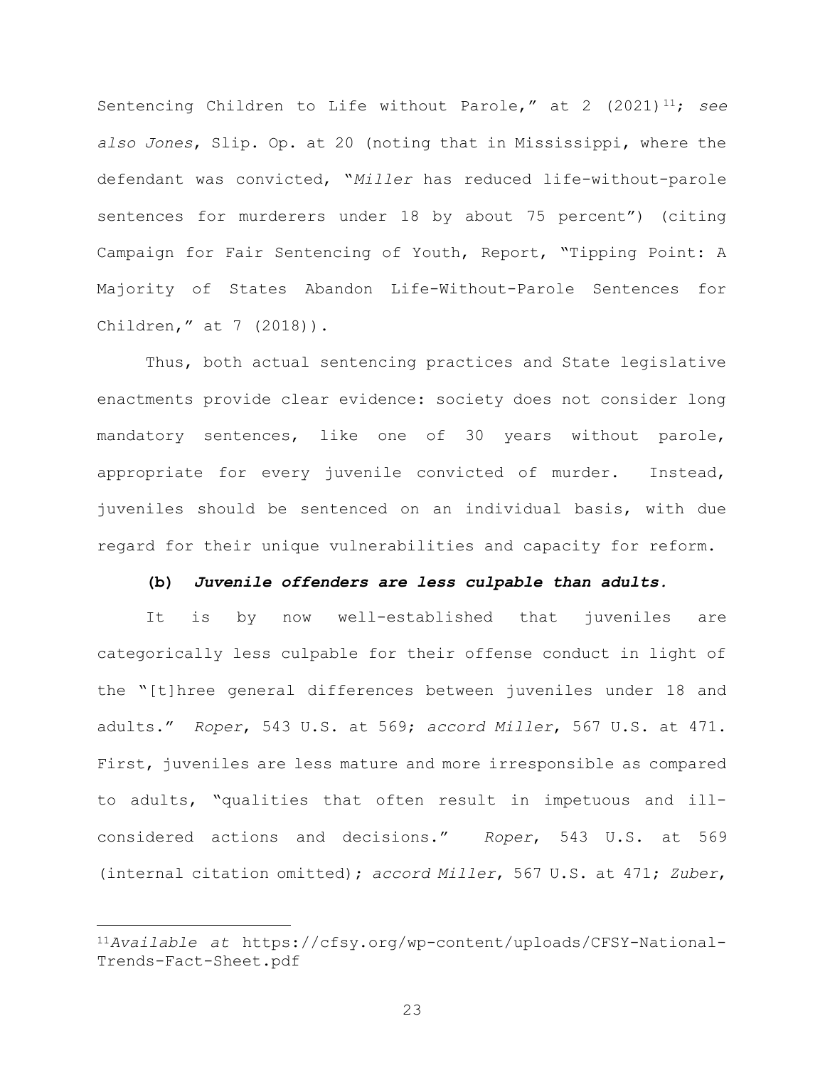Sentencing Children to Life without Parole," at 2 (2021)[11]; *see also Jones*, Slip. Op. at 20 (noting that in Mississippi, where the defendant was convicted, "*Miller* has reduced life-without-parole sentences for murderers under 18 by about 75 percent") (citing Campaign for Fair Sentencing of Youth, Report, "Tipping Point: A Majority of States Abandon Life-Without-Parole Sentences for Children," at 7 (2018)).

Thus, both actual sentencing practices and State legislative enactments provide clear evidence: society does not consider long mandatory sentences, like one of 30 years without parole, appropriate for every juvenile convicted of murder. Instead, juveniles should be sentenced on an individual basis, with due regard for their unique vulnerabilities and capacity for reform.

**(b)** ***Juvenile offenders are less culpable than adults.***

It is by now well-established that juveniles are categorically less culpable for their offense conduct in light of the "[t]hree general differences between juveniles under 18 and adults." *Roper*, 543 U.S. at 569; *accord Miller*, 567 U.S. at 471. First, juveniles are less mature and more irresponsible as compared to adults, "qualities that often result in impetuous and ill-considered actions and decisions." *Roper*, 543 U.S. at 569 (internal citation omitted); *accord Miller*, 567 U.S. at 471; *Zuber*,

---

[11]*Available at* https://cfsy.org/wp-content/uploads/CFSY-National-Trends-Fact-Sheet.pdf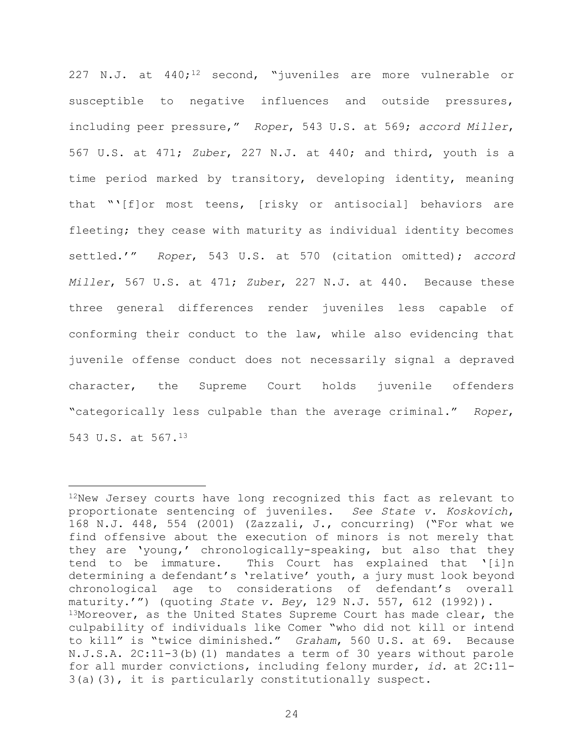227 N.J. at 440;[12] second, "juveniles are more vulnerable or susceptible to negative influences and outside pressures, including peer pressure," *Roper*, 543 U.S. at 569; *accord Miller*, 567 U.S. at 471; *Zuber*, 227 N.J. at 440; and third, youth is a time period marked by transitory, developing identity, meaning that "'[f]or most teens, [risky or antisocial] behaviors are fleeting; they cease with maturity as individual identity becomes settled.'" *Roper*, 543 U.S. at 570 (citation omitted); *accord Miller*, 567 U.S. at 471; *Zuber*, 227 N.J. at 440. Because these three general differences render juveniles less capable of conforming their conduct to the law, while also evidencing that juvenile offense conduct does not necessarily signal a depraved character, the Supreme Court holds juvenile offenders "categorically less culpable than the average criminal." *Roper*, 543 U.S. at 567.[13]

---

[12]New Jersey courts have long recognized this fact as relevant to proportionate sentencing of juveniles. *See State v. Koskovich*, 168 N.J. 448, 554 (2001) (Zazzali, J., concurring) ("For what we find offensive about the execution of minors is not merely that they are 'young,' chronologically-speaking, but also that they tend to be immature. This Court has explained that '[i]n determining a defendant's 'relative' youth, a jury must look beyond chronological age to considerations of defendant's overall maturity.'") (quoting *State v. Bey*, 129 N.J. 557, 612 (1992)).

[13]Moreover, as the United States Supreme Court has made clear, the culpability of individuals like Comer "who did not kill or intend to kill" is "twice diminished." *Graham*, 560 U.S. at 69. Because N.J.S.A. 2C:11-3(b)(1) mandates a term of 30 years without parole for all murder convictions, including felony murder, *id.* at 2C:11-3(a)(3), it is particularly constitutionally suspect.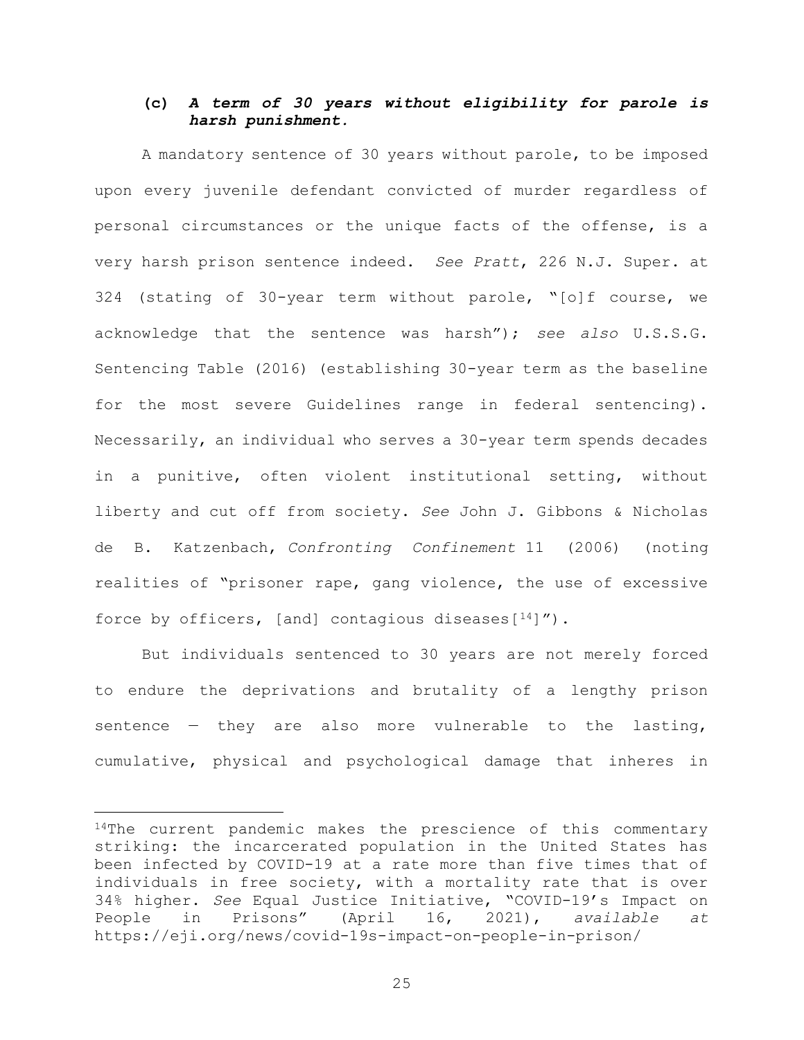**(c)** ***A term of 30 years without eligibility for parole is harsh punishment.***

A mandatory sentence of 30 years without parole, to be imposed upon every juvenile defendant convicted of murder regardless of personal circumstances or the unique facts of the offense, is a very harsh prison sentence indeed. *See Pratt*, 226 N.J. Super. at 324 (stating of 30-year term without parole, "[o]f course, we acknowledge that the sentence was harsh"); *see also* U.S.S.G. Sentencing Table (2016) (establishing 30-year term as the baseline for the most severe Guidelines range in federal sentencing). Necessarily, an individual who serves a 30-year term spends decades in a punitive, often violent institutional setting, without liberty and cut off from society. *See* John J. Gibbons & Nicholas de B. Katzenbach, *Confronting Confinement* 11 (2006) (noting realities of "prisoner rape, gang violence, the use of excessive force by officers, [and] contagious diseases[14]").

But individuals sentenced to 30 years are not merely forced to endure the deprivations and brutality of a lengthy prison sentence — they are also more vulnerable to the lasting, cumulative, physical and psychological damage that inheres in

---

[14]The current pandemic makes the prescience of this commentary striking: the incarcerated population in the United States has been infected by COVID-19 at a rate more than five times that of individuals in free society, with a mortality rate that is over 34% higher. *See* Equal Justice Initiative, "COVID-19's Impact on People in Prisons" (April 16, 2021), *available at* https://eji.org/news/covid-19s-impact-on-people-in-prison/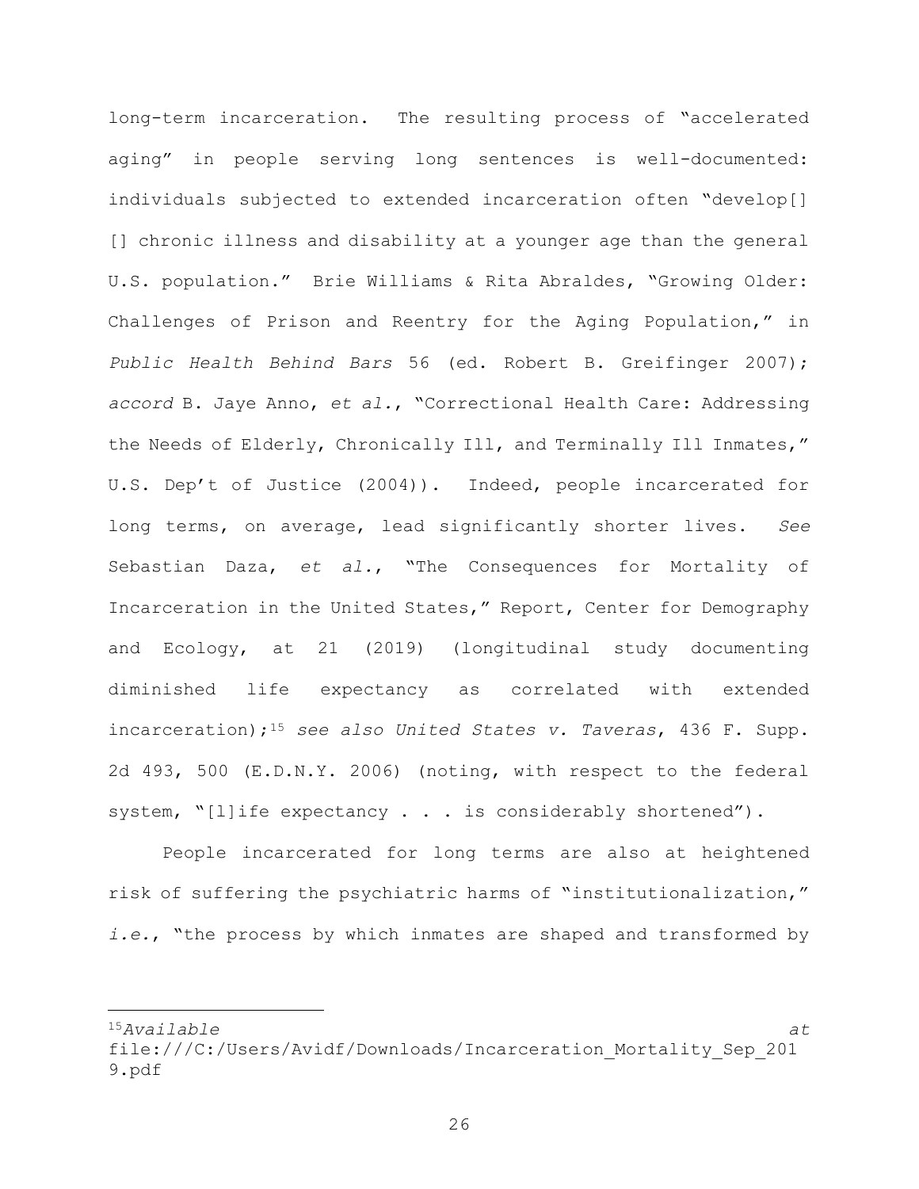long-term incarceration. The resulting process of "accelerated aging" in people serving long sentences is well-documented: individuals subjected to extended incarceration often "develop[] [] chronic illness and disability at a younger age than the general U.S. population." Brie Williams & Rita Abraldes, "Growing Older: Challenges of Prison and Reentry for the Aging Population," in *Public Health Behind Bars* 56 (ed. Robert B. Greifinger 2007); *accord* B. Jaye Anno, *et al.*, "Correctional Health Care: Addressing the Needs of Elderly, Chronically Ill, and Terminally Ill Inmates," U.S. Dep't of Justice (2004)). Indeed, people incarcerated for long terms, on average, lead significantly shorter lives. *See* Sebastian Daza, *et al.*, "The Consequences for Mortality of Incarceration in the United States," Report, Center for Demography and Ecology, at 21 (2019) (longitudinal study documenting diminished life expectancy as correlated with extended incarceration);[15] *see also United States v. Taveras*, 436 F. Supp. 2d 493, 500 (E.D.N.Y. 2006) (noting, with respect to the federal system, "[l]ife expectancy . . . is considerably shortened").

People incarcerated for long terms are also at heightened risk of suffering the psychiatric harms of "institutionalization," *i.e.*, "the process by which inmates are shaped and transformed by

---

[15] *Available at* file:///C:/Users/Avidf/Downloads/Incarceration_Mortality_Sep_2019.pdf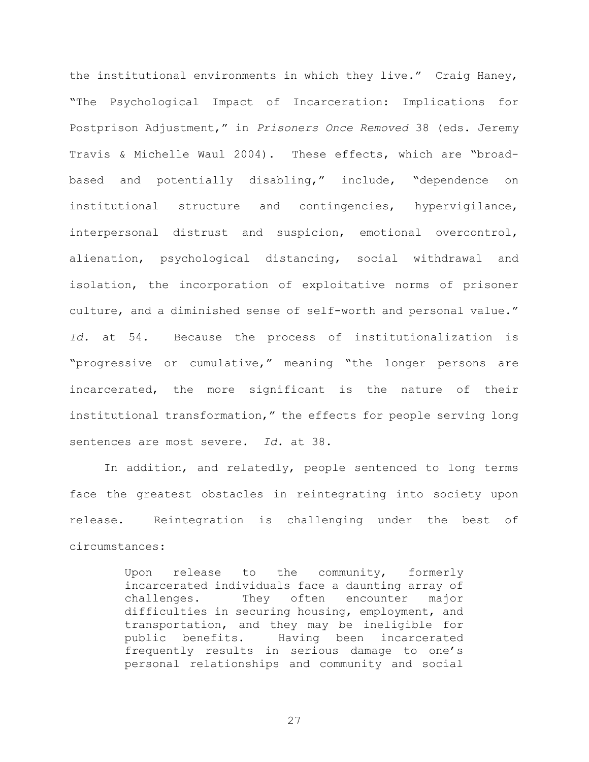the institutional environments in which they live." Craig Haney, "The Psychological Impact of Incarceration: Implications for Postprison Adjustment," in *Prisoners Once Removed* 38 (eds. Jeremy Travis & Michelle Waul 2004). These effects, which are "broad-based and potentially disabling," include, "dependence on institutional structure and contingencies, hypervigilance, interpersonal distrust and suspicion, emotional overcontrol, alienation, psychological distancing, social withdrawal and isolation, the incorporation of exploitative norms of prisoner culture, and a diminished sense of self-worth and personal value." *Id.* at 54. Because the process of institutionalization is "progressive or cumulative," meaning "the longer persons are incarcerated, the more significant is the nature of their institutional transformation," the effects for people serving long sentences are most severe. *Id.* at 38.

In addition, and relatedly, people sentenced to long terms face the greatest obstacles in reintegrating into society upon release. Reintegration is challenging under the best of circumstances:

> Upon release to the community, formerly incarcerated individuals face a daunting array of challenges. They often encounter major difficulties in securing housing, employment, and transportation, and they may be ineligible for public benefits. Having been incarcerated frequently results in serious damage to one's personal relationships and community and social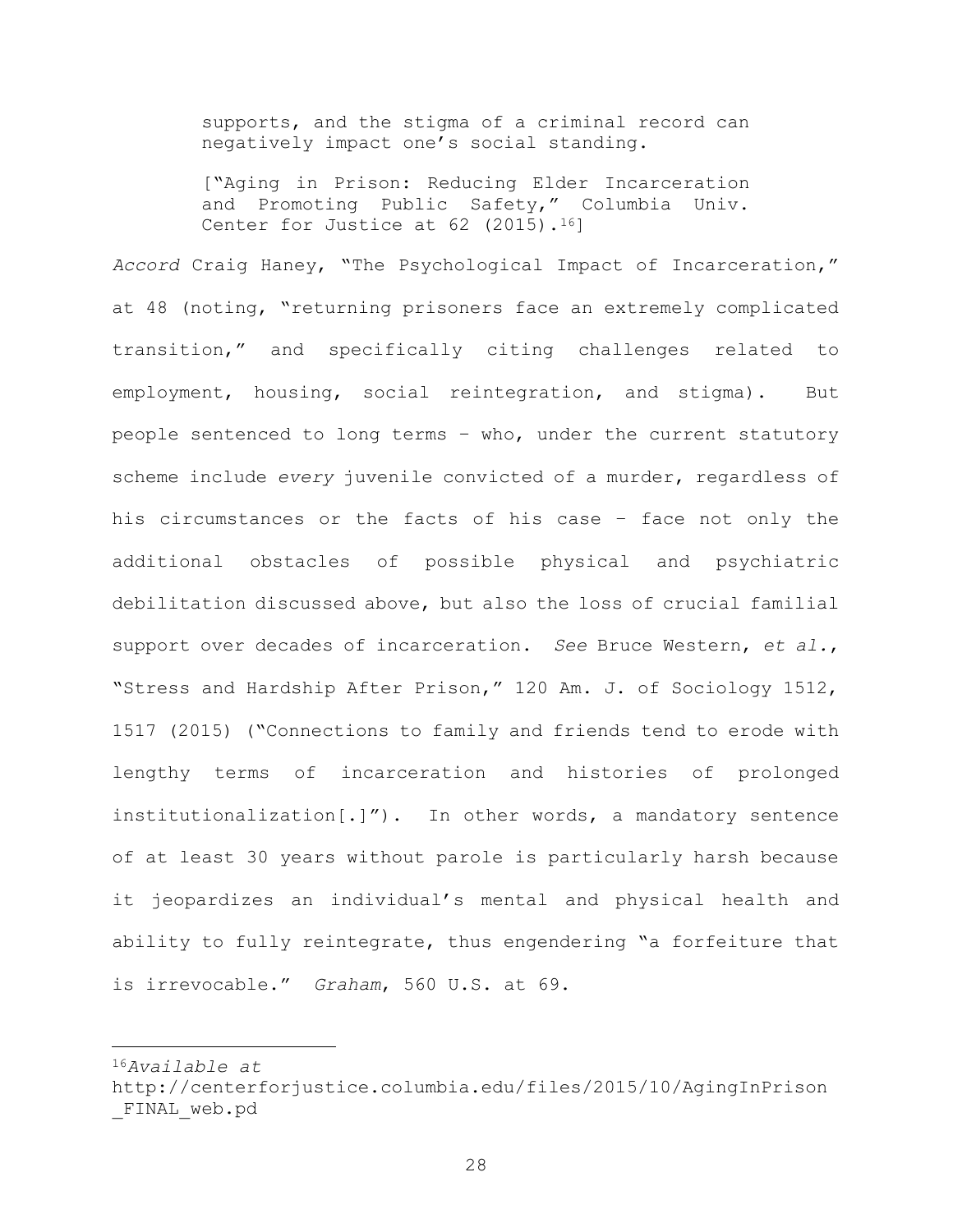> supports, and the stigma of a criminal record can negatively impact one's social standing.
>
> ["Aging in Prison: Reducing Elder Incarceration and Promoting Public Safety," Columbia Univ. Center for Justice at 62 (2015).[16]]

*Accord* Craig Haney, "The Psychological Impact of Incarceration," at 48 (noting, "returning prisoners face an extremely complicated transition," and specifically citing challenges related to employment, housing, social reintegration, and stigma). But people sentenced to long terms – who, under the current statutory scheme include *every* juvenile convicted of a murder, regardless of his circumstances or the facts of his case – face not only the additional obstacles of possible physical and psychiatric debilitation discussed above, but also the loss of crucial familial support over decades of incarceration. *See* Bruce Western, *et al.*, "Stress and Hardship After Prison," 120 Am. J. of Sociology 1512, 1517 (2015) ("Connections to family and friends tend to erode with lengthy terms of incarceration and histories of prolonged institutionalization[.]"). In other words, a mandatory sentence of at least 30 years without parole is particularly harsh because it jeopardizes an individual's mental and physical health and ability to fully reintegrate, thus engendering "a forfeiture that is irrevocable." *Graham*, 560 U.S. at 69.

---

[16] *Available at* http://centerforjustice.columbia.edu/files/2015/10/AgingInPrison_FINAL_web.pd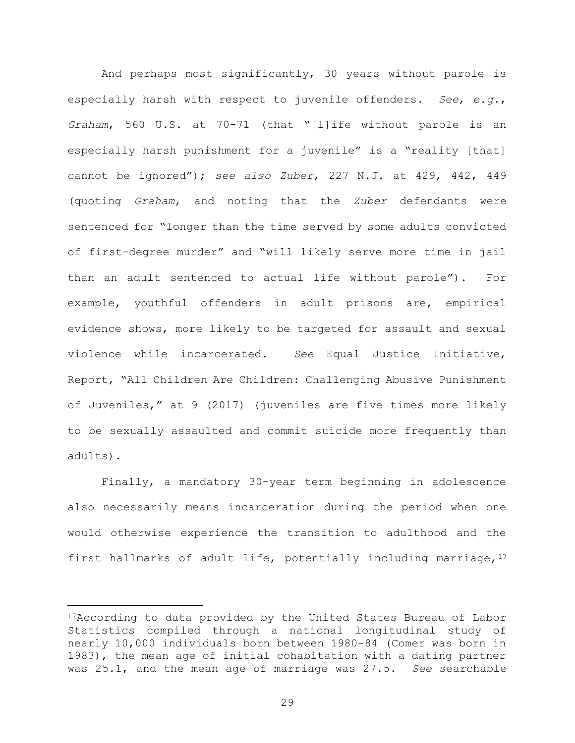And perhaps most significantly, 30 years without parole is especially harsh with respect to juvenile offenders. *See*, *e.g.*, *Graham*, 560 U.S. at 70-71 (that "[l]ife without parole is an especially harsh punishment for a juvenile" is a "reality [that] cannot be ignored"); *see also Zuber*, 227 N.J. at 429, 442, 449 (quoting *Graham*, and noting that the *Zuber* defendants were sentenced for "longer than the time served by some adults convicted of first-degree murder" and "will likely serve more time in jail than an adult sentenced to actual life without parole"). For example, youthful offenders in adult prisons are, empirical evidence shows, more likely to be targeted for assault and sexual violence while incarcerated. *See* Equal Justice Initiative, Report, "All Children Are Children: Challenging Abusive Punishment of Juveniles," at 9 (2017) (juveniles are five times more likely to be sexually assaulted and commit suicide more frequently than adults).

Finally, a mandatory 30-year term beginning in adolescence also necessarily means incarceration during the period when one would otherwise experience the transition to adulthood and the first hallmarks of adult life, potentially including marriage,[17]

---

[17]According to data provided by the United States Bureau of Labor Statistics compiled through a national longitudinal study of nearly 10,000 individuals born between 1980-84 (Comer was born in 1983), the mean age of initial cohabitation with a dating partner was 25.1, and the mean age of marriage was 27.5. *See* searchable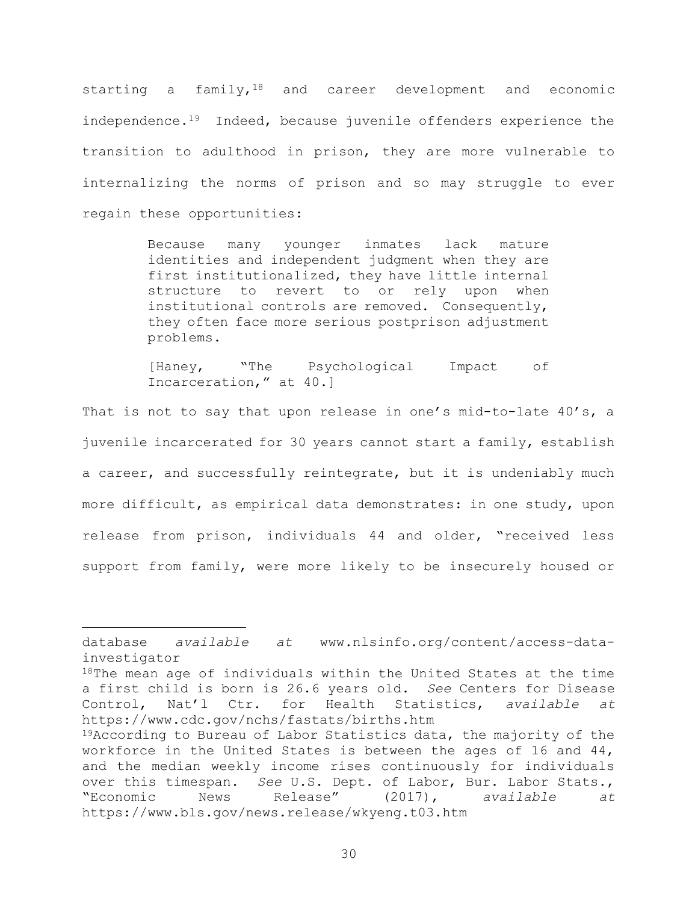starting a family,[18] and career development and economic independence.[19] Indeed, because juvenile offenders experience the transition to adulthood in prison, they are more vulnerable to internalizing the norms of prison and so may struggle to ever regain these opportunities:

> Because many younger inmates lack mature identities and independent judgment when they are first institutionalized, they have little internal structure to revert to or rely upon when institutional controls are removed. Consequently, they often face more serious postprison adjustment problems.
>
> [Haney, "The Psychological Impact of Incarceration," at 40.]

That is not to say that upon release in one's mid-to-late 40's, a juvenile incarcerated for 30 years cannot start a family, establish a career, and successfully reintegrate, but it is undeniably much more difficult, as empirical data demonstrates: in one study, upon release from prison, individuals 44 and older, "received less support from family, were more likely to be insecurely housed or

---

database *available at* www.nlsinfo.org/content/access-data-investigator

[18]The mean age of individuals within the United States at the time a first child is born is 26.6 years old. *See* Centers for Disease Control, Nat'l Ctr. for Health Statistics, *available at* https://www.cdc.gov/nchs/fastats/births.htm

[19]According to Bureau of Labor Statistics data, the majority of the workforce in the United States is between the ages of 16 and 44, and the median weekly income rises continuously for individuals over this timespan. *See* U.S. Dept. of Labor, Bur. Labor Stats., "Economic News Release" (2017), *available at* https://www.bls.gov/news.release/wkyeng.t03.htm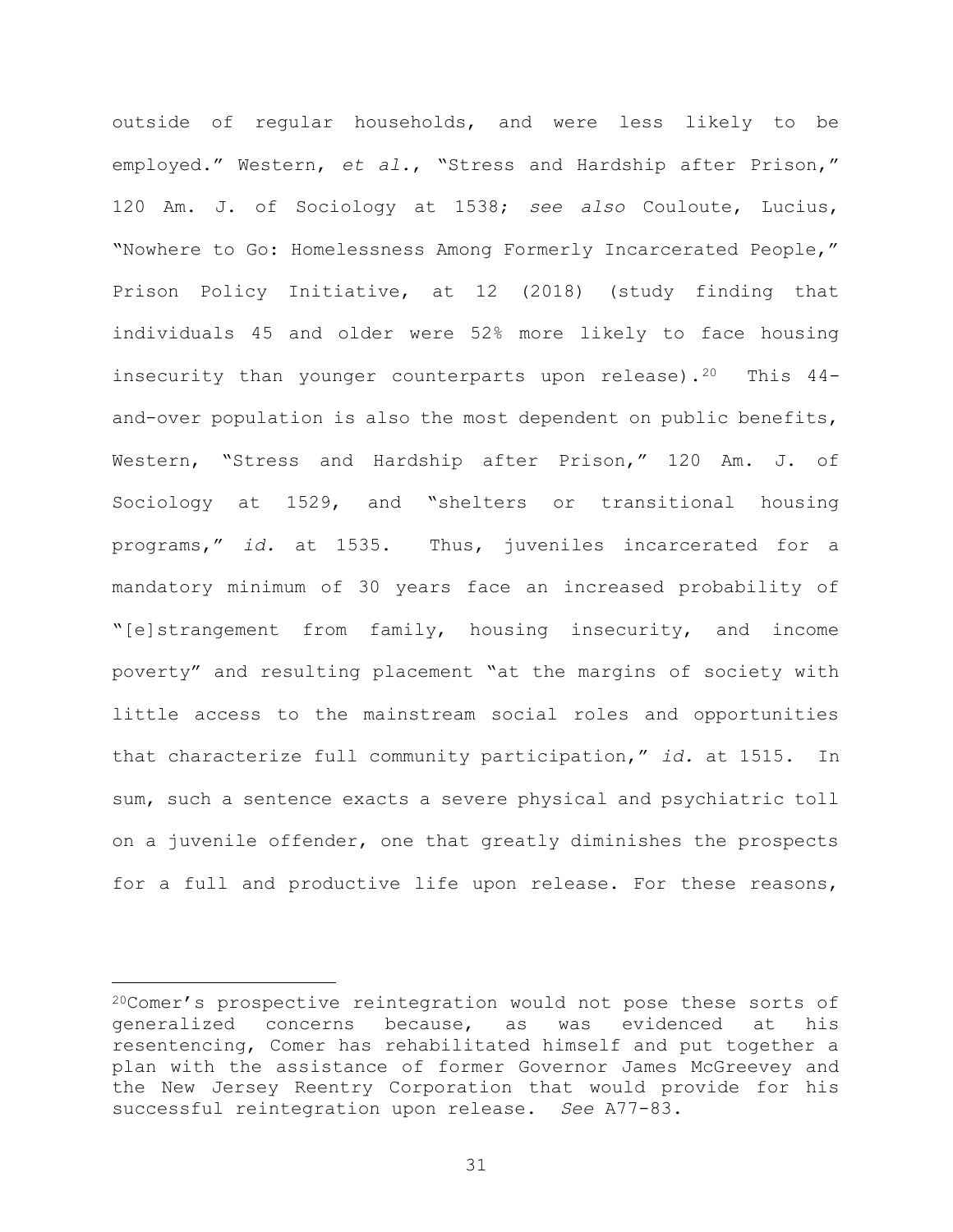outside of regular households, and were less likely to be employed." Western, *et al.*, "Stress and Hardship after Prison," 120 Am. J. of Sociology at 1538; *see also* Couloute, Lucius, "Nowhere to Go: Homelessness Among Formerly Incarcerated People," Prison Policy Initiative, at 12 (2018) (study finding that individuals 45 and older were 52% more likely to face housing insecurity than younger counterparts upon release).[20] This 44-and-over population is also the most dependent on public benefits, Western, "Stress and Hardship after Prison," 120 Am. J. of Sociology at 1529, and "shelters or transitional housing programs," *id.* at 1535. Thus, juveniles incarcerated for a mandatory minimum of 30 years face an increased probability of "[e]strangement from family, housing insecurity, and income poverty" and resulting placement "at the margins of society with little access to the mainstream social roles and opportunities that characterize full community participation," *id.* at 1515. In sum, such a sentence exacts a severe physical and psychiatric toll on a juvenile offender, one that greatly diminishes the prospects for a full and productive life upon release. For these reasons,

---

[20]Comer's prospective reintegration would not pose these sorts of generalized concerns because, as was evidenced at his resentencing, Comer has rehabilitated himself and put together a plan with the assistance of former Governor James McGreevey and the New Jersey Reentry Corporation that would provide for his successful reintegration upon release. *See* A77-83.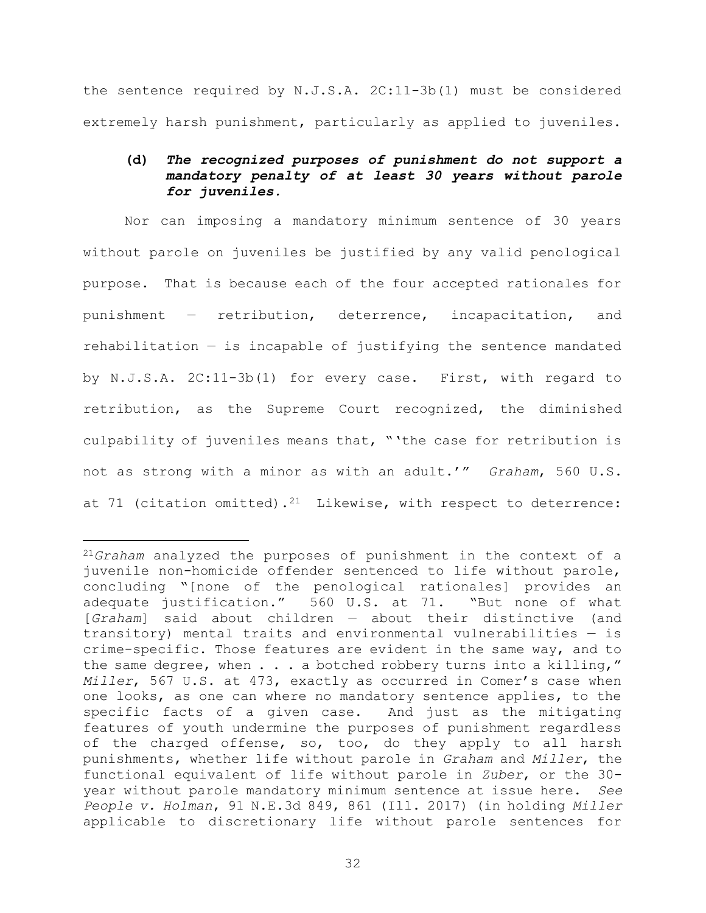the sentence required by N.J.S.A. 2C:11-3b(1) must be considered extremely harsh punishment, particularly as applied to juveniles.

**(d)** ***The recognized purposes of punishment do not support a mandatory penalty of at least 30 years without parole for juveniles.***

Nor can imposing a mandatory minimum sentence of 30 years without parole on juveniles be justified by any valid penological purpose. That is because each of the four accepted rationales for punishment — retribution, deterrence, incapacitation, and rehabilitation — is incapable of justifying the sentence mandated by N.J.S.A. 2C:11-3b(1) for every case. First, with regard to retribution, as the Supreme Court recognized, the diminished culpability of juveniles means that, "'the case for retribution is not as strong with a minor as with an adult.'" *Graham*, 560 U.S. at 71 (citation omitted).[21] Likewise, with respect to deterrence:

---

[21]*Graham* analyzed the purposes of punishment in the context of a juvenile non-homicide offender sentenced to life without parole, concluding "[none of the penological rationales] provides an adequate justification." 560 U.S. at 71. "But none of what [*Graham*] said about children — about their distinctive (and transitory) mental traits and environmental vulnerabilities — is crime-specific. Those features are evident in the same way, and to the same degree, when . . . a botched robbery turns into a killing," *Miller*, 567 U.S. at 473, exactly as occurred in Comer's case when one looks, as one can where no mandatory sentence applies, to the specific facts of a given case. And just as the mitigating features of youth undermine the purposes of punishment regardless of the charged offense, so, too, do they apply to all harsh punishments, whether life without parole in *Graham* and *Miller*, the functional equivalent of life without parole in *Zuber*, or the 30-year without parole mandatory minimum sentence at issue here. *See People v. Holman*, 91 N.E.3d 849, 861 (Ill. 2017) (in holding *Miller* applicable to discretionary life without parole sentences for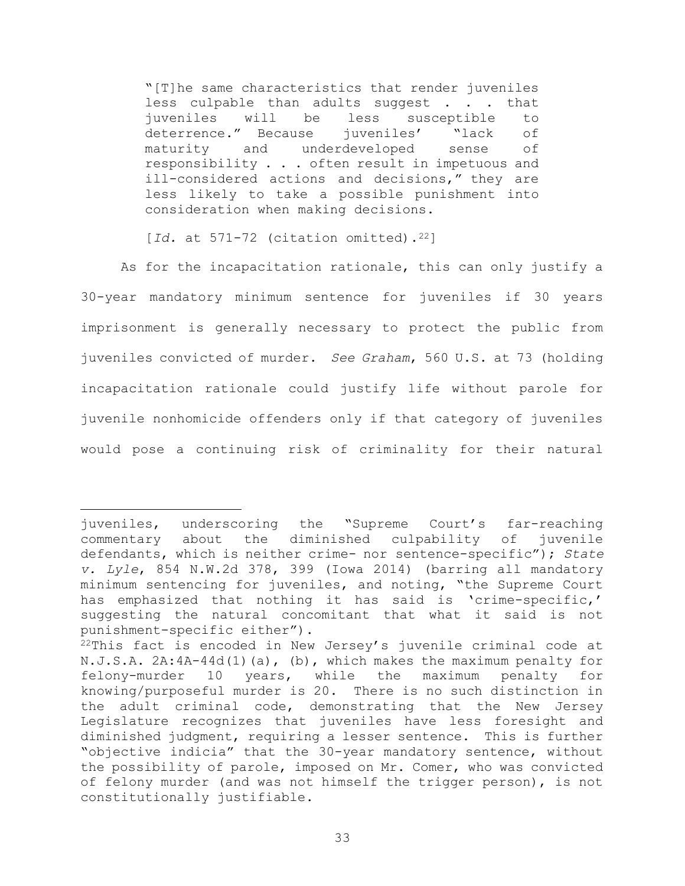> "[T]he same characteristics that render juveniles less culpable than adults suggest . . . that juveniles will be less susceptible to deterrence." Because juveniles' "lack of maturity and underdeveloped sense of responsibility . . . often result in impetuous and ill-considered actions and decisions," they are less likely to take a possible punishment into consideration when making decisions.
>
> [*Id.* at 571-72 (citation omitted).[22]]

As for the incapacitation rationale, this can only justify a 30-year mandatory minimum sentence for juveniles if 30 years imprisonment is generally necessary to protect the public from juveniles convicted of murder. *See Graham*, 560 U.S. at 73 (holding incapacitation rationale could justify life without parole for juvenile nonhomicide offenders only if that category of juveniles would pose a continuing risk of criminality for their natural

---

juveniles, underscoring the "Supreme Court's far-reaching commentary about the diminished culpability of juvenile defendants, which is neither crime- nor sentence-specific"); *State v. Lyle*, 854 N.W.2d 378, 399 (Iowa 2014) (barring all mandatory minimum sentencing for juveniles, and noting, "the Supreme Court has emphasized that nothing it has said is 'crime-specific,' suggesting the natural concomitant that what it said is not punishment-specific either").

[22] This fact is encoded in New Jersey's juvenile criminal code at N.J.S.A. 2A:4A-44d(1)(a), (b), which makes the maximum penalty for felony-murder 10 years, while the maximum penalty for knowing/purposeful murder is 20. There is no such distinction in the adult criminal code, demonstrating that the New Jersey Legislature recognizes that juveniles have less foresight and diminished judgment, requiring a lesser sentence. This is further "objective indicia" that the 30-year mandatory sentence, without the possibility of parole, imposed on Mr. Comer, who was convicted of felony murder (and was not himself the trigger person), is not constitutionally justifiable.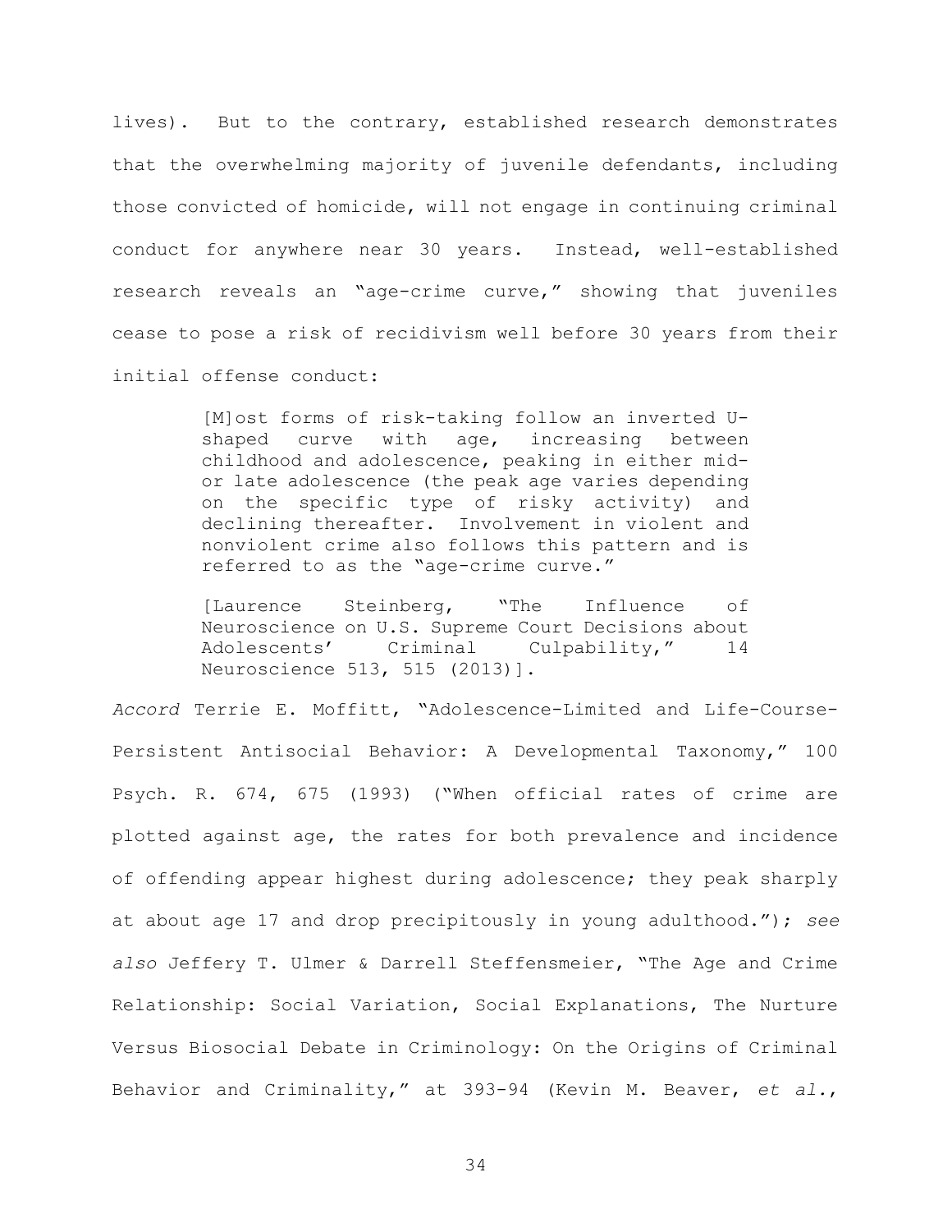lives). But to the contrary, established research demonstrates that the overwhelming majority of juvenile defendants, including those convicted of homicide, will not engage in continuing criminal conduct for anywhere near 30 years. Instead, well-established research reveals an "age-crime curve," showing that juveniles cease to pose a risk of recidivism well before 30 years from their initial offense conduct:

> [M]ost forms of risk-taking follow an inverted U-shaped curve with age, increasing between childhood and adolescence, peaking in either mid- or late adolescence (the peak age varies depending on the specific type of risky activity) and declining thereafter. Involvement in violent and nonviolent crime also follows this pattern and is referred to as the "age-crime curve."
>
> [Laurence Steinberg, "The Influence of Neuroscience on U.S. Supreme Court Decisions about Adolescents' Criminal Culpability," 14 Neuroscience 513, 515 (2013)].

*Accord* Terrie E. Moffitt, "Adolescence-Limited and Life-Course-Persistent Antisocial Behavior: A Developmental Taxonomy," 100 Psych. R. 674, 675 (1993) ("When official rates of crime are plotted against age, the rates for both prevalence and incidence of offending appear highest during adolescence; they peak sharply at about age 17 and drop precipitously in young adulthood."); *see also* Jeffery T. Ulmer & Darrell Steffensmeier, "The Age and Crime Relationship: Social Variation, Social Explanations, The Nurture Versus Biosocial Debate in Criminology: On the Origins of Criminal Behavior and Criminality," at 393-94 (Kevin M. Beaver, *et al.*,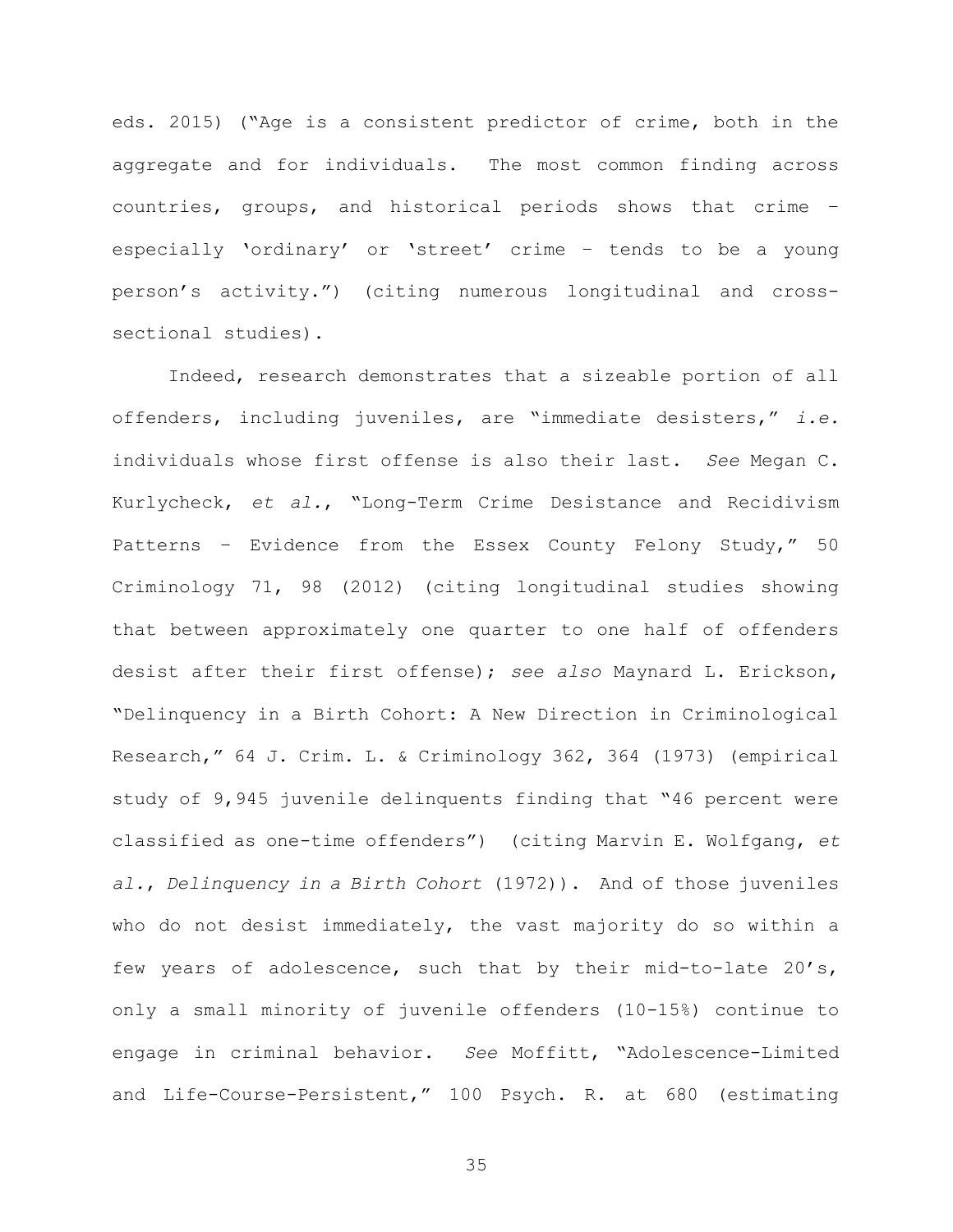eds. 2015) ("Age is a consistent predictor of crime, both in the aggregate and for individuals. The most common finding across countries, groups, and historical periods shows that crime – especially 'ordinary' or 'street' crime – tends to be a young person's activity.") (citing numerous longitudinal and cross-sectional studies).

Indeed, research demonstrates that a sizeable portion of all offenders, including juveniles, are "immediate desisters," *i.e.* individuals whose first offense is also their last. *See* Megan C. Kurlycheck, *et al.*, "Long-Term Crime Desistance and Recidivism Patterns – Evidence from the Essex County Felony Study," 50 Criminology 71, 98 (2012) (citing longitudinal studies showing that between approximately one quarter to one half of offenders desist after their first offense); *see also* Maynard L. Erickson, "Delinquency in a Birth Cohort: A New Direction in Criminological Research," 64 J. Crim. L. & Criminology 362, 364 (1973) (empirical study of 9,945 juvenile delinquents finding that "46 percent were classified as one-time offenders") (citing Marvin E. Wolfgang, *et al.*, *Delinquency in a Birth Cohort* (1972)). And of those juveniles who do not desist immediately, the vast majority do so within a few years of adolescence, such that by their mid-to-late 20's, only a small minority of juvenile offenders (10-15%) continue to engage in criminal behavior. *See* Moffitt, "Adolescence-Limited and Life-Course-Persistent," 100 Psych. R. at 680 (estimating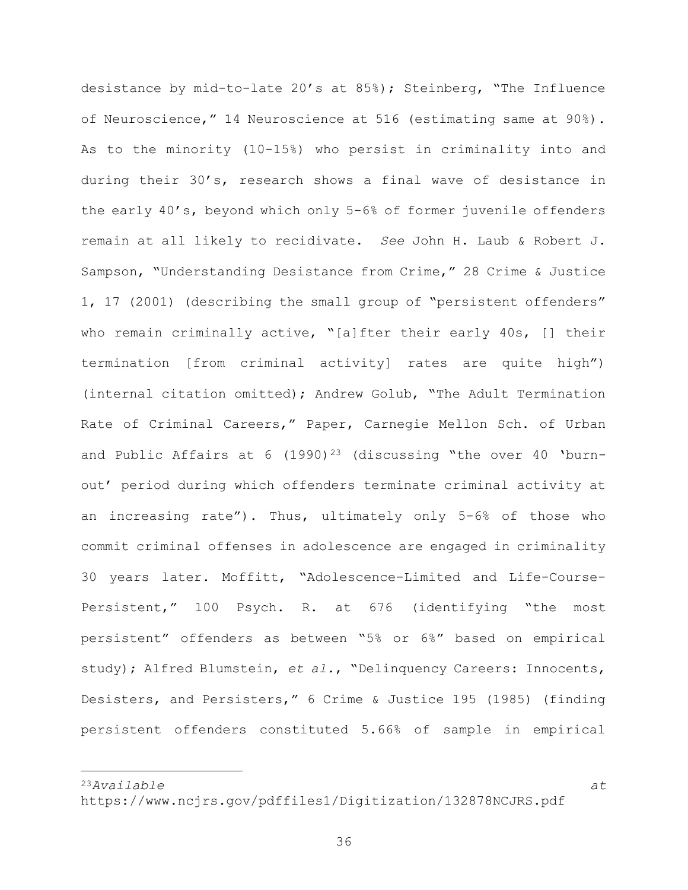desistance by mid-to-late 20's at 85%); Steinberg, "The Influence of Neuroscience," 14 Neuroscience at 516 (estimating same at 90%). As to the minority (10-15%) who persist in criminality into and during their 30's, research shows a final wave of desistance in the early 40's, beyond which only 5-6% of former juvenile offenders remain at all likely to recidivate. *See* John H. Laub & Robert J. Sampson, "Understanding Desistance from Crime," 28 Crime & Justice 1, 17 (2001) (describing the small group of "persistent offenders" who remain criminally active, "[a]fter their early 40s, [] their termination [from criminal activity] rates are quite high") (internal citation omitted); Andrew Golub, "The Adult Termination Rate of Criminal Careers," Paper, Carnegie Mellon Sch. of Urban and Public Affairs at 6 (1990)[23] (discussing "the over 40 'burn-out' period during which offenders terminate criminal activity at an increasing rate"). Thus, ultimately only 5-6% of those who commit criminal offenses in adolescence are engaged in criminality 30 years later. Moffitt, "Adolescence-Limited and Life-Course-Persistent," 100 Psych. R. at 676 (identifying "the most persistent" offenders as between "5% or 6%" based on empirical study); Alfred Blumstein, *et al.*, "Delinquency Careers: Innocents, Desisters, and Persisters," 6 Crime & Justice 195 (1985) (finding persistent offenders constituted 5.66% of sample in empirical

---

[23] *Available at* https://www.ncjrs.gov/pdffiles1/Digitization/132878NCJRS.pdf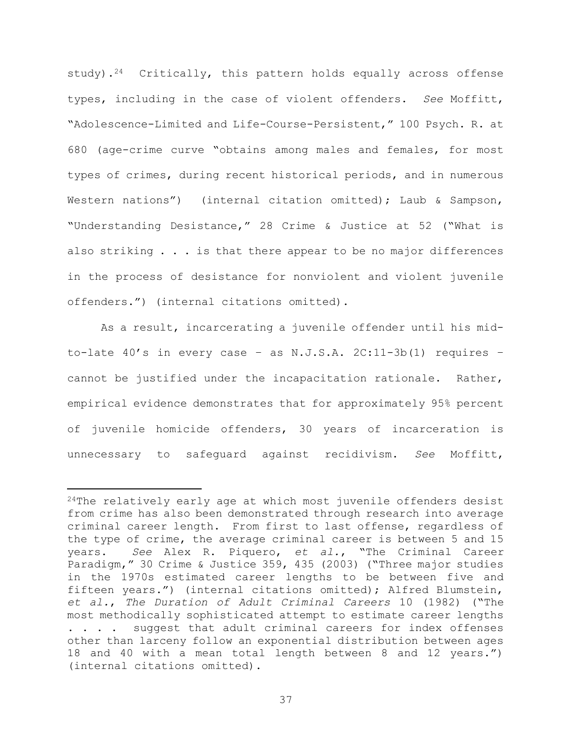study).[24] Critically, this pattern holds equally across offense types, including in the case of violent offenders. *See* Moffitt, "Adolescence-Limited and Life-Course-Persistent," 100 Psych. R. at 680 (age-crime curve "obtains among males and females, for most types of crimes, during recent historical periods, and in numerous Western nations") (internal citation omitted); Laub & Sampson, "Understanding Desistance," 28 Crime & Justice at 52 ("What is also striking . . . is that there appear to be no major differences in the process of desistance for nonviolent and violent juvenile offenders.") (internal citations omitted).

As a result, incarcerating a juvenile offender until his mid-to-late 40's in every case – as N.J.S.A. 2C:11-3b(1) requires – cannot be justified under the incapacitation rationale. Rather, empirical evidence demonstrates that for approximately 95% percent of juvenile homicide offenders, 30 years of incarceration is unnecessary to safeguard against recidivism. *See* Moffitt,

---

[24]The relatively early age at which most juvenile offenders desist from crime has also been demonstrated through research into average criminal career length. From first to last offense, regardless of the type of crime, the average criminal career is between 5 and 15 years. *See* Alex R. Piquero, *et al.*, "The Criminal Career Paradigm," 30 Crime & Justice 359, 435 (2003) ("Three major studies in the 1970s estimated career lengths to be between five and fifteen years.") (internal citations omitted); Alfred Blumstein, *et al.*, *The Duration of Adult Criminal Careers* 10 (1982) ("The most methodically sophisticated attempt to estimate career lengths . . . . suggest that adult criminal careers for index offenses other than larceny follow an exponential distribution between ages 18 and 40 with a mean total length between 8 and 12 years.") (internal citations omitted).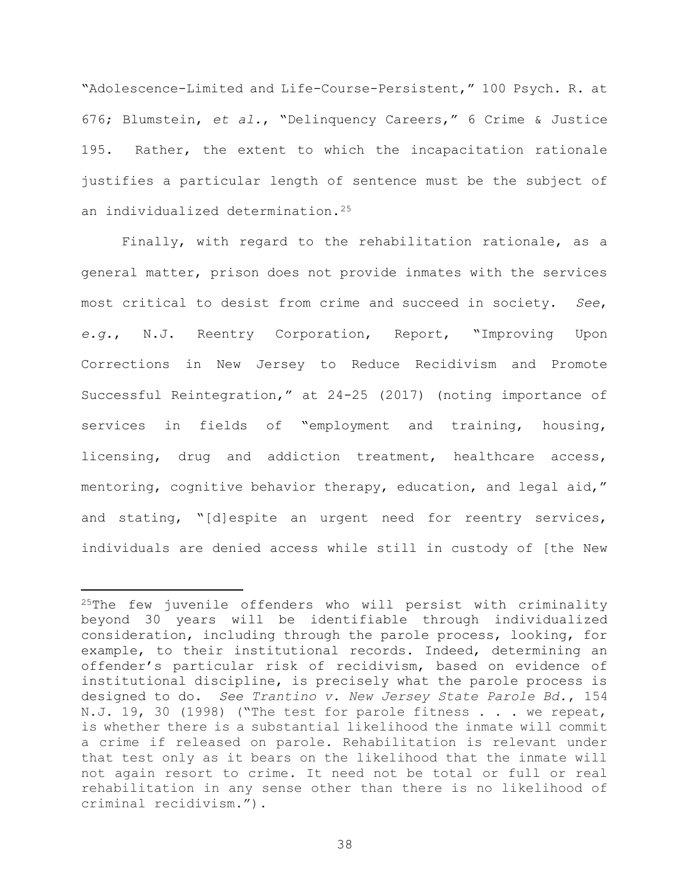"Adolescence-Limited and Life-Course-Persistent," 100 Psych. R. at 676; Blumstein, *et al.*, "Delinquency Careers," 6 Crime & Justice 195. Rather, the extent to which the incapacitation rationale justifies a particular length of sentence must be the subject of an individualized determination.[25]

Finally, with regard to the rehabilitation rationale, as a general matter, prison does not provide inmates with the services most critical to desist from crime and succeed in society. *See*, *e.g.*, N.J. Reentry Corporation, Report, "Improving Upon Corrections in New Jersey to Reduce Recidivism and Promote Successful Reintegration," at 24-25 (2017) (noting importance of services in fields of "employment and training, housing, licensing, drug and addiction treatment, healthcare access, mentoring, cognitive behavior therapy, education, and legal aid," and stating, "[d]espite an urgent need for reentry services, individuals are denied access while still in custody of [the New

---

[25]The few juvenile offenders who will persist with criminality beyond 30 years will be identifiable through individualized consideration, including through the parole process, looking, for example, to their institutional records. Indeed, determining an offender's particular risk of recidivism, based on evidence of institutional discipline, is precisely what the parole process is designed to do. *See Trantino v. New Jersey State Parole Bd.*, 154 N.J. 19, 30 (1998) ("The test for parole fitness . . . we repeat, is whether there is a substantial likelihood the inmate will commit a crime if released on parole. Rehabilitation is relevant under that test only as it bears on the likelihood that the inmate will not again resort to crime. It need not be total or full or real rehabilitation in any sense other than there is no likelihood of criminal recidivism.").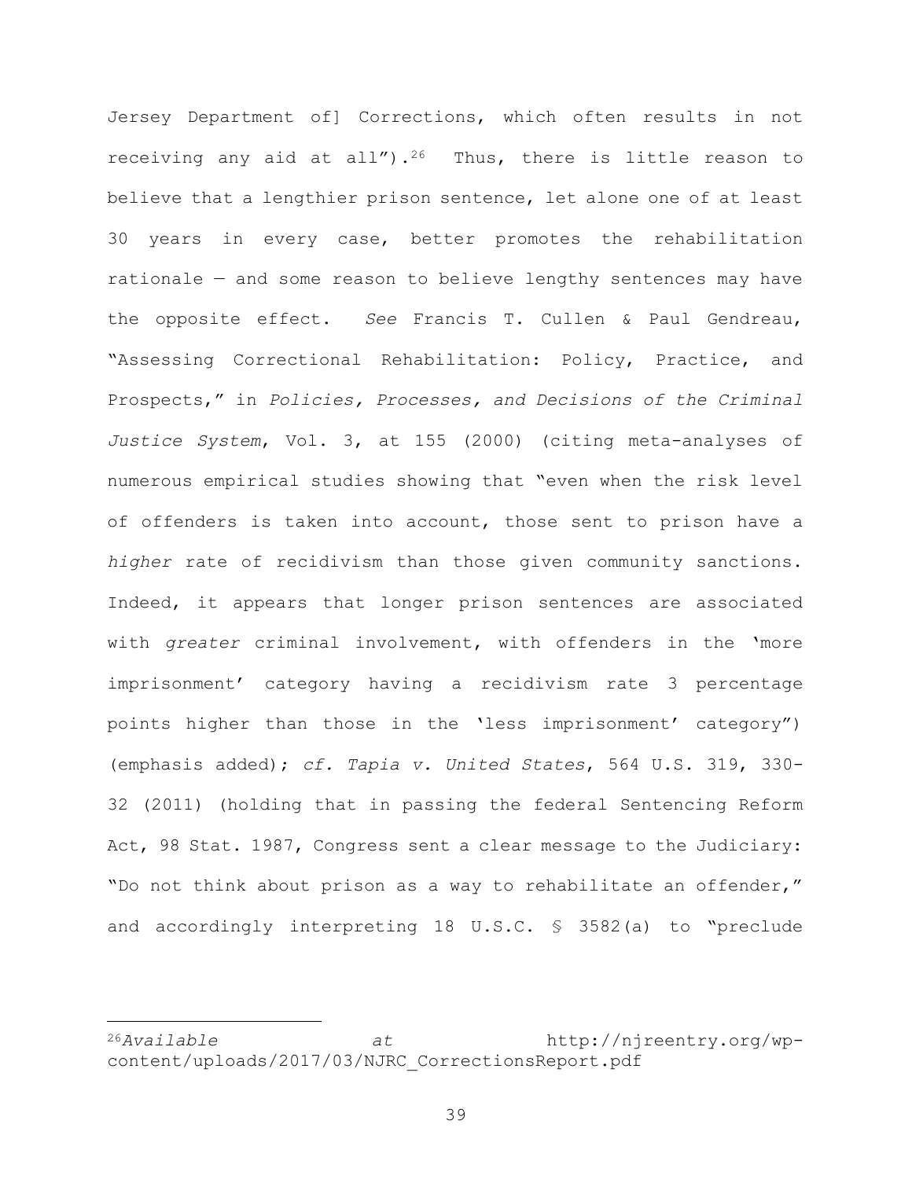Jersey Department of] Corrections, which often results in not receiving any aid at all").[26] Thus, there is little reason to believe that a lengthier prison sentence, let alone one of at least 30 years in every case, better promotes the rehabilitation rationale — and some reason to believe lengthy sentences may have the opposite effect. *See* Francis T. Cullen & Paul Gendreau, "Assessing Correctional Rehabilitation: Policy, Practice, and Prospects," in *Policies, Processes, and Decisions of the Criminal Justice System*, Vol. 3, at 155 (2000) (citing meta-analyses of numerous empirical studies showing that "even when the risk level of offenders is taken into account, those sent to prison have a *higher* rate of recidivism than those given community sanctions. Indeed, it appears that longer prison sentences are associated with *greater* criminal involvement, with offenders in the 'more imprisonment' category having a recidivism rate 3 percentage points higher than those in the 'less imprisonment' category") (emphasis added); *cf. Tapia v. United States*, 564 U.S. 319, 330-32 (2011) (holding that in passing the federal Sentencing Reform Act, 98 Stat. 1987, Congress sent a clear message to the Judiciary: "Do not think about prison as a way to rehabilitate an offender," and accordingly interpreting 18 U.S.C. § 3582(a) to "preclude

---

[26] *Available at* http://njreentry.org/wp-content/uploads/2017/03/NJRC_CorrectionsReport.pdf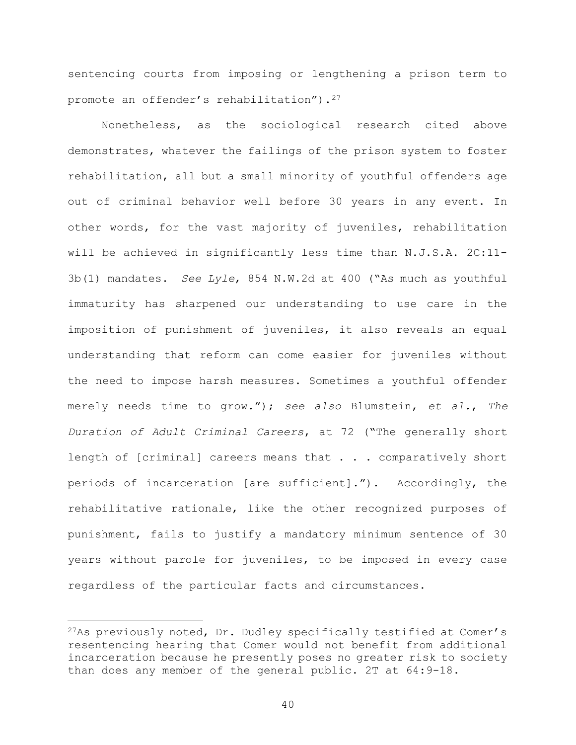sentencing courts from imposing or lengthening a prison term to promote an offender's rehabilitation").[27]

Nonetheless, as the sociological research cited above demonstrates, whatever the failings of the prison system to foster rehabilitation, all but a small minority of youthful offenders age out of criminal behavior well before 30 years in any event. In other words, for the vast majority of juveniles, rehabilitation will be achieved in significantly less time than N.J.S.A. 2C:11-3b(1) mandates. *See Lyle*, 854 N.W.2d at 400 ("As much as youthful immaturity has sharpened our understanding to use care in the imposition of punishment of juveniles, it also reveals an equal understanding that reform can come easier for juveniles without the need to impose harsh measures. Sometimes a youthful offender merely needs time to grow."); *see also* Blumstein, *et al.*, *The Duration of Adult Criminal Careers*, at 72 ("The generally short length of [criminal] careers means that . . . comparatively short periods of incarceration [are sufficient]."). Accordingly, the rehabilitative rationale, like the other recognized purposes of punishment, fails to justify a mandatory minimum sentence of 30 years without parole for juveniles, to be imposed in every case regardless of the particular facts and circumstances.

---

[27]As previously noted, Dr. Dudley specifically testified at Comer's resentencing hearing that Comer would not benefit from additional incarceration because he presently poses no greater risk to society than does any member of the general public. 2T at 64:9-18.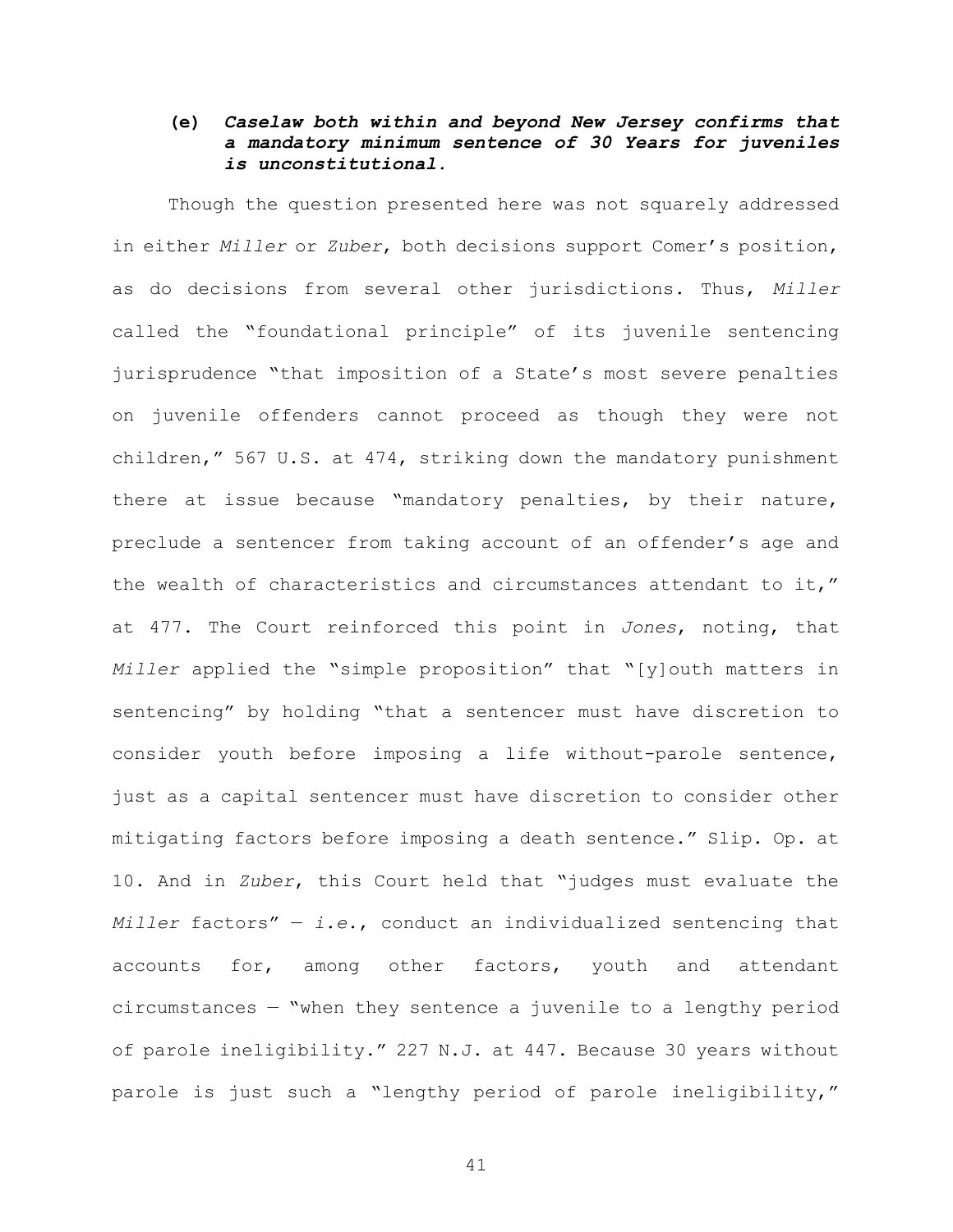**(e)** ***Caselaw both within and beyond New Jersey confirms that a mandatory minimum sentence of 30 Years for juveniles is unconstitutional.***

Though the question presented here was not squarely addressed in either *Miller* or *Zuber*, both decisions support Comer's position, as do decisions from several other jurisdictions. Thus, *Miller* called the "foundational principle" of its juvenile sentencing jurisprudence "that imposition of a State's most severe penalties on juvenile offenders cannot proceed as though they were not children," 567 U.S. at 474, striking down the mandatory punishment there at issue because "mandatory penalties, by their nature, preclude a sentencer from taking account of an offender's age and the wealth of characteristics and circumstances attendant to it," at 477. The Court reinforced this point in *Jones*, noting, that *Miller* applied the "simple proposition" that "[y]outh matters in sentencing" by holding "that a sentencer must have discretion to consider youth before imposing a life without-parole sentence, just as a capital sentencer must have discretion to consider other mitigating factors before imposing a death sentence." Slip. Op. at 10. And in *Zuber*, this Court held that "judges must evaluate the *Miller* factors" — *i.e.*, conduct an individualized sentencing that accounts for, among other factors, youth and attendant circumstances — "when they sentence a juvenile to a lengthy period of parole ineligibility." 227 N.J. at 447. Because 30 years without parole is just such a "lengthy period of parole ineligibility,"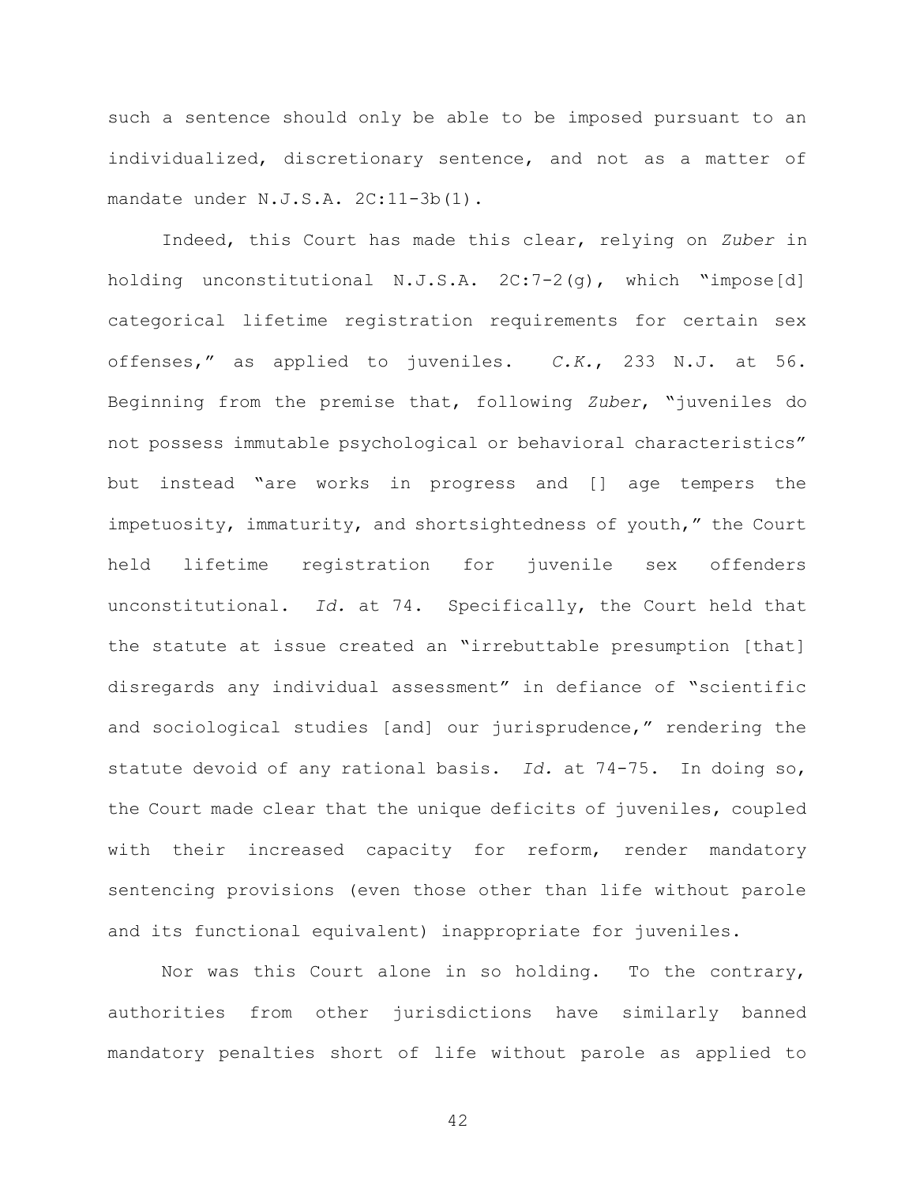such a sentence should only be able to be imposed pursuant to an individualized, discretionary sentence, and not as a matter of mandate under N.J.S.A. 2C:11-3b(1).

Indeed, this Court has made this clear, relying on *Zuber* in holding unconstitutional N.J.S.A. 2C:7-2(g), which "impose[d] categorical lifetime registration requirements for certain sex offenses," as applied to juveniles. *C.K.*, 233 N.J. at 56. Beginning from the premise that, following *Zuber*, "juveniles do not possess immutable psychological or behavioral characteristics" but instead "are works in progress and [] age tempers the impetuosity, immaturity, and shortsightedness of youth," the Court held lifetime registration for juvenile sex offenders unconstitutional. *Id.* at 74. Specifically, the Court held that the statute at issue created an "irrebuttable presumption [that] disregards any individual assessment" in defiance of "scientific and sociological studies [and] our jurisprudence," rendering the statute devoid of any rational basis. *Id.* at 74-75. In doing so, the Court made clear that the unique deficits of juveniles, coupled with their increased capacity for reform, render mandatory sentencing provisions (even those other than life without parole and its functional equivalent) inappropriate for juveniles.

Nor was this Court alone in so holding. To the contrary, authorities from other jurisdictions have similarly banned mandatory penalties short of life without parole as applied to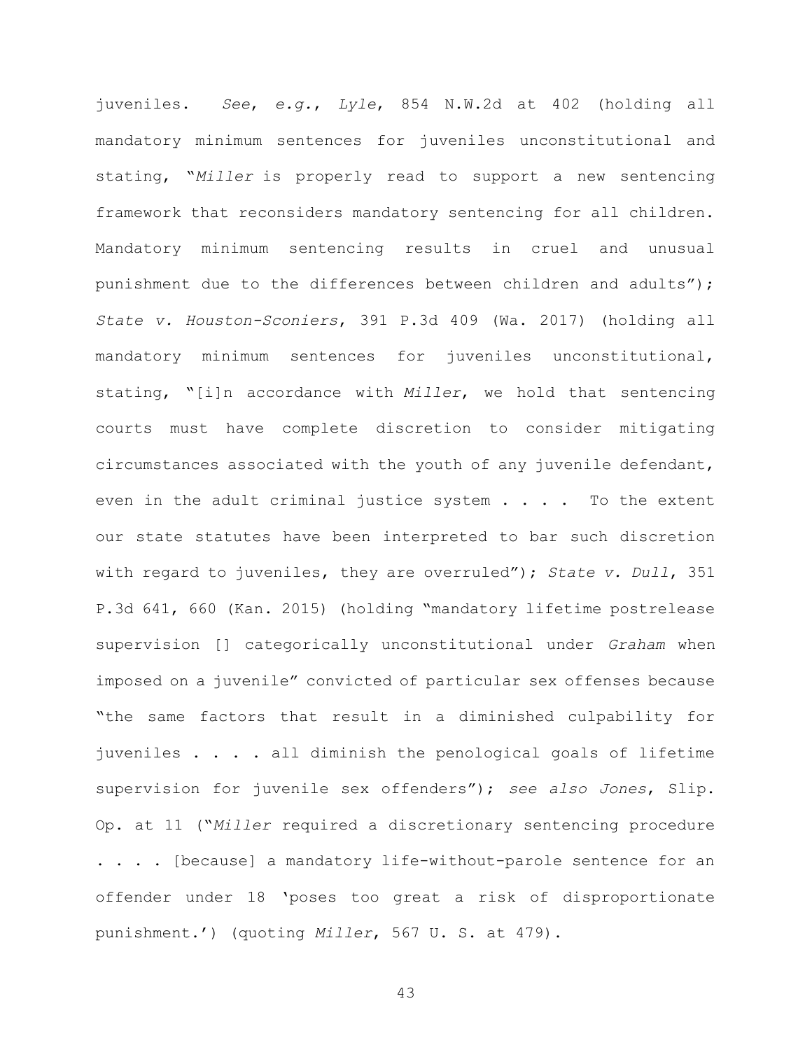juveniles. *See*, *e.g.*, *Lyle*, 854 N.W.2d at 402 (holding all mandatory minimum sentences for juveniles unconstitutional and stating, "*Miller* is properly read to support a new sentencing framework that reconsiders mandatory sentencing for all children. Mandatory minimum sentencing results in cruel and unusual punishment due to the differences between children and adults"); *State v. Houston-Sconiers*, 391 P.3d 409 (Wa. 2017) (holding all mandatory minimum sentences for juveniles unconstitutional, stating, "[i]n accordance with *Miller*, we hold that sentencing courts must have complete discretion to consider mitigating circumstances associated with the youth of any juvenile defendant, even in the adult criminal justice system . . . . To the extent our state statutes have been interpreted to bar such discretion with regard to juveniles, they are overruled"); *State v. Dull*, 351 P.3d 641, 660 (Kan. 2015) (holding "mandatory lifetime postrelease supervision [] categorically unconstitutional under *Graham* when imposed on a juvenile" convicted of particular sex offenses because "the same factors that result in a diminished culpability for juveniles . . . . all diminish the penological goals of lifetime supervision for juvenile sex offenders"); *see also Jones*, Slip. Op. at 11 ("*Miller* required a discretionary sentencing procedure . . . . [because] a mandatory life-without-parole sentence for an offender under 18 'poses too great a risk of disproportionate punishment.') (quoting *Miller*, 567 U. S. at 479).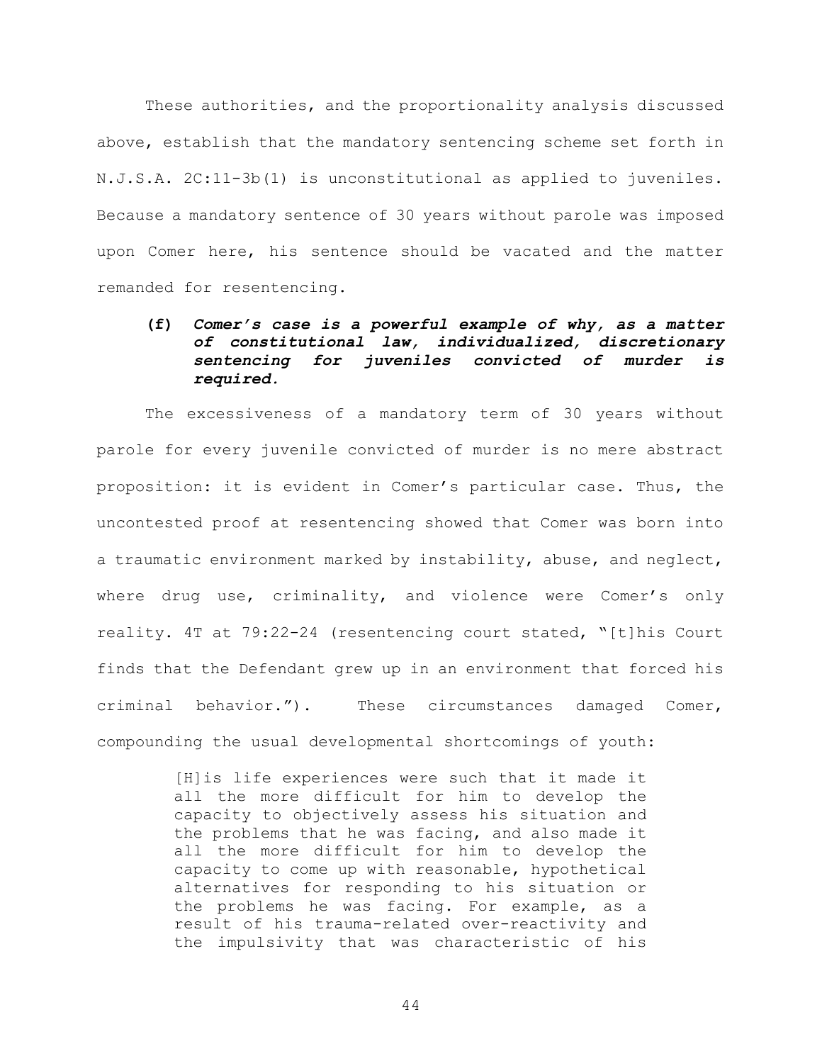These authorities, and the proportionality analysis discussed above, establish that the mandatory sentencing scheme set forth in N.J.S.A. 2C:11-3b(1) is unconstitutional as applied to juveniles. Because a mandatory sentence of 30 years without parole was imposed upon Comer here, his sentence should be vacated and the matter remanded for resentencing.

**(f) *Comer's case is a powerful example of why, as a matter of constitutional law, individualized, discretionary sentencing for juveniles convicted of murder is required.***

The excessiveness of a mandatory term of 30 years without parole for every juvenile convicted of murder is no mere abstract proposition: it is evident in Comer's particular case. Thus, the uncontested proof at resentencing showed that Comer was born into a traumatic environment marked by instability, abuse, and neglect, where drug use, criminality, and violence were Comer's only reality. 4T at 79:22-24 (resentencing court stated, "[t]his Court finds that the Defendant grew up in an environment that forced his criminal behavior."). These circumstances damaged Comer, compounding the usual developmental shortcomings of youth:

> [H]is life experiences were such that it made it all the more difficult for him to develop the capacity to objectively assess his situation and the problems that he was facing, and also made it all the more difficult for him to develop the capacity to come up with reasonable, hypothetical alternatives for responding to his situation or the problems he was facing. For example, as a result of his trauma-related over-reactivity and the impulsivity that was characteristic of his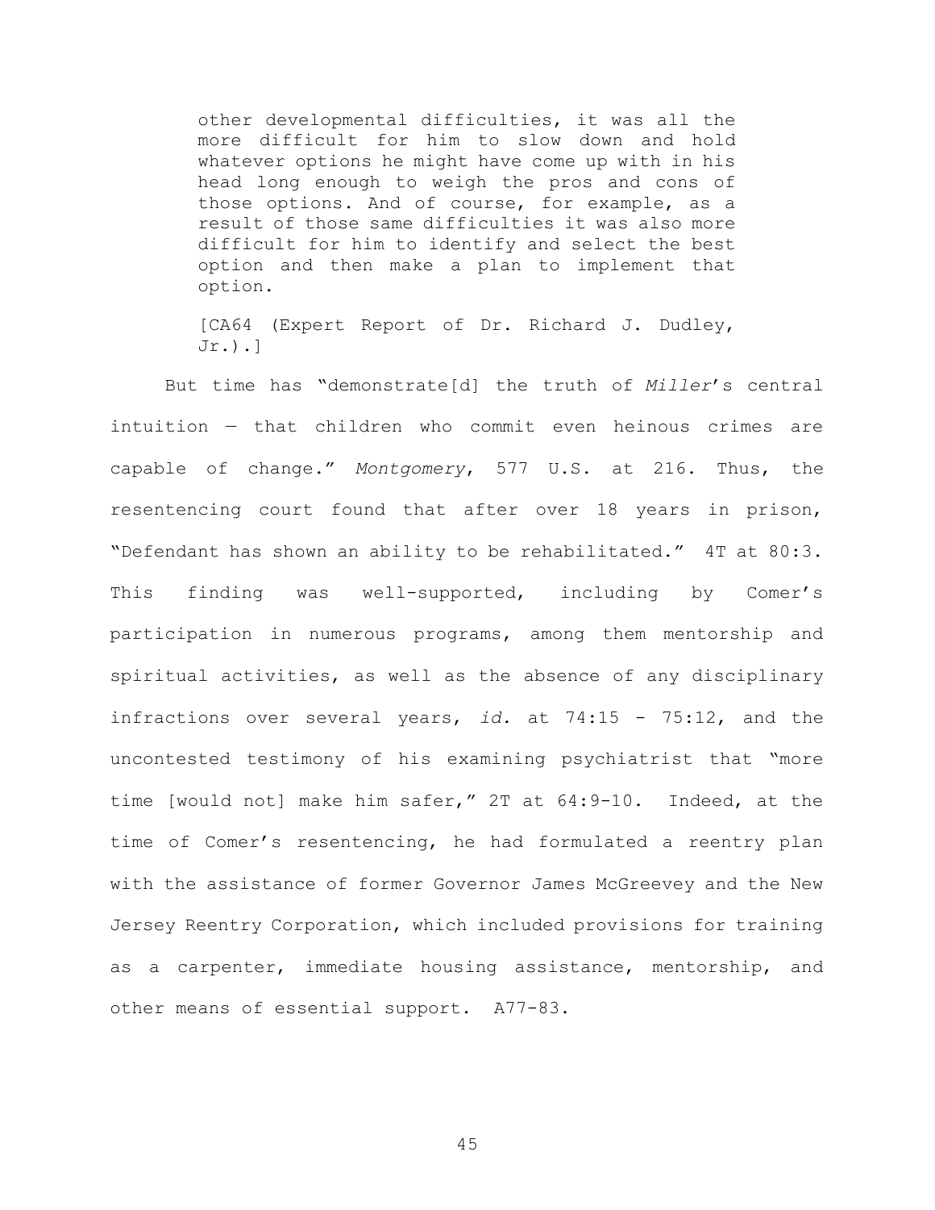> other developmental difficulties, it was all the more difficult for him to slow down and hold whatever options he might have come up with in his head long enough to weigh the pros and cons of those options. And of course, for example, as a result of those same difficulties it was also more difficult for him to identify and select the best option and then make a plan to implement that option.
>
> [CA64 (Expert Report of Dr. Richard J. Dudley, Jr.).]

But time has "demonstrate[d] the truth of *Miller*'s central intuition — that children who commit even heinous crimes are capable of change." *Montgomery*, 577 U.S. at 216. Thus, the resentencing court found that after over 18 years in prison, "Defendant has shown an ability to be rehabilitated." 4T at 80:3. This finding was well-supported, including by Comer's participation in numerous programs, among them mentorship and spiritual activities, as well as the absence of any disciplinary infractions over several years, *id.* at 74:15 - 75:12, and the uncontested testimony of his examining psychiatrist that "more time [would not] make him safer," 2T at 64:9-10. Indeed, at the time of Comer's resentencing, he had formulated a reentry plan with the assistance of former Governor James McGreevey and the New Jersey Reentry Corporation, which included provisions for training as a carpenter, immediate housing assistance, mentorship, and other means of essential support. A77-83.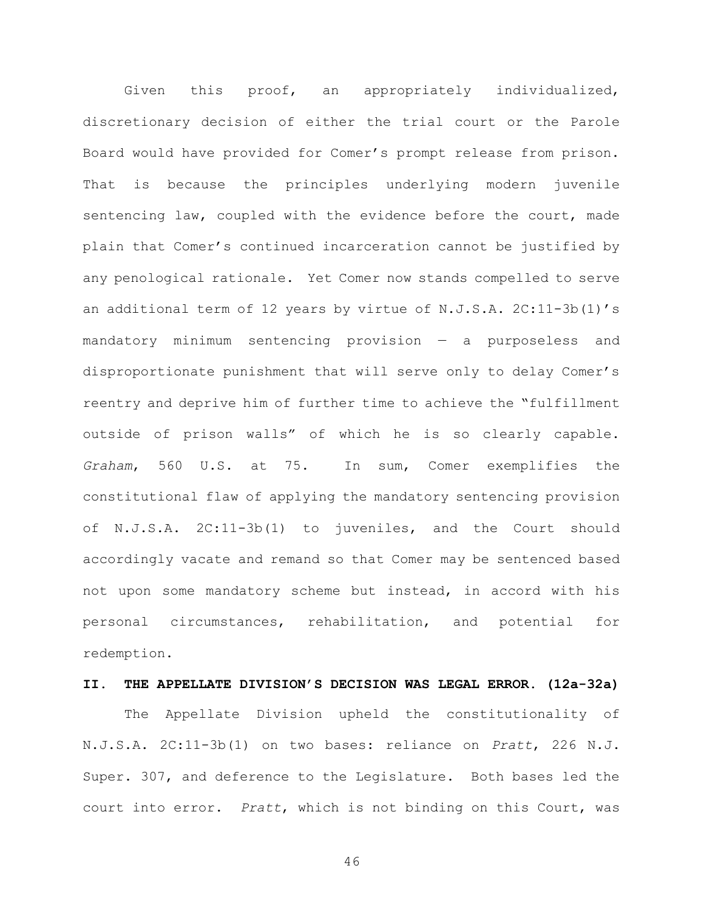Given this proof, an appropriately individualized, discretionary decision of either the trial court or the Parole Board would have provided for Comer's prompt release from prison. That is because the principles underlying modern juvenile sentencing law, coupled with the evidence before the court, made plain that Comer's continued incarceration cannot be justified by any penological rationale. Yet Comer now stands compelled to serve an additional term of 12 years by virtue of N.J.S.A. 2C:11-3b(1)'s mandatory minimum sentencing provision — a purposeless and disproportionate punishment that will serve only to delay Comer's reentry and deprive him of further time to achieve the "fulfillment outside of prison walls" of which he is so clearly capable. *Graham*, 560 U.S. at 75. In sum, Comer exemplifies the constitutional flaw of applying the mandatory sentencing provision of N.J.S.A. 2C:11-3b(1) to juveniles, and the Court should accordingly vacate and remand so that Comer may be sentenced based not upon some mandatory scheme but instead, in accord with his personal circumstances, rehabilitation, and potential for redemption.

**II. THE APPELLATE DIVISION'S DECISION WAS LEGAL ERROR. (12a-32a)**

The Appellate Division upheld the constitutionality of N.J.S.A. 2C:11-3b(1) on two bases: reliance on *Pratt*, 226 N.J. Super. 307, and deference to the Legislature. Both bases led the court into error. *Pratt*, which is not binding on this Court, was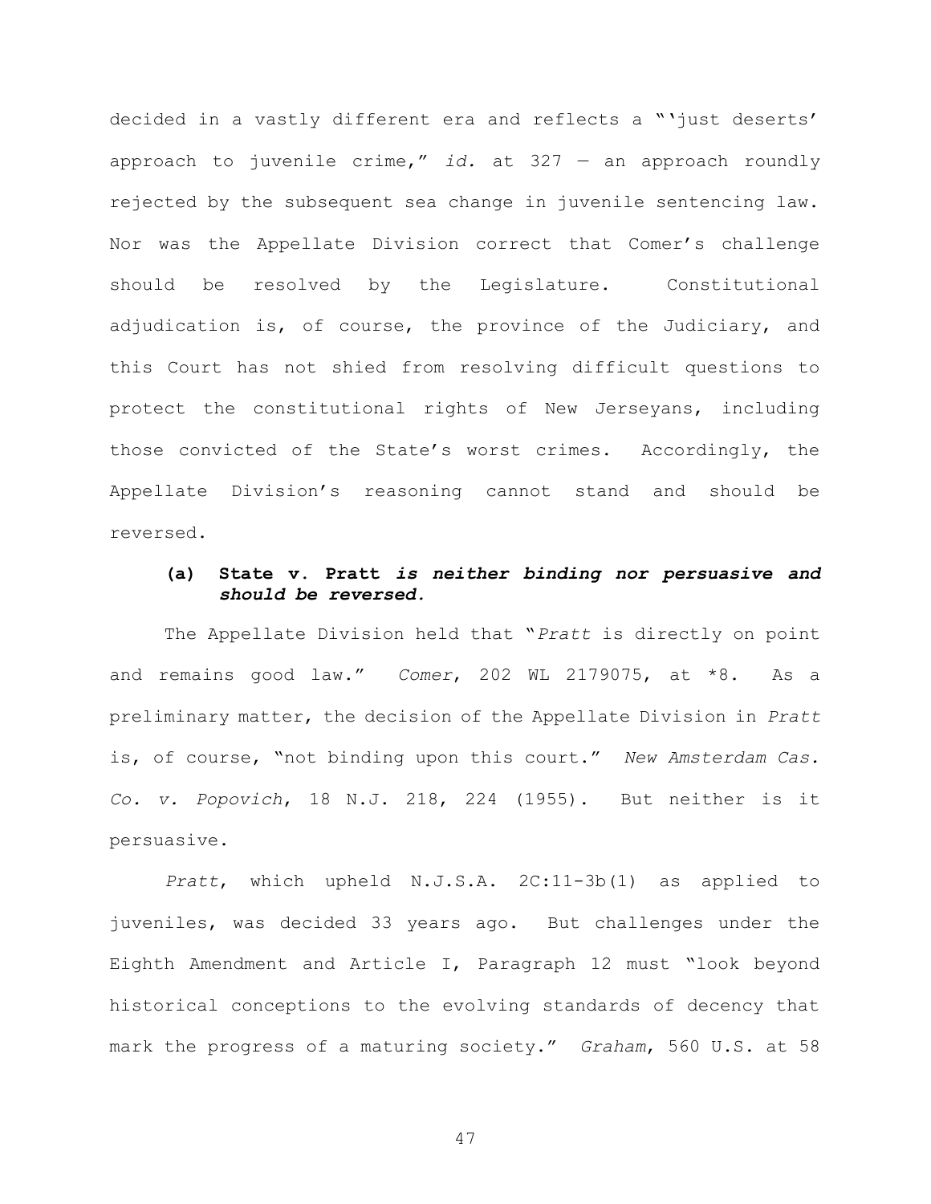decided in a vastly different era and reflects a "'just deserts' approach to juvenile crime," *id.* at 327 — an approach roundly rejected by the subsequent sea change in juvenile sentencing law. Nor was the Appellate Division correct that Comer's challenge should be resolved by the Legislature. Constitutional adjudication is, of course, the province of the Judiciary, and this Court has not shied from resolving difficult questions to protect the constitutional rights of New Jerseyans, including those convicted of the State's worst crimes. Accordingly, the Appellate Division's reasoning cannot stand and should be reversed.

#### (a) State v. Pratt *is neither binding nor persuasive and should be reversed.*

The Appellate Division held that "*Pratt* is directly on point and remains good law." *Comer*, 202 WL 2179075, at *8. As a preliminary matter, the decision of the Appellate Division in *Pratt* is, of course, "not binding upon this court." *New Amsterdam Cas. Co. v. Popovich*, 18 N.J. 218, 224 (1955). But neither is it persuasive.

*Pratt*, which upheld N.J.S.A. 2C:11-3b(1) as applied to juveniles, was decided 33 years ago. But challenges under the Eighth Amendment and Article I, Paragraph 12 must "look beyond historical conceptions to the evolving standards of decency that mark the progress of a maturing society." *Graham*, 560 U.S. at 58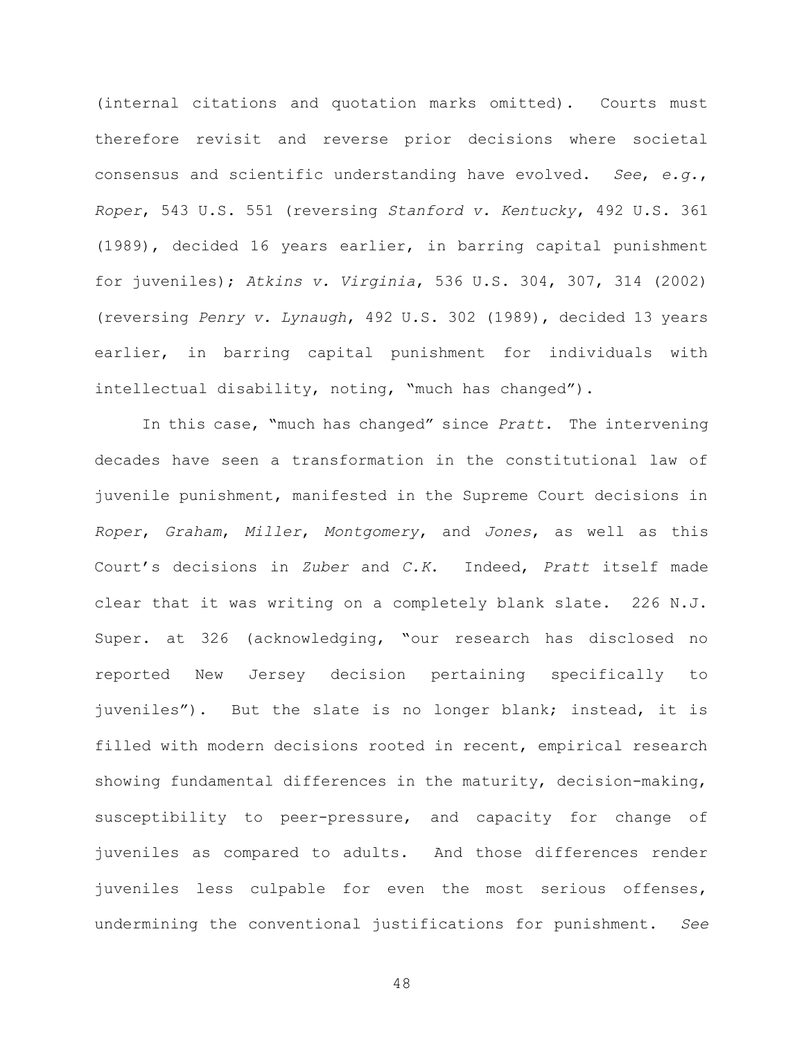(internal citations and quotation marks omitted). Courts must therefore revisit and reverse prior decisions where societal consensus and scientific understanding have evolved. *See*, *e.g.*, *Roper*, 543 U.S. 551 (reversing *Stanford v. Kentucky*, 492 U.S. 361 (1989), decided 16 years earlier, in barring capital punishment for juveniles); *Atkins v. Virginia*, 536 U.S. 304, 307, 314 (2002) (reversing *Penry v. Lynaugh*, 492 U.S. 302 (1989), decided 13 years earlier, in barring capital punishment for individuals with intellectual disability, noting, "much has changed").

In this case, "much has changed" since *Pratt*. The intervening decades have seen a transformation in the constitutional law of juvenile punishment, manifested in the Supreme Court decisions in *Roper*, *Graham*, *Miller*, *Montgomery*, and *Jones*, as well as this Court's decisions in *Zuber* and *C.K.* Indeed, *Pratt* itself made clear that it was writing on a completely blank slate. 226 N.J. Super. at 326 (acknowledging, "our research has disclosed no reported New Jersey decision pertaining specifically to juveniles"). But the slate is no longer blank; instead, it is filled with modern decisions rooted in recent, empirical research showing fundamental differences in the maturity, decision-making, susceptibility to peer-pressure, and capacity for change of juveniles as compared to adults. And those differences render juveniles less culpable for even the most serious offenses, undermining the conventional justifications for punishment. *See*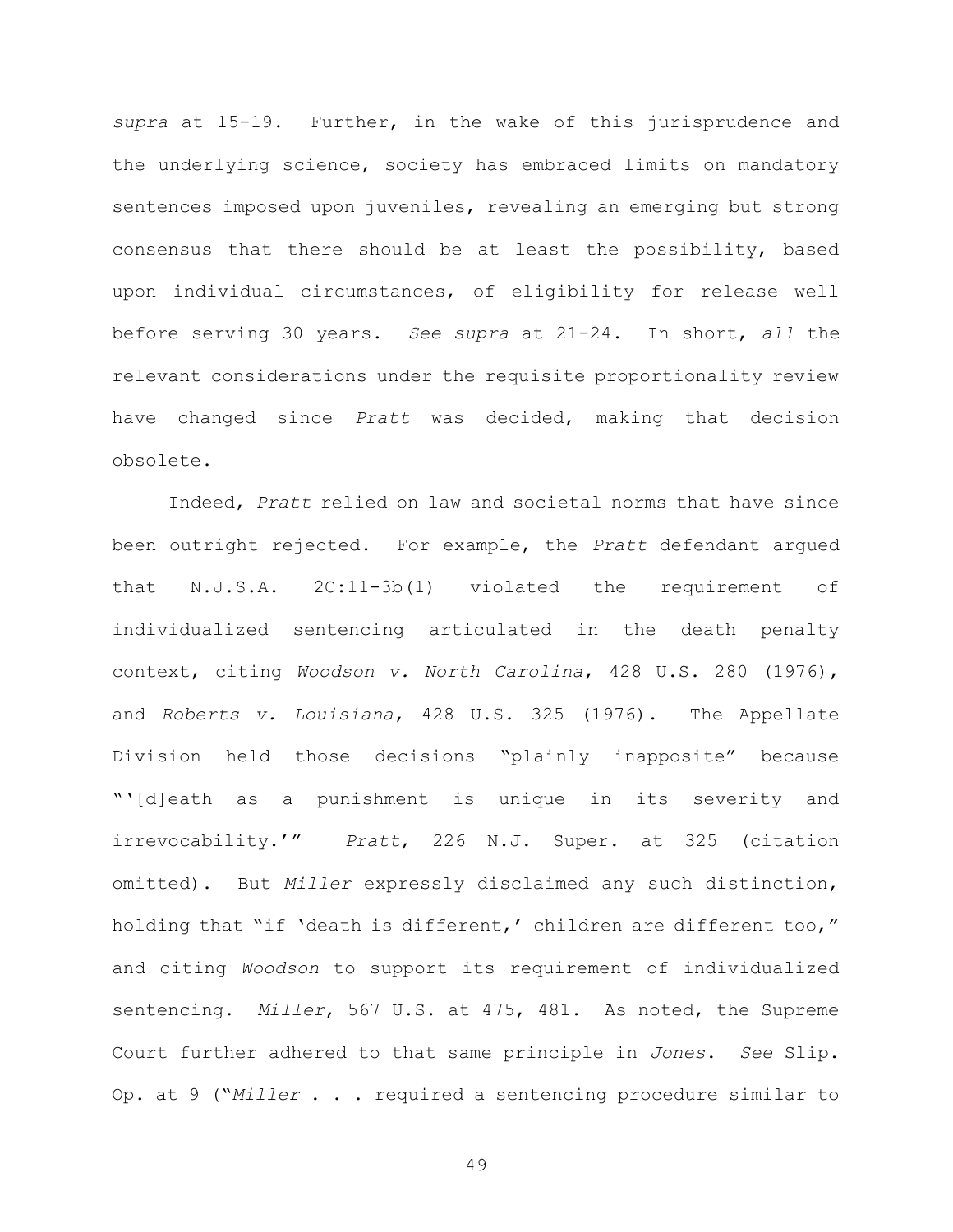*supra* at 15-19. Further, in the wake of this jurisprudence and the underlying science, society has embraced limits on mandatory sentences imposed upon juveniles, revealing an emerging but strong consensus that there should be at least the possibility, based upon individual circumstances, of eligibility for release well before serving 30 years. *See supra* at 21-24. In short, *all* the relevant considerations under the requisite proportionality review have changed since *Pratt* was decided, making that decision obsolete.

Indeed, *Pratt* relied on law and societal norms that have since been outright rejected. For example, the *Pratt* defendant argued that N.J.S.A. 2C:11-3b(1) violated the requirement of individualized sentencing articulated in the death penalty context, citing *Woodson v. North Carolina*, 428 U.S. 280 (1976), and *Roberts v. Louisiana*, 428 U.S. 325 (1976). The Appellate Division held those decisions "plainly inapposite" because "'[d]eath as a punishment is unique in its severity and irrevocability.'" *Pratt*, 226 N.J. Super. at 325 (citation omitted). But *Miller* expressly disclaimed any such distinction, holding that "if 'death is different,' children are different too," and citing *Woodson* to support its requirement of individualized sentencing. *Miller*, 567 U.S. at 475, 481. As noted, the Supreme Court further adhered to that same principle in *Jones*. *See* Slip. Op. at 9 ("*Miller* . . . required a sentencing procedure similar to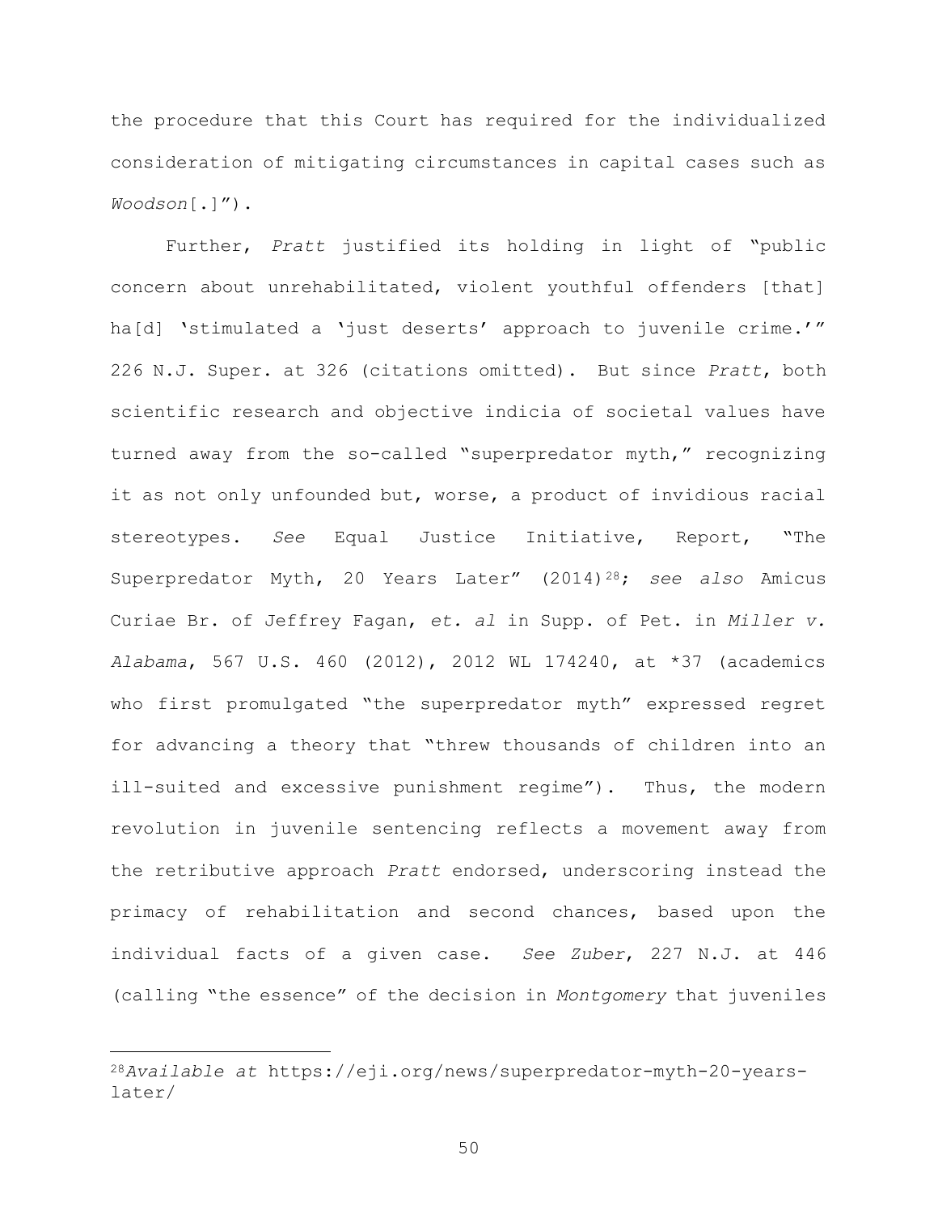the procedure that this Court has required for the individualized consideration of mitigating circumstances in capital cases such as *Woodson*[.]").

Further, *Pratt* justified its holding in light of "public concern about unrehabilitated, violent youthful offenders [that] ha[d] 'stimulated a 'just deserts' approach to juvenile crime.'" 226 N.J. Super. at 326 (citations omitted). But since *Pratt*, both scientific research and objective indicia of societal values have turned away from the so-called "superpredator myth," recognizing it as not only unfounded but, worse, a product of invidious racial stereotypes. *See* Equal Justice Initiative, Report, "The Superpredator Myth, 20 Years Later" (2014)[28]; *see also* Amicus Curiae Br. of Jeffrey Fagan, *et. al* in Supp. of Pet. in *Miller v. Alabama*, 567 U.S. 460 (2012), 2012 WL 174240, at *37 (academics who first promulgated "the superpredator myth" expressed regret for advancing a theory that "threw thousands of children into an ill-suited and excessive punishment regime"). Thus, the modern revolution in juvenile sentencing reflects a movement away from the retributive approach *Pratt* endorsed, underscoring instead the primacy of rehabilitation and second chances, based upon the individual facts of a given case. *See Zuber*, 227 N.J. at 446 (calling "the essence" of the decision in *Montgomery* that juveniles

---

[28]*Available at* https://eji.org/news/superpredator-myth-20-years-later/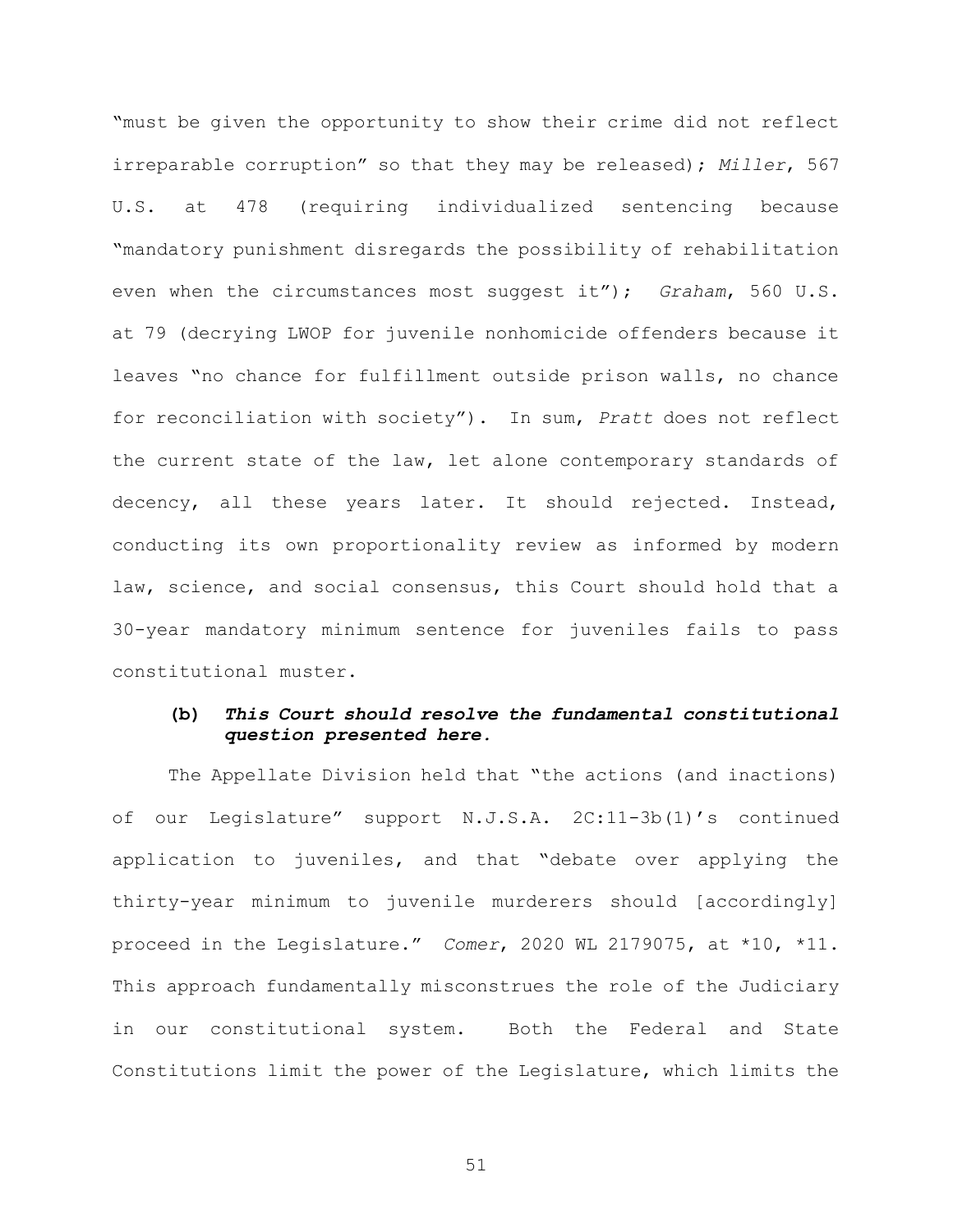"must be given the opportunity to show their crime did not reflect irreparable corruption" so that they may be released); *Miller*, 567 U.S. at 478 (requiring individualized sentencing because "mandatory punishment disregards the possibility of rehabilitation even when the circumstances most suggest it"); *Graham*, 560 U.S. at 79 (decrying LWOP for juvenile nonhomicide offenders because it leaves "no chance for fulfillment outside prison walls, no chance for reconciliation with society"). In sum, *Pratt* does not reflect the current state of the law, let alone contemporary standards of decency, all these years later. It should rejected. Instead, conducting its own proportionality review as informed by modern law, science, and social consensus, this Court should hold that a 30-year mandatory minimum sentence for juveniles fails to pass constitutional muster.

**(b)** ***This Court should resolve the fundamental constitutional question presented here.***

The Appellate Division held that "the actions (and inactions) of our Legislature" support N.J.S.A. 2C:11-3b(1)'s continued application to juveniles, and that "debate over applying the thirty-year minimum to juvenile murderers should [accordingly] proceed in the Legislature." *Comer*, 2020 WL 2179075, at *10, *11. This approach fundamentally misconstrues the role of the Judiciary in our constitutional system. Both the Federal and State Constitutions limit the power of the Legislature, which limits the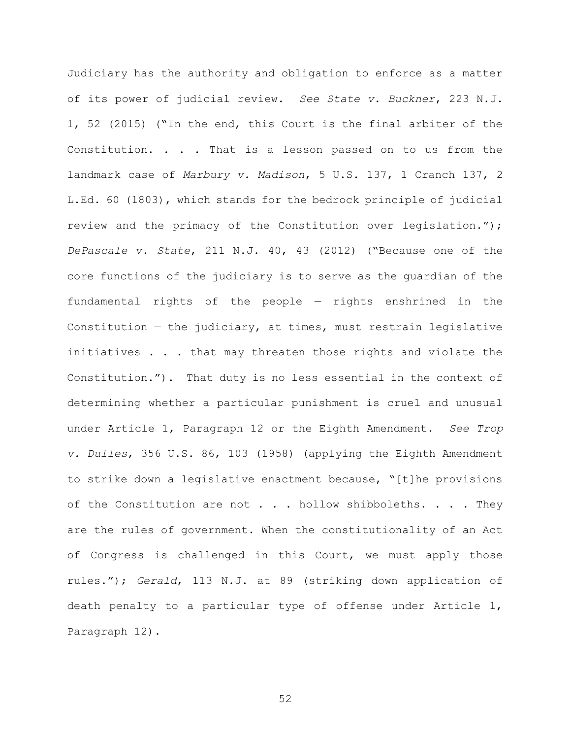Judiciary has the authority and obligation to enforce as a matter of its power of judicial review. *See State v. Buckner*, 223 N.J. 1, 52 (2015) ("In the end, this Court is the final arbiter of the Constitution. . . . That is a lesson passed on to us from the landmark case of *Marbury v. Madison*, 5 U.S. 137, 1 Cranch 137, 2 L.Ed. 60 (1803), which stands for the bedrock principle of judicial review and the primacy of the Constitution over legislation."); *DePascale v. State*, 211 N.J. 40, 43 (2012) ("Because one of the core functions of the judiciary is to serve as the guardian of the fundamental rights of the people — rights enshrined in the Constitution — the judiciary, at times, must restrain legislative initiatives . . . that may threaten those rights and violate the Constitution."). That duty is no less essential in the context of determining whether a particular punishment is cruel and unusual under Article 1, Paragraph 12 or the Eighth Amendment. *See Trop v. Dulles*, 356 U.S. 86, 103 (1958) (applying the Eighth Amendment to strike down a legislative enactment because, "[t]he provisions of the Constitution are not . . . hollow shibboleths. . . . They are the rules of government. When the constitutionality of an Act of Congress is challenged in this Court, we must apply those rules."); *Gerald*, 113 N.J. at 89 (striking down application of death penalty to a particular type of offense under Article 1, Paragraph 12).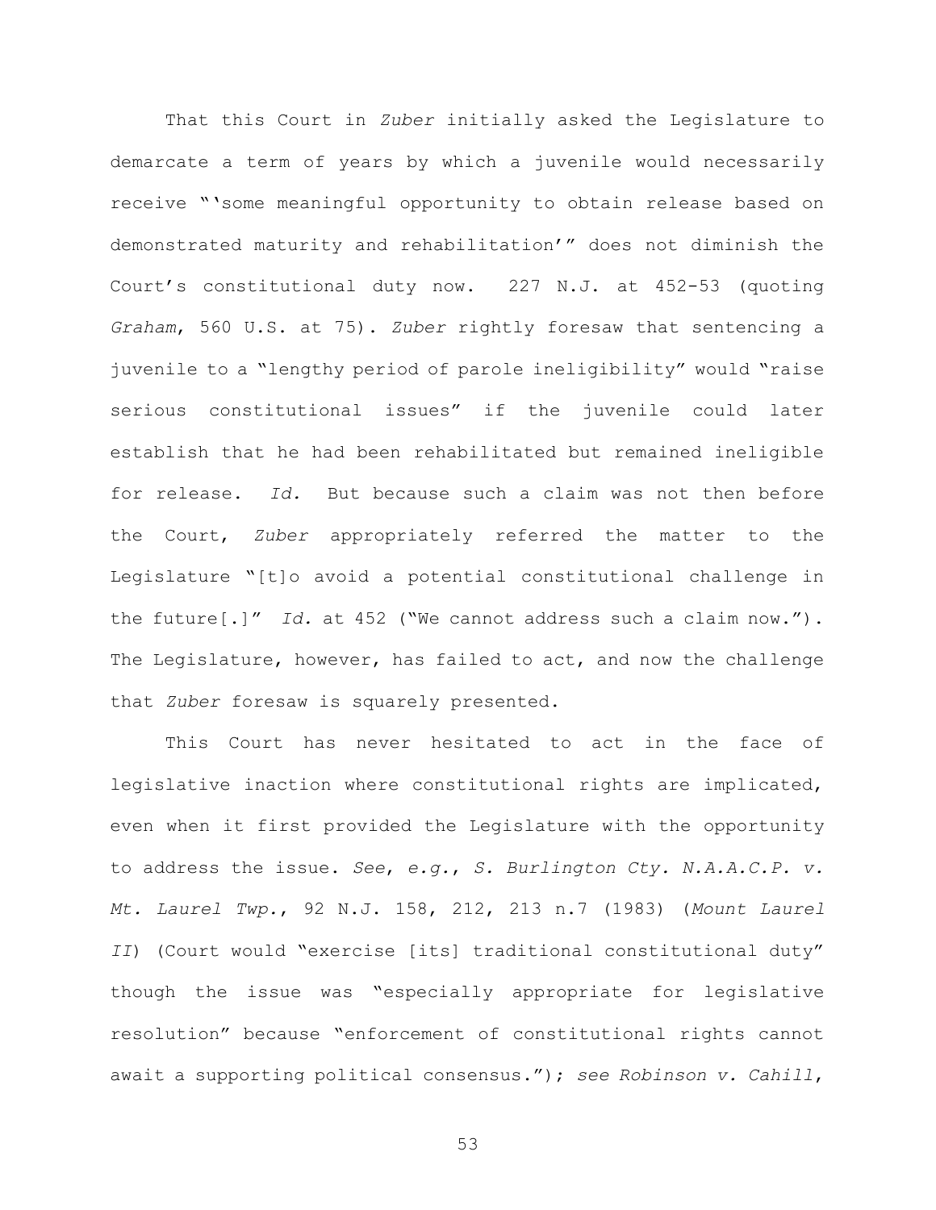That this Court in *Zuber* initially asked the Legislature to demarcate a term of years by which a juvenile would necessarily receive "'some meaningful opportunity to obtain release based on demonstrated maturity and rehabilitation'" does not diminish the Court's constitutional duty now. 227 N.J. at 452-53 (quoting *Graham*, 560 U.S. at 75). *Zuber* rightly foresaw that sentencing a juvenile to a "lengthy period of parole ineligibility" would "raise serious constitutional issues" if the juvenile could later establish that he had been rehabilitated but remained ineligible for release. *Id.* But because such a claim was not then before the Court, *Zuber* appropriately referred the matter to the Legislature "[t]o avoid a potential constitutional challenge in the future[.]" *Id.* at 452 ("We cannot address such a claim now."). The Legislature, however, has failed to act, and now the challenge that *Zuber* foresaw is squarely presented.

This Court has never hesitated to act in the face of legislative inaction where constitutional rights are implicated, even when it first provided the Legislature with the opportunity to address the issue. *See*, *e.g.*, *S. Burlington Cty. N.A.A.C.P. v. Mt. Laurel Twp.*, 92 N.J. 158, 212, 213 n.7 (1983) (*Mount Laurel II*) (Court would "exercise [its] traditional constitutional duty" though the issue was "especially appropriate for legislative resolution" because "enforcement of constitutional rights cannot await a supporting political consensus."); *see Robinson v. Cahill*,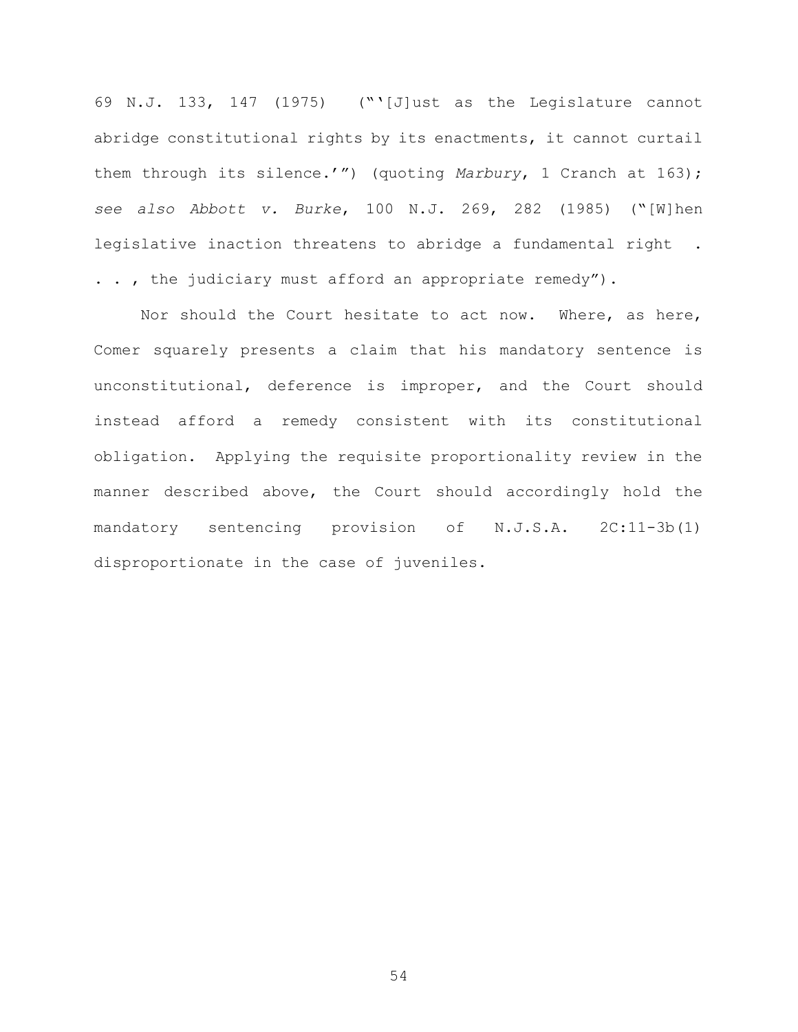69 N.J. 133, 147 (1975) ("'[J]ust as the Legislature cannot abridge constitutional rights by its enactments, it cannot curtail them through its silence.'") (quoting *Marbury*, 1 Cranch at 163); *see also Abbott v. Burke*, 100 N.J. 269, 282 (1985) ("[W]hen legislative inaction threatens to abridge a fundamental right . . . , the judiciary must afford an appropriate remedy").

Nor should the Court hesitate to act now. Where, as here, Comer squarely presents a claim that his mandatory sentence is unconstitutional, deference is improper, and the Court should instead afford a remedy consistent with its constitutional obligation. Applying the requisite proportionality review in the manner described above, the Court should accordingly hold the mandatory sentencing provision of N.J.S.A. 2C:11-3b(1) disproportionate in the case of juveniles.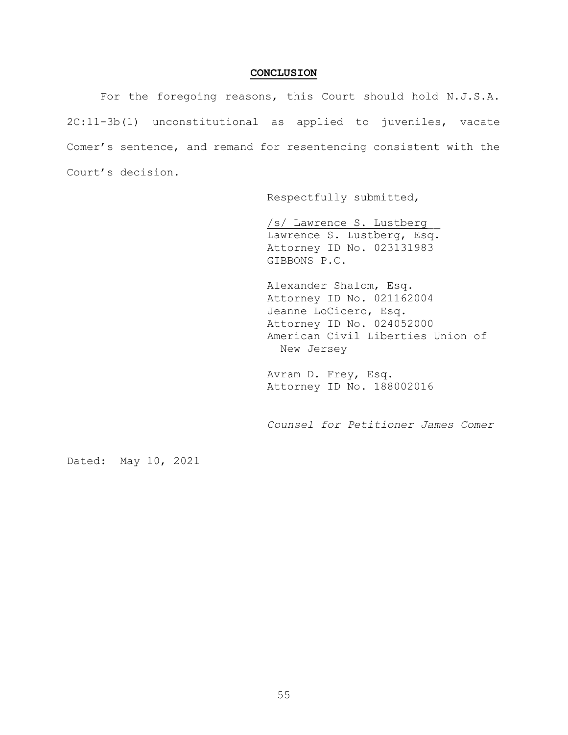## CONCLUSION

For the foregoing reasons, this Court should hold N.J.S.A. 2C:11-3b(1) unconstitutional as applied to juveniles, vacate Comer's sentence, and remand for resentencing consistent with the Court's decision.

Respectfully submitted,

/s/ Lawrence S. Lustberg
Lawrence S. Lustberg, Esq.
Attorney ID No. 023131983
GIBBONS P.C.

Alexander Shalom, Esq.
Attorney ID No. 021162004
Jeanne LoCicero, Esq.
Attorney ID No. 024052000
American Civil Liberties Union of New Jersey

Avram D. Frey, Esq.
Attorney ID No. 188002016

*Counsel for Petitioner James Comer*

Dated: May 10, 2021